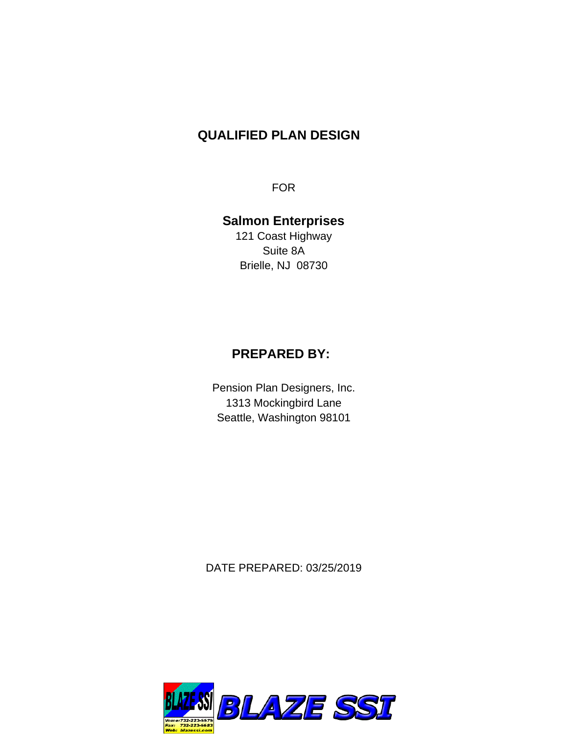# QUALIFIED PLAN DESIGN

FOR

**Salmon Enterprises**

121 Coast Highway
Suite 8A
Brielle, NJ 08730

## PREPARED BY:

Pension Plan Designers, Inc.
1313 Mockingbird Lane
Seattle, Washington 98101

DATE PREPARED: 03/25/2019

BLAZE SSI
Voice: 732-223-5575
Fax: 732-223-6683
Web: blazessi.com

BLAZE SSI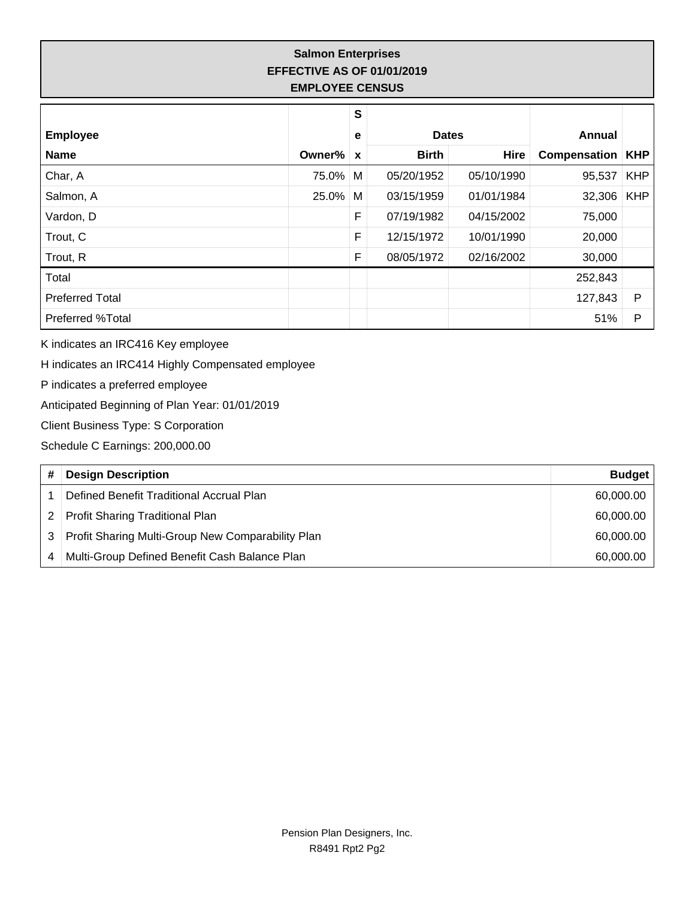**Salmon Enterprises**
**EFFECTIVE AS OF 01/01/2019**
**EMPLOYEE CENSUS**

| Employee Name | Owner% | Sex | Dates Birth | Dates Hire | Annual Compensation | KHP |
|---|---|---|---|---|---|---|
| Char, A | 75.0% | M | 05/20/1952 | 05/10/1990 | 95,537 | KHP |
| Salmon, A | 25.0% | M | 03/15/1959 | 01/01/1984 | 32,306 | KHP |
| Vardon, D | | F | 07/19/1982 | 04/15/2002 | 75,000 | |
| Trout, C | | F | 12/15/1972 | 10/01/1990 | 20,000 | |
| Trout, R | | F | 08/05/1972 | 02/16/2002 | 30,000 | |
| Total | | | | | 252,843 | |
| Preferred Total | | | | | 127,843 | P |
| Preferred %Total | | | | | 51% | P |

K indicates an IRC416 Key employee

H indicates an IRC414 Highly Compensated employee

P indicates a preferred employee

Anticipated Beginning of Plan Year: 01/01/2019

Client Business Type: S Corporation

Schedule C Earnings: 200,000.00

| # | Design Description | Budget |
|---|---|---|
| 1 | Defined Benefit Traditional Accrual Plan | 60,000.00 |
| 2 | Profit Sharing Traditional Plan | 60,000.00 |
| 3 | Profit Sharing Multi-Group New Comparability Plan | 60,000.00 |
| 4 | Multi-Group Defined Benefit Cash Balance Plan | 60,000.00 |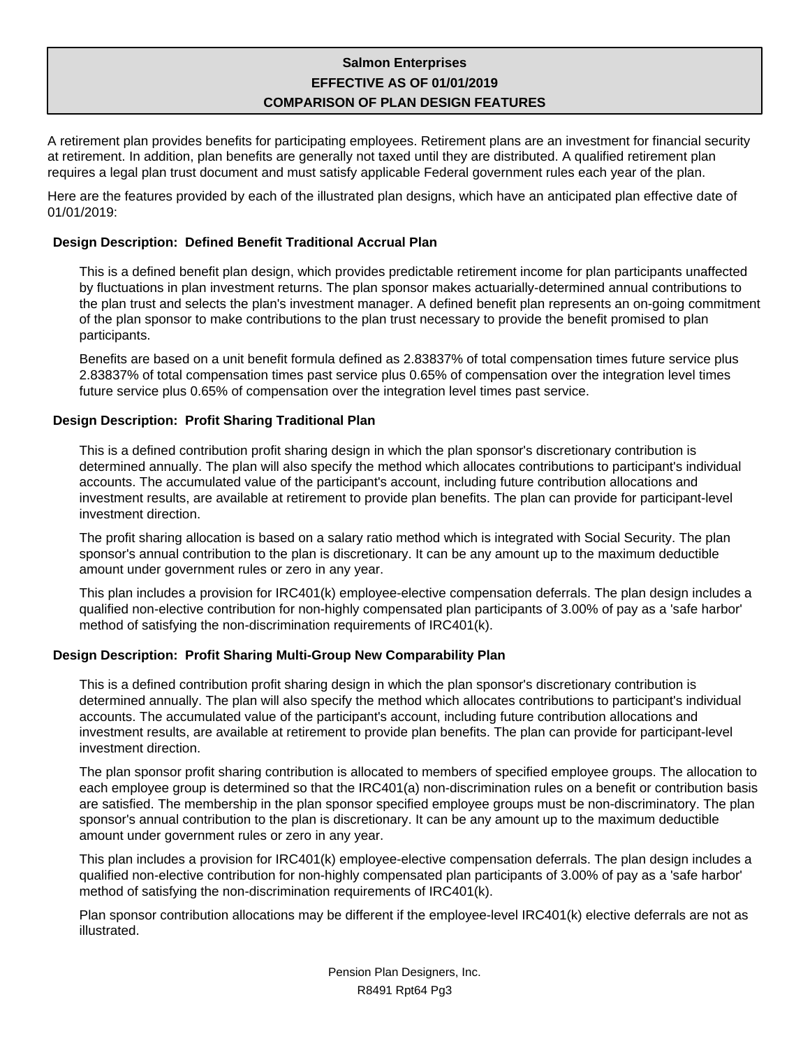# Salmon Enterprises
## EFFECTIVE AS OF 01/01/2019
## COMPARISON OF PLAN DESIGN FEATURES

A retirement plan provides benefits for participating employees. Retirement plans are an investment for financial security at retirement. In addition, plan benefits are generally not taxed until they are distributed. A qualified retirement plan requires a legal plan trust document and must satisfy applicable Federal government rules each year of the plan.

Here are the features provided by each of the illustrated plan designs, which have an anticipated plan effective date of 01/01/2019:

### Design Description: Defined Benefit Traditional Accrual Plan

This is a defined benefit plan design, which provides predictable retirement income for plan participants unaffected by fluctuations in plan investment returns. The plan sponsor makes actuarially-determined annual contributions to the plan trust and selects the plan's investment manager. A defined benefit plan represents an on-going commitment of the plan sponsor to make contributions to the plan trust necessary to provide the benefit promised to plan participants.

Benefits are based on a unit benefit formula defined as 2.83837% of total compensation times future service plus 2.83837% of total compensation times past service plus 0.65% of compensation over the integration level times future service plus 0.65% of compensation over the integration level times past service.

### Design Description: Profit Sharing Traditional Plan

This is a defined contribution profit sharing design in which the plan sponsor's discretionary contribution is determined annually. The plan will also specify the method which allocates contributions to participant's individual accounts. The accumulated value of the participant's account, including future contribution allocations and investment results, are available at retirement to provide plan benefits. The plan can provide for participant-level investment direction.

The profit sharing allocation is based on a salary ratio method which is integrated with Social Security. The plan sponsor's annual contribution to the plan is discretionary. It can be any amount up to the maximum deductible amount under government rules or zero in any year.

This plan includes a provision for IRC401(k) employee-elective compensation deferrals. The plan design includes a qualified non-elective contribution for non-highly compensated plan participants of 3.00% of pay as a 'safe harbor' method of satisfying the non-discrimination requirements of IRC401(k).

### Design Description: Profit Sharing Multi-Group New Comparability Plan

This is a defined contribution profit sharing design in which the plan sponsor's discretionary contribution is determined annually. The plan will also specify the method which allocates contributions to participant's individual accounts. The accumulated value of the participant's account, including future contribution allocations and investment results, are available at retirement to provide plan benefits. The plan can provide for participant-level investment direction.

The plan sponsor profit sharing contribution is allocated to members of specified employee groups. The allocation to each employee group is determined so that the IRC401(a) non-discrimination rules on a benefit or contribution basis are satisfied. The membership in the plan sponsor specified employee groups must be non-discriminatory. The plan sponsor's annual contribution to the plan is discretionary. It can be any amount up to the maximum deductible amount under government rules or zero in any year.

This plan includes a provision for IRC401(k) employee-elective compensation deferrals. The plan design includes a qualified non-elective contribution for non-highly compensated plan participants of 3.00% of pay as a 'safe harbor' method of satisfying the non-discrimination requirements of IRC401(k).

Plan sponsor contribution allocations may be different if the employee-level IRC401(k) elective deferrals are not as illustrated.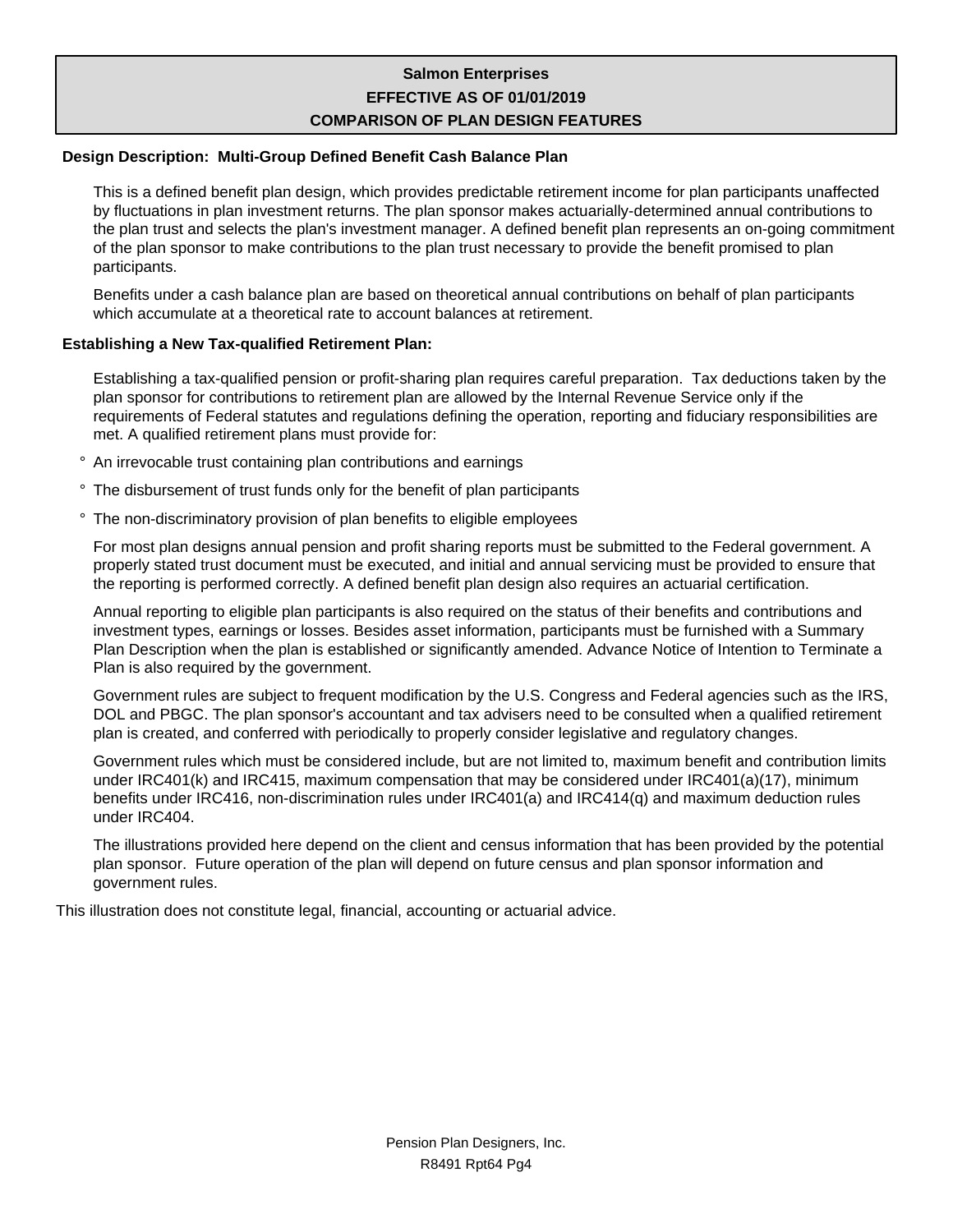## Salmon Enterprises
### EFFECTIVE AS OF 01/01/2019
### COMPARISON OF PLAN DESIGN FEATURES

**Design Description: Multi-Group Defined Benefit Cash Balance Plan**

This is a defined benefit plan design, which provides predictable retirement income for plan participants unaffected by fluctuations in plan investment returns. The plan sponsor makes actuarially-determined annual contributions to the plan trust and selects the plan's investment manager. A defined benefit plan represents an on-going commitment of the plan sponsor to make contributions to the plan trust necessary to provide the benefit promised to plan participants.

Benefits under a cash balance plan are based on theoretical annual contributions on behalf of plan participants which accumulate at a theoretical rate to account balances at retirement.

**Establishing a New Tax-qualified Retirement Plan:**

Establishing a tax-qualified pension or profit-sharing plan requires careful preparation. Tax deductions taken by the plan sponsor for contributions to retirement plan are allowed by the Internal Revenue Service only if the requirements of Federal statutes and regulations defining the operation, reporting and fiduciary responsibilities are met. A qualified retirement plans must provide for:

- An irrevocable trust containing plan contributions and earnings
- The disbursement of trust funds only for the benefit of plan participants
- The non-discriminatory provision of plan benefits to eligible employees

For most plan designs annual pension and profit sharing reports must be submitted to the Federal government. A properly stated trust document must be executed, and initial and annual servicing must be provided to ensure that the reporting is performed correctly. A defined benefit plan design also requires an actuarial certification.

Annual reporting to eligible plan participants is also required on the status of their benefits and contributions and investment types, earnings or losses. Besides asset information, participants must be furnished with a Summary Plan Description when the plan is established or significantly amended. Advance Notice of Intention to Terminate a Plan is also required by the government.

Government rules are subject to frequent modification by the U.S. Congress and Federal agencies such as the IRS, DOL and PBGC. The plan sponsor's accountant and tax advisers need to be consulted when a qualified retirement plan is created, and conferred with periodically to properly consider legislative and regulatory changes.

Government rules which must be considered include, but are not limited to, maximum benefit and contribution limits under IRC401(k) and IRC415, maximum compensation that may be considered under IRC401(a)(17), minimum benefits under IRC416, non-discrimination rules under IRC401(a) and IRC414(q) and maximum deduction rules under IRC404.

The illustrations provided here depend on the client and census information that has been provided by the potential plan sponsor. Future operation of the plan will depend on future census and plan sponsor information and government rules.

This illustration does not constitute legal, financial, accounting or actuarial advice.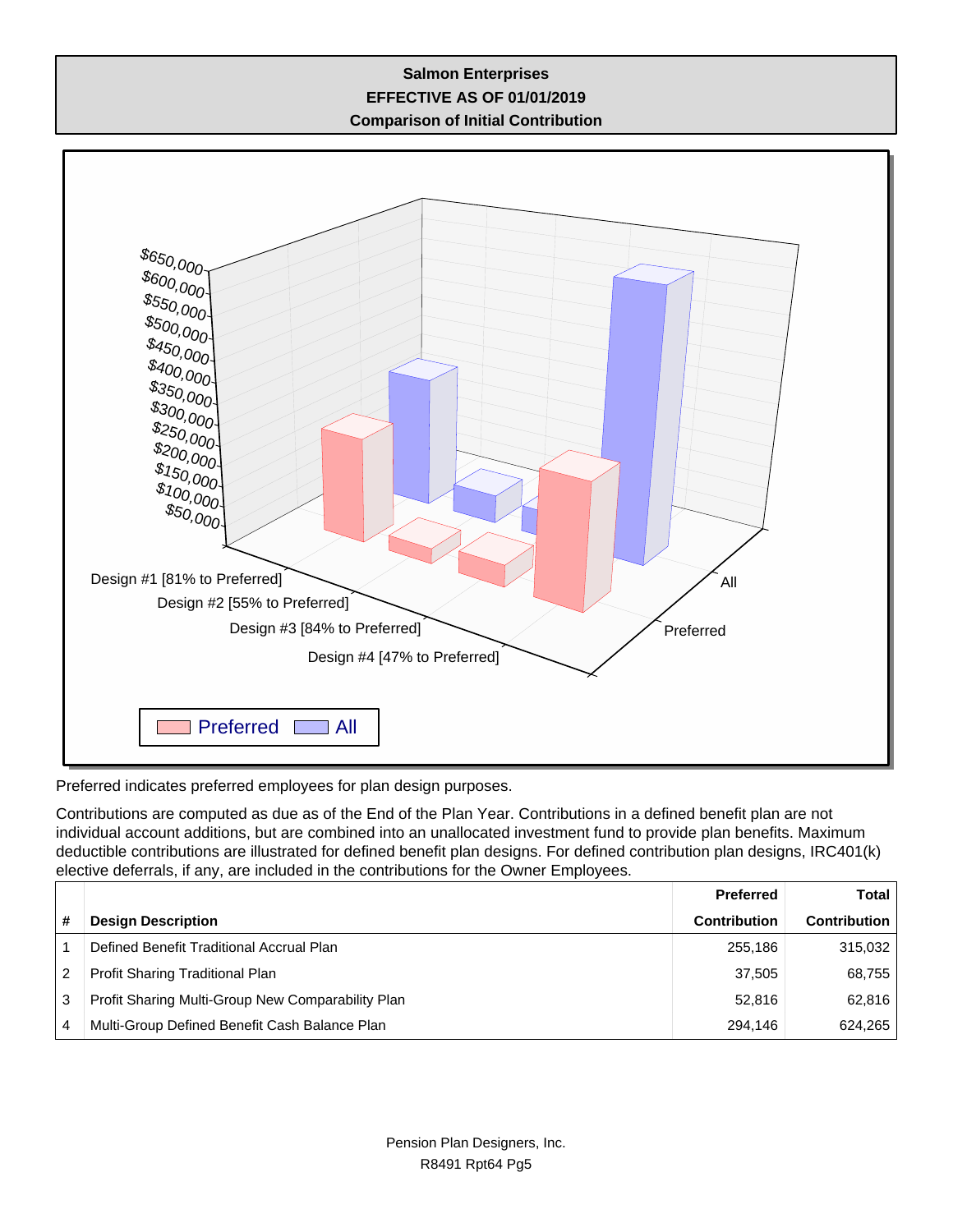**Salmon Enterprises**
**EFFECTIVE AS OF 01/01/2019**
**Comparison of Initial Contribution**

Preferred indicates preferred employees for plan design purposes.

Contributions are computed as due as of the End of the Plan Year. Contributions in a defined benefit plan are not individual account additions, but are combined into an unallocated investment fund to provide plan benefits. Maximum deductible contributions are illustrated for defined benefit plan designs. For defined contribution plan designs, IRC401(k) elective deferrals, if any, are included in the contributions for the Owner Employees.

| # | Design Description | Preferred Contribution | Total Contribution |
|---|---|---|---|
| 1 | Defined Benefit Traditional Accrual Plan | 255,186 | 315,032 |
| 2 | Profit Sharing Traditional Plan | 37,505 | 68,755 |
| 3 | Profit Sharing Multi-Group New Comparability Plan | 52,816 | 62,816 |
| 4 | Multi-Group Defined Benefit Cash Balance Plan | 294,146 | 624,265 |

Pension Plan Designers, Inc.
R8491 Rpt64 Pg5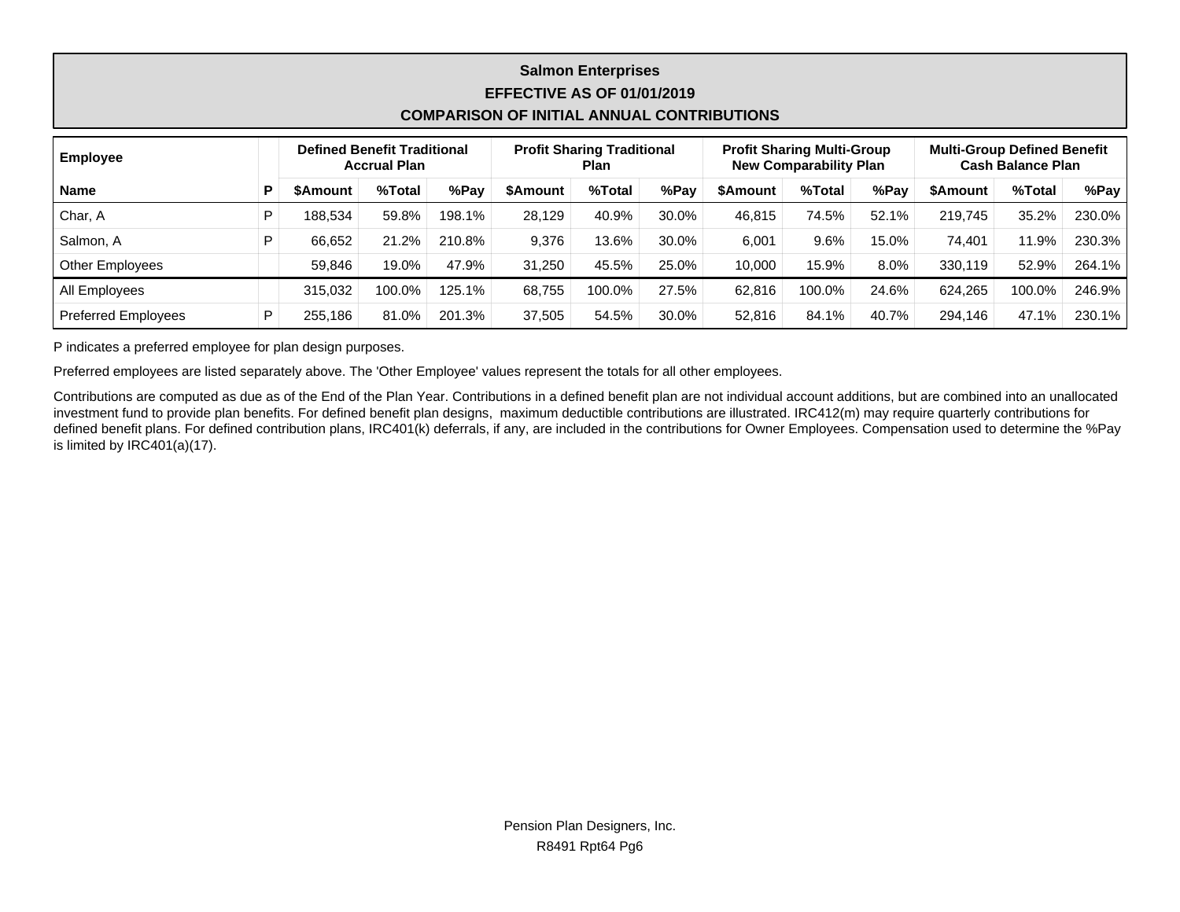# Salmon Enterprises

## EFFECTIVE AS OF 01/01/2019

## COMPARISON OF INITIAL ANNUAL CONTRIBUTIONS

| Employee | | Defined Benefit Traditional Accrual Plan | | | Profit Sharing Traditional Plan | | | Profit Sharing Multi-Group New Comparability Plan | | | Multi-Group Defined Benefit Cash Balance Plan | | |
|---|---|---|---|---|---|---|---|---|---|---|---|---|---|
| **Name** | **P** | **$Amount** | **%Total** | **%Pay** | **$Amount** | **%Total** | **%Pay** | **$Amount** | **%Total** | **%Pay** | **$Amount** | **%Total** | **%Pay** |
| Char, A | P | 188,534 | 59.8% | 198.1% | 28,129 | 40.9% | 30.0% | 46,815 | 74.5% | 52.1% | 219,745 | 35.2% | 230.0% |
| Salmon, A | P | 66,652 | 21.2% | 210.8% | 9,376 | 13.6% | 30.0% | 6,001 | 9.6% | 15.0% | 74,401 | 11.9% | 230.3% |
| Other Employees | | 59,846 | 19.0% | 47.9% | 31,250 | 45.5% | 25.0% | 10,000 | 15.9% | 8.0% | 330,119 | 52.9% | 264.1% |
| All Employees | | 315,032 | 100.0% | 125.1% | 68,755 | 100.0% | 27.5% | 62,816 | 100.0% | 24.6% | 624,265 | 100.0% | 246.9% |
| Preferred Employees | P | 255,186 | 81.0% | 201.3% | 37,505 | 54.5% | 30.0% | 52,816 | 84.1% | 40.7% | 294,146 | 47.1% | 230.1% |

P indicates a preferred employee for plan design purposes.

Preferred employees are listed separately above. The 'Other Employee' values represent the totals for all other employees.

Contributions are computed as due as of the End of the Plan Year. Contributions in a defined benefit plan are not individual account additions, but are combined into an unallocated investment fund to provide plan benefits. For defined benefit plan designs, maximum deductible contributions are illustrated. IRC412(m) may require quarterly contributions for defined benefit plans. For defined contribution plans, IRC401(k) deferrals, if any, are included in the contributions for Owner Employees. Compensation used to determine the %Pay is limited by IRC401(a)(17).

Pension Plan Designers, Inc.
R8491 Rpt64 Pg6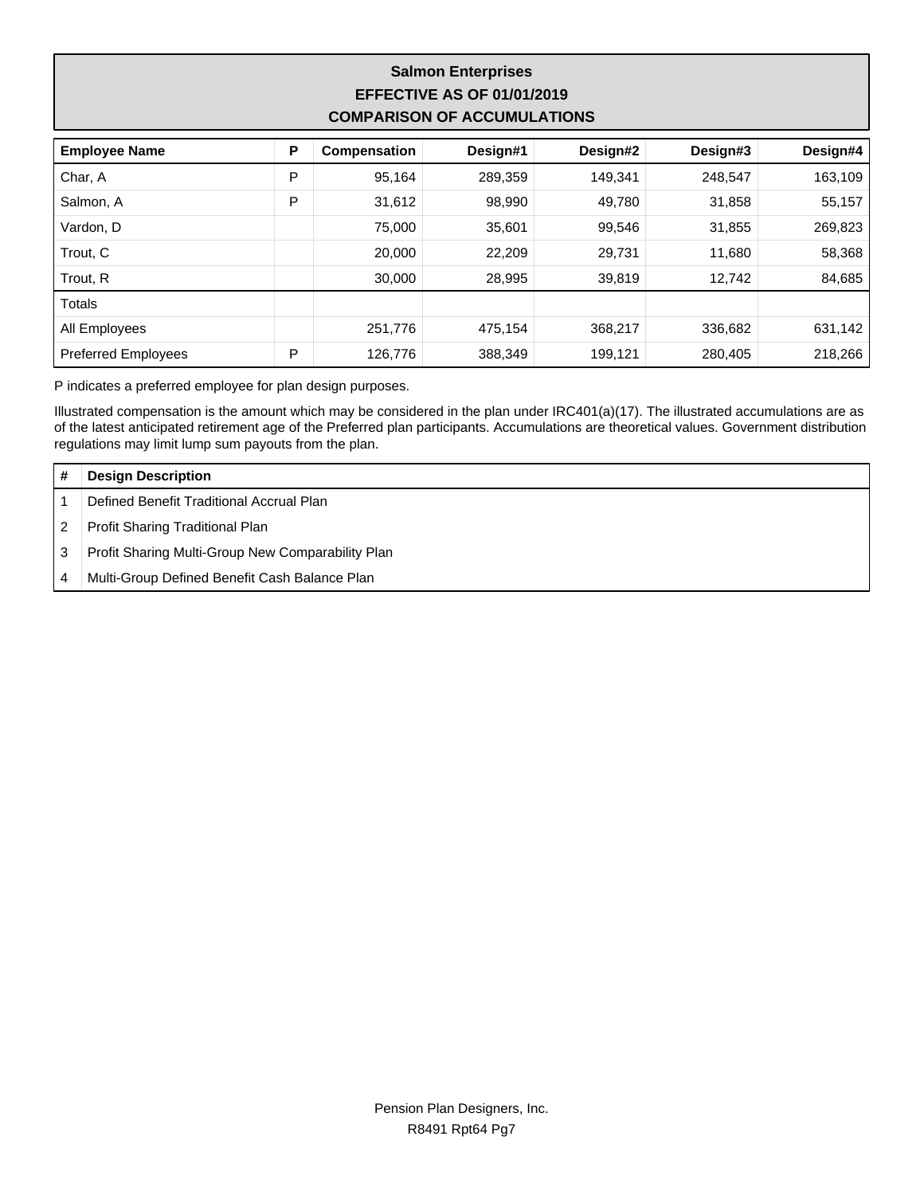# Salmon Enterprises
## EFFECTIVE AS OF 01/01/2019
## COMPARISON OF ACCUMULATIONS

| Employee Name | P | Compensation | Design#1 | Design#2 | Design#3 | Design#4 |
|---|---|---|---|---|---|---|
| Char, A | P | 95,164 | 289,359 | 149,341 | 248,547 | 163,109 |
| Salmon, A | P | 31,612 | 98,990 | 49,780 | 31,858 | 55,157 |
| Vardon, D | | 75,000 | 35,601 | 99,546 | 31,855 | 269,823 |
| Trout, C | | 20,000 | 22,209 | 29,731 | 11,680 | 58,368 |
| Trout, R | | 30,000 | 28,995 | 39,819 | 12,742 | 84,685 |
| Totals | | | | | | |
| All Employees | | 251,776 | 475,154 | 368,217 | 336,682 | 631,142 |
| Preferred Employees | P | 126,776 | 388,349 | 199,121 | 280,405 | 218,266 |

P indicates a preferred employee for plan design purposes.

Illustrated compensation is the amount which may be considered in the plan under IRC401(a)(17). The illustrated accumulations are as of the latest anticipated retirement age of the Preferred plan participants. Accumulations are theoretical values. Government distribution regulations may limit lump sum payouts from the plan.

| # | Design Description |
|---|---|
| 1 | Defined Benefit Traditional Accrual Plan |
| 2 | Profit Sharing Traditional Plan |
| 3 | Profit Sharing Multi-Group New Comparability Plan |
| 4 | Multi-Group Defined Benefit Cash Balance Plan |

Pension Plan Designers, Inc.
R8491 Rpt64 Pg7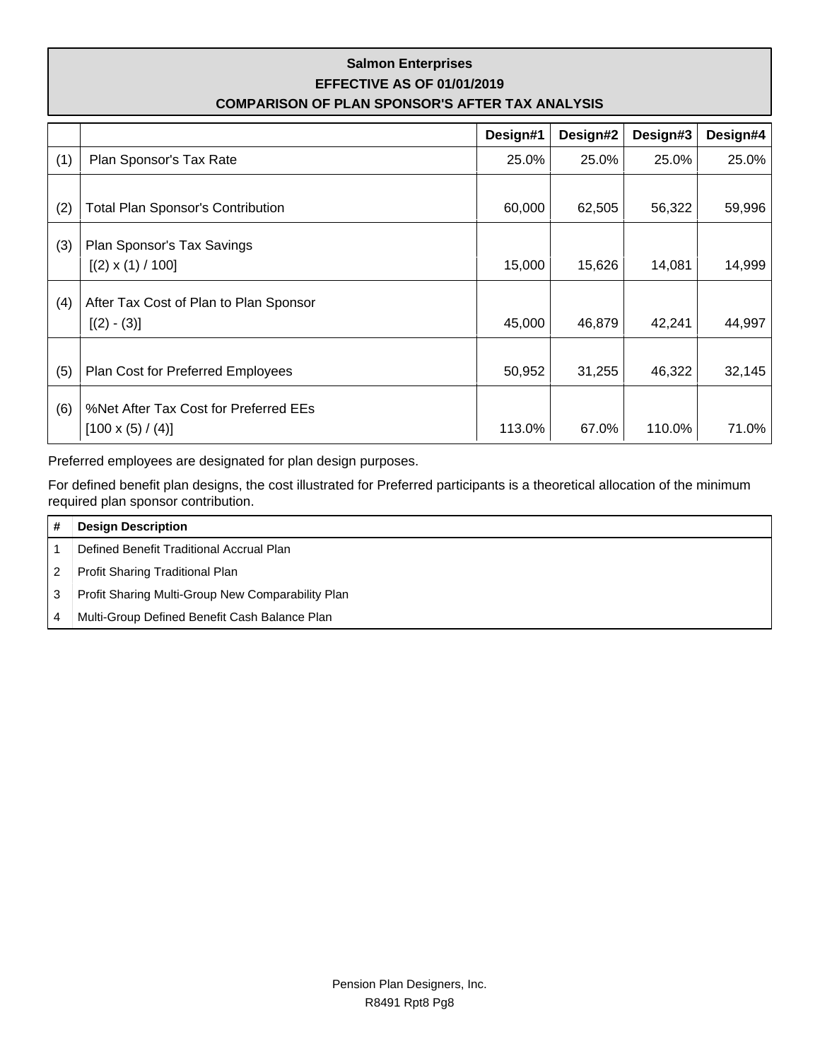**Salmon Enterprises**
**EFFECTIVE AS OF 01/01/2019**
**COMPARISON OF PLAN SPONSOR'S AFTER TAX ANALYSIS**

| | | Design#1 | Design#2 | Design#3 | Design#4 |
|---|---|---|---|---|---|
| (1) | Plan Sponsor's Tax Rate | 25.0% | 25.0% | 25.0% | 25.0% |
| (2) | Total Plan Sponsor's Contribution | 60,000 | 62,505 | 56,322 | 59,996 |
| (3) | Plan Sponsor's Tax Savings [(2) x (1) / 100] | 15,000 | 15,626 | 14,081 | 14,999 |
| (4) | After Tax Cost of Plan to Plan Sponsor [(2) - (3)] | 45,000 | 46,879 | 42,241 | 44,997 |
| (5) | Plan Cost for Preferred Employees | 50,952 | 31,255 | 46,322 | 32,145 |
| (6) | %Net After Tax Cost for Preferred EEs [100 x (5) / (4)] | 113.0% | 67.0% | 110.0% | 71.0% |

Preferred employees are designated for plan design purposes.

For defined benefit plan designs, the cost illustrated for Preferred participants is a theoretical allocation of the minimum required plan sponsor contribution.

| # | Design Description |
|---|---|
| 1 | Defined Benefit Traditional Accrual Plan |
| 2 | Profit Sharing Traditional Plan |
| 3 | Profit Sharing Multi-Group New Comparability Plan |
| 4 | Multi-Group Defined Benefit Cash Balance Plan |

Pension Plan Designers, Inc.
R8491 Rpt8 Pg8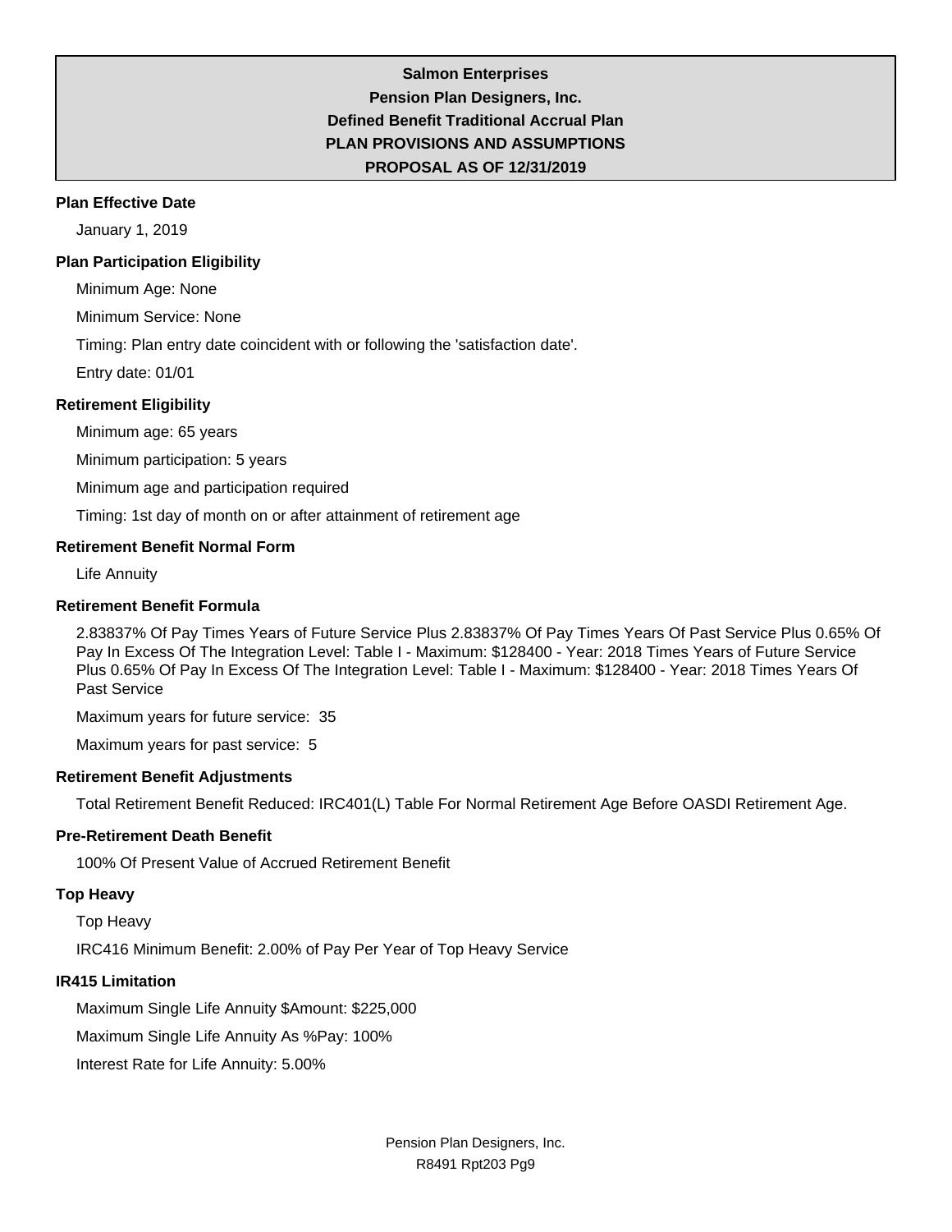# Salmon Enterprises

## Pension Plan Designers, Inc.

## Defined Benefit Traditional Accrual Plan

## PLAN PROVISIONS AND ASSUMPTIONS

## PROPOSAL AS OF 12/31/2019

### Plan Effective Date

January 1, 2019

### Plan Participation Eligibility

Minimum Age: None

Minimum Service: None

Timing: Plan entry date coincident with or following the 'satisfaction date'.

Entry date: 01/01

### Retirement Eligibility

Minimum age: 65 years

Minimum participation: 5 years

Minimum age and participation required

Timing: 1st day of month on or after attainment of retirement age

### Retirement Benefit Normal Form

Life Annuity

### Retirement Benefit Formula

2.83837% Of Pay Times Years of Future Service Plus 2.83837% Of Pay Times Years Of Past Service Plus 0.65% Of Pay In Excess Of The Integration Level: Table I - Maximum: $128400 - Year: 2018 Times Years of Future Service Plus 0.65% Of Pay In Excess Of The Integration Level: Table I - Maximum: $128400 - Year: 2018 Times Years Of Past Service

Maximum years for future service: 35

Maximum years for past service: 5

### Retirement Benefit Adjustments

Total Retirement Benefit Reduced: IRC401(L) Table For Normal Retirement Age Before OASDI Retirement Age.

### Pre-Retirement Death Benefit

100% Of Present Value of Accrued Retirement Benefit

### Top Heavy

Top Heavy

IRC416 Minimum Benefit: 2.00% of Pay Per Year of Top Heavy Service

### IR415 Limitation

Maximum Single Life Annuity $Amount: $225,000

Maximum Single Life Annuity As %Pay: 100%

Interest Rate for Life Annuity: 5.00%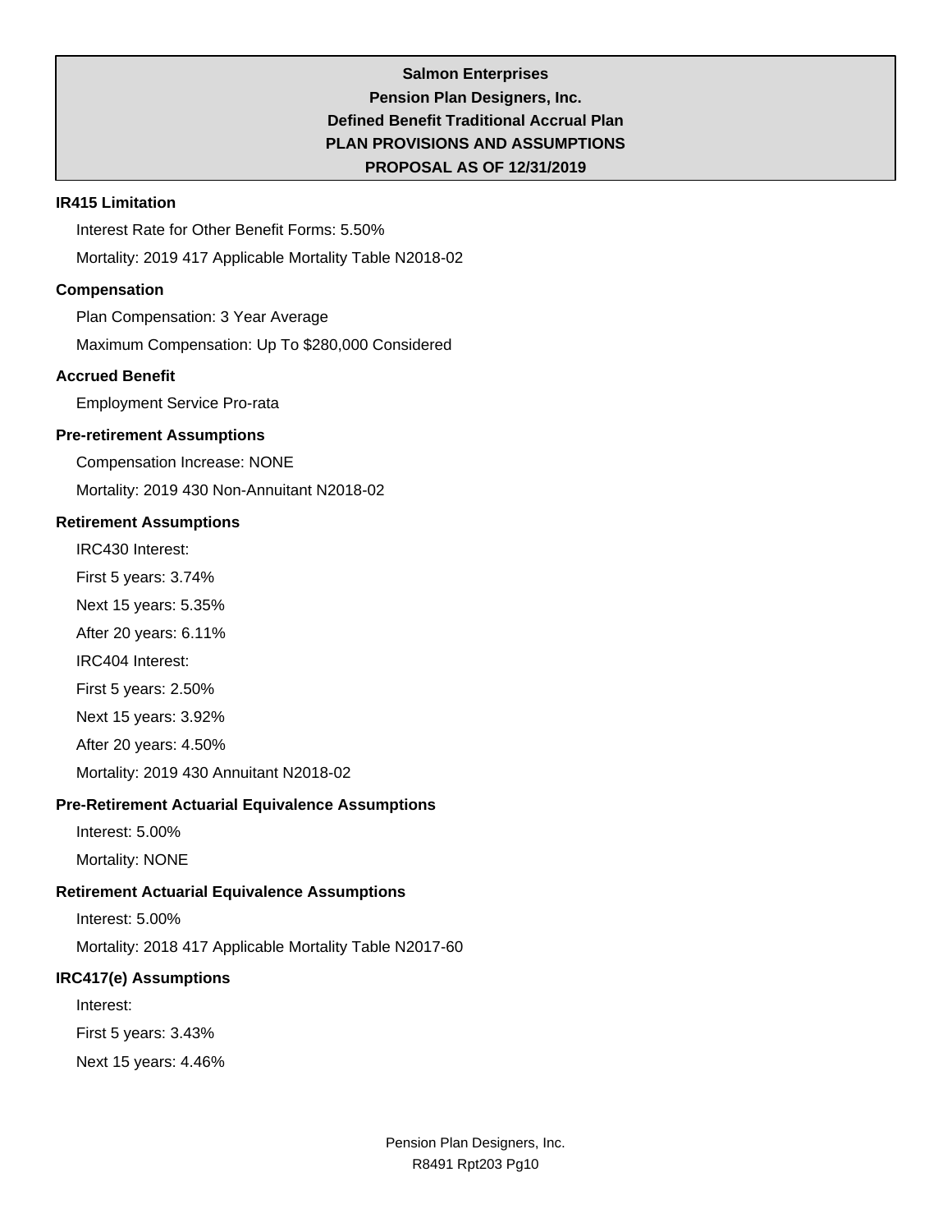**Salmon Enterprises**
**Pension Plan Designers, Inc.**
**Defined Benefit Traditional Accrual Plan**
**PLAN PROVISIONS AND ASSUMPTIONS**
**PROPOSAL AS OF 12/31/2019**

### IR415 Limitation

Interest Rate for Other Benefit Forms: 5.50%

Mortality: 2019 417 Applicable Mortality Table N2018-02

### Compensation

Plan Compensation: 3 Year Average

Maximum Compensation: Up To $280,000 Considered

### Accrued Benefit

Employment Service Pro-rata

### Pre-retirement Assumptions

Compensation Increase: NONE

Mortality: 2019 430 Non-Annuitant N2018-02

### Retirement Assumptions

IRC430 Interest:

First 5 years: 3.74%

Next 15 years: 5.35%

After 20 years: 6.11%

IRC404 Interest:

First 5 years: 2.50%

Next 15 years: 3.92%

After 20 years: 4.50%

Mortality: 2019 430 Annuitant N2018-02

### Pre-Retirement Actuarial Equivalence Assumptions

Interest: 5.00%

Mortality: NONE

### Retirement Actuarial Equivalence Assumptions

Interest: 5.00%

Mortality: 2018 417 Applicable Mortality Table N2017-60

### IRC417(e) Assumptions

Interest:

First 5 years: 3.43%

Next 15 years: 4.46%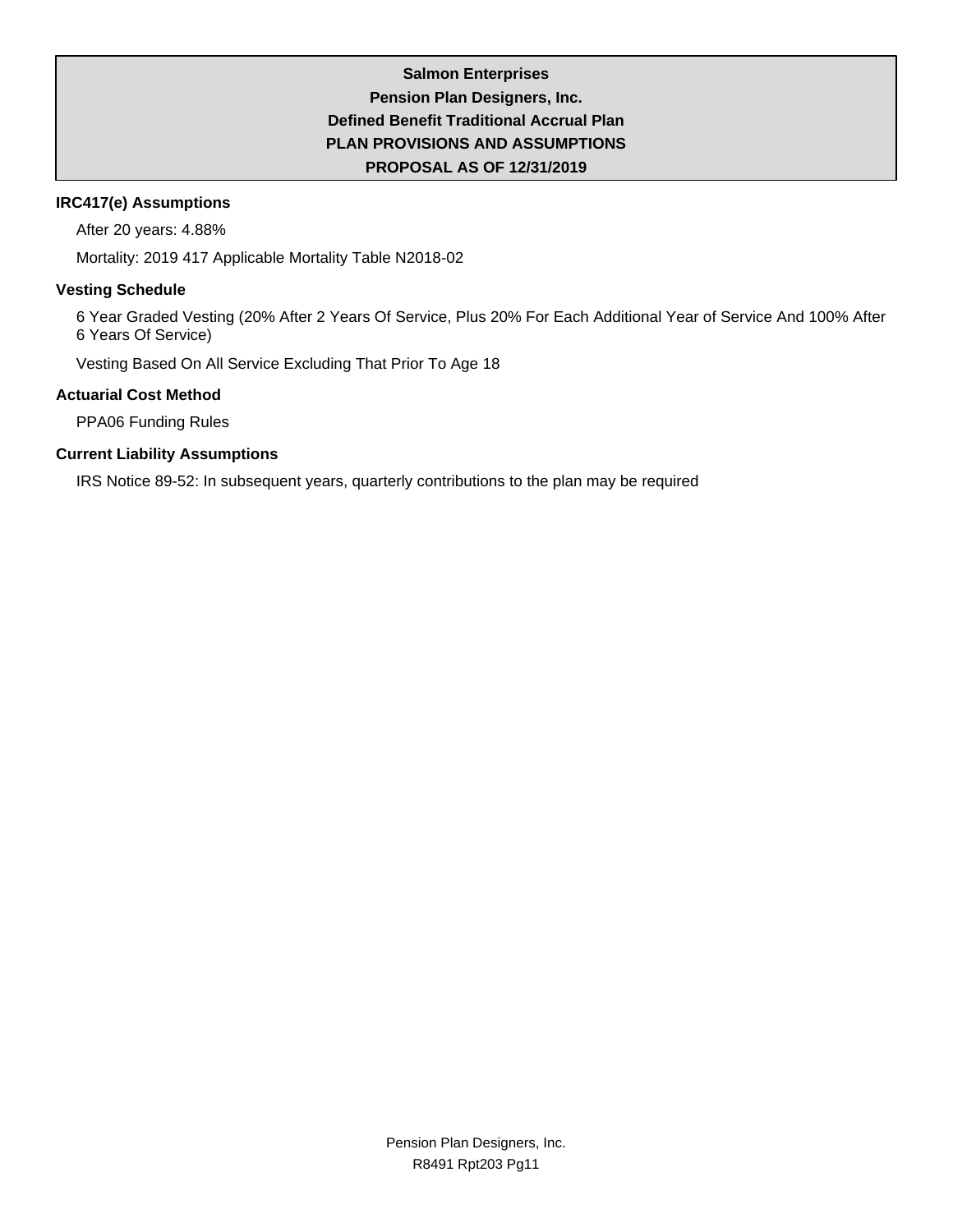**Salmon Enterprises**

**Pension Plan Designers, Inc.**

**Defined Benefit Traditional Accrual Plan**

**PLAN PROVISIONS AND ASSUMPTIONS**

**PROPOSAL AS OF 12/31/2019**

### IRC417(e) Assumptions

After 20 years: 4.88%

Mortality: 2019 417 Applicable Mortality Table N2018-02

### Vesting Schedule

6 Year Graded Vesting (20% After 2 Years Of Service, Plus 20% For Each Additional Year of Service And 100% After 6 Years Of Service)

Vesting Based On All Service Excluding That Prior To Age 18

### Actuarial Cost Method

PPA06 Funding Rules

### Current Liability Assumptions

IRS Notice 89-52: In subsequent years, quarterly contributions to the plan may be required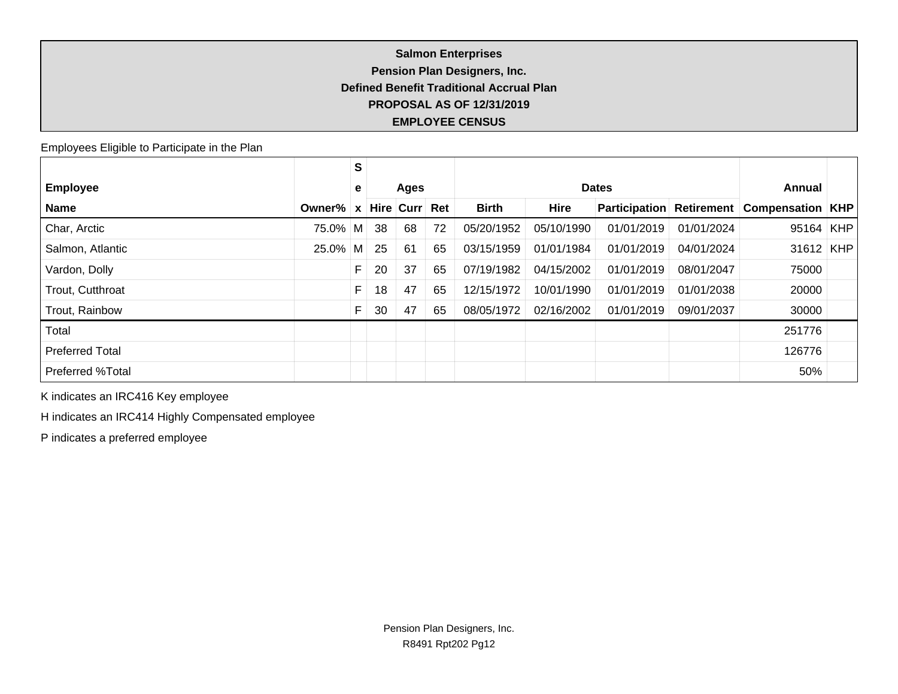**Salmon Enterprises**

**Pension Plan Designers, Inc.**

**Defined Benefit Traditional Accrual Plan**

**PROPOSAL AS OF 12/31/2019**

**EMPLOYEE CENSUS**

Employees Eligible to Participate in the Plan

| Employee | | Sex | Ages | | | Dates | | | | Annual | |
|---|---|---|---|---|---|---|---|---|---|---|---|
| Name | Owner% | | Hire | Curr | Ret | Birth | Hire | Participation | Retirement | Compensation | KHP |
| Char, Arctic | 75.0% | M | 38 | 68 | 72 | 05/20/1952 | 05/10/1990 | 01/01/2019 | 01/01/2024 | 95164 | KHP |
| Salmon, Atlantic | 25.0% | M | 25 | 61 | 65 | 03/15/1959 | 01/01/1984 | 01/01/2019 | 04/01/2024 | 31612 | KHP |
| Vardon, Dolly | | F | 20 | 37 | 65 | 07/19/1982 | 04/15/2002 | 01/01/2019 | 08/01/2047 | 75000 | |
| Trout, Cutthroat | | F | 18 | 47 | 65 | 12/15/1972 | 10/01/1990 | 01/01/2019 | 01/01/2038 | 20000 | |
| Trout, Rainbow | | F | 30 | 47 | 65 | 08/05/1972 | 02/16/2002 | 01/01/2019 | 09/01/2037 | 30000 | |
| Total | | | | | | | | | | 251776 | |
| Preferred Total | | | | | | | | | | 126776 | |
| Preferred %Total | | | | | | | | | | 50% | |

K indicates an IRC416 Key employee

H indicates an IRC414 Highly Compensated employee

P indicates a preferred employee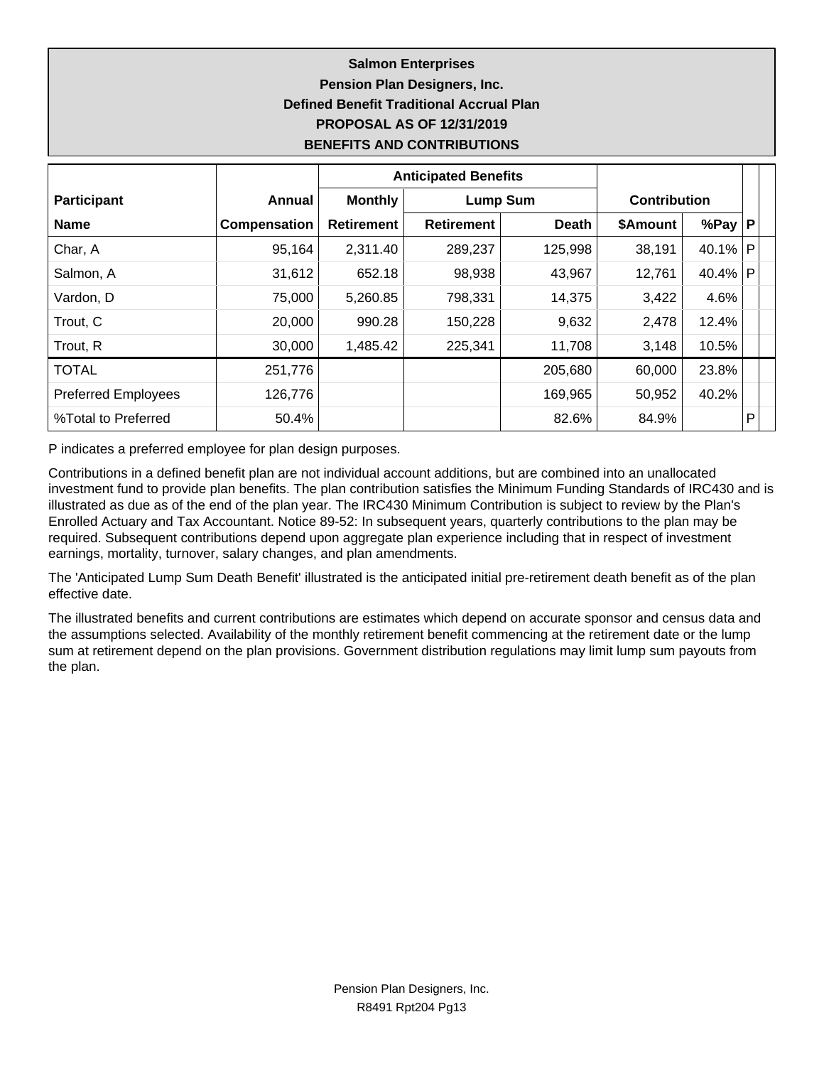**Salmon Enterprises**

**Pension Plan Designers, Inc.**

**Defined Benefit Traditional Accrual Plan**

**PROPOSAL AS OF 12/31/2019**

**BENEFITS AND CONTRIBUTIONS**

| | | Anticipated Benefits | | | | | |
|---|---|---|---|---|---|---|---|
| **Participant** | **Annual** | **Monthly** | **Lump Sum** | | **Contribution** | | |
| **Name** | **Compensation** | **Retirement** | **Retirement** | **Death** | **$Amount** | **%Pay** | **P** |
| Char, A | 95,164 | 2,311.40 | 289,237 | 125,998 | 38,191 | 40.1% | P |
| Salmon, A | 31,612 | 652.18 | 98,938 | 43,967 | 12,761 | 40.4% | P |
| Vardon, D | 75,000 | 5,260.85 | 798,331 | 14,375 | 3,422 | 4.6% | |
| Trout, C | 20,000 | 990.28 | 150,228 | 9,632 | 2,478 | 12.4% | |
| Trout, R | 30,000 | 1,485.42 | 225,341 | 11,708 | 3,148 | 10.5% | |
| TOTAL | 251,776 | | | 205,680 | 60,000 | 23.8% | |
| Preferred Employees | 126,776 | | | 169,965 | 50,952 | 40.2% | |
| %Total to Preferred | 50.4% | | | 82.6% | 84.9% | | P |

P indicates a preferred employee for plan design purposes.

Contributions in a defined benefit plan are not individual account additions, but are combined into an unallocated investment fund to provide plan benefits. The plan contribution satisfies the Minimum Funding Standards of IRC430 and is illustrated as due as of the end of the plan year. The IRC430 Minimum Contribution is subject to review by the Plan's Enrolled Actuary and Tax Accountant. Notice 89-52: In subsequent years, quarterly contributions to the plan may be required. Subsequent contributions depend upon aggregate plan experience including that in respect of investment earnings, mortality, turnover, salary changes, and plan amendments.

The 'Anticipated Lump Sum Death Benefit' illustrated is the anticipated initial pre-retirement death benefit as of the plan effective date.

The illustrated benefits and current contributions are estimates which depend on accurate sponsor and census data and the assumptions selected. Availability of the monthly retirement benefit commencing at the retirement date or the lump sum at retirement depend on the plan provisions. Government distribution regulations may limit lump sum payouts from the plan.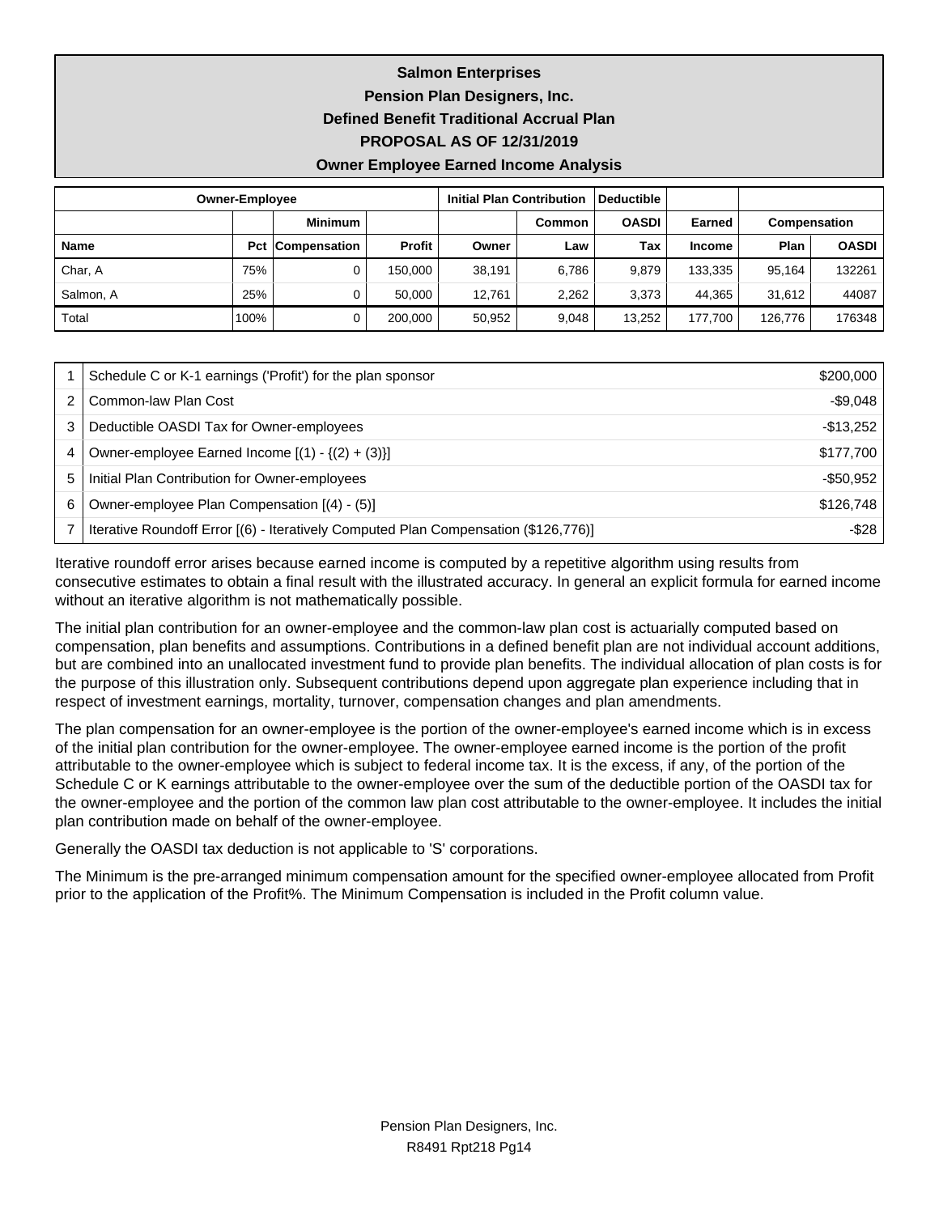# Salmon Enterprises

## Pension Plan Designers, Inc.

## Defined Benefit Traditional Accrual Plan

## PROPOSAL AS OF 12/31/2019

## Owner Employee Earned Income Analysis

| Owner-Employee | | | | Initial Plan Contribution | | Deductible | | | |
|---|---|---|---|---|---|---|---|---|---|
| | | Minimum | | | Common | OASDI | Earned | Compensation | |
| Name | Pct | Compensation | Profit | Owner | Law | Tax | Income | Plan | OASDI |
| Char, A | 75% | 0 | 150,000 | 38,191 | 6,786 | 9,879 | 133,335 | 95,164 | 132261 |
| Salmon, A | 25% | 0 | 50,000 | 12,761 | 2,262 | 3,373 | 44,365 | 31,612 | 44087 |
| Total | 100% | 0 | 200,000 | 50,952 | 9,048 | 13,252 | 177,700 | 126,776 | 176348 |

| | | |
|---|---|---|
| 1 | Schedule C or K-1 earnings ('Profit') for the plan sponsor | $200,000 |
| 2 | Common-law Plan Cost | -$9,048 |
| 3 | Deductible OASDI Tax for Owner-employees | -$13,252 |
| 4 | Owner-employee Earned Income [(1) - {(2) + (3)}] | $177,700 |
| 5 | Initial Plan Contribution for Owner-employees | -$50,952 |
| 6 | Owner-employee Plan Compensation [(4) - (5)] | $126,748 |
| 7 | Iterative Roundoff Error [(6) - Iteratively Computed Plan Compensation ($126,776)] | -$28 |

Iterative roundoff error arises because earned income is computed by a repetitive algorithm using results from consecutive estimates to obtain a final result with the illustrated accuracy. In general an explicit formula for earned income without an iterative algorithm is not mathematically possible.

The initial plan contribution for an owner-employee and the common-law plan cost is actuarially computed based on compensation, plan benefits and assumptions. Contributions in a defined benefit plan are not individual account additions, but are combined into an unallocated investment fund to provide plan benefits. The individual allocation of plan costs is for the purpose of this illustration only. Subsequent contributions depend upon aggregate plan experience including that in respect of investment earnings, mortality, turnover, compensation changes and plan amendments.

The plan compensation for an owner-employee is the portion of the owner-employee's earned income which is in excess of the initial plan contribution for the owner-employee. The owner-employee earned income is the portion of the profit attributable to the owner-employee which is subject to federal income tax. It is the excess, if any, of the portion of the Schedule C or K earnings attributable to the owner-employee over the sum of the deductible portion of the OASDI tax for the owner-employee and the portion of the common law plan cost attributable to the owner-employee. It includes the initial plan contribution made on behalf of the owner-employee.

Generally the OASDI tax deduction is not applicable to 'S' corporations.

The Minimum is the pre-arranged minimum compensation amount for the specified owner-employee allocated from Profit prior to the application of the Profit%. The Minimum Compensation is included in the Profit column value.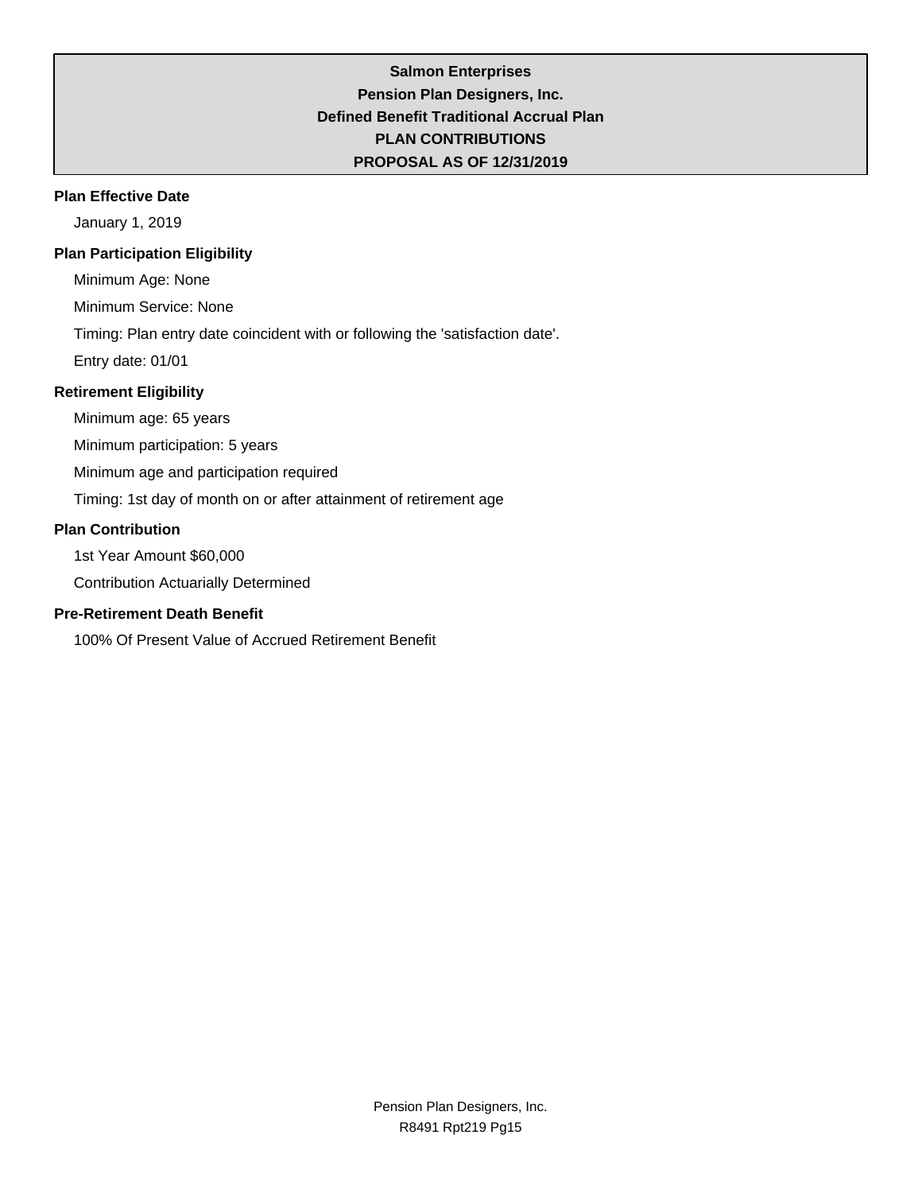# Salmon Enterprises
## Pension Plan Designers, Inc.
## Defined Benefit Traditional Accrual Plan
## PLAN CONTRIBUTIONS
## PROPOSAL AS OF 12/31/2019

**Plan Effective Date**

January 1, 2019

**Plan Participation Eligibility**

Minimum Age: None

Minimum Service: None

Timing: Plan entry date coincident with or following the 'satisfaction date'.

Entry date: 01/01

**Retirement Eligibility**

Minimum age: 65 years

Minimum participation: 5 years

Minimum age and participation required

Timing: 1st day of month on or after attainment of retirement age

**Plan Contribution**

1st Year Amount $60,000

Contribution Actuarially Determined

**Pre-Retirement Death Benefit**

100% Of Present Value of Accrued Retirement Benefit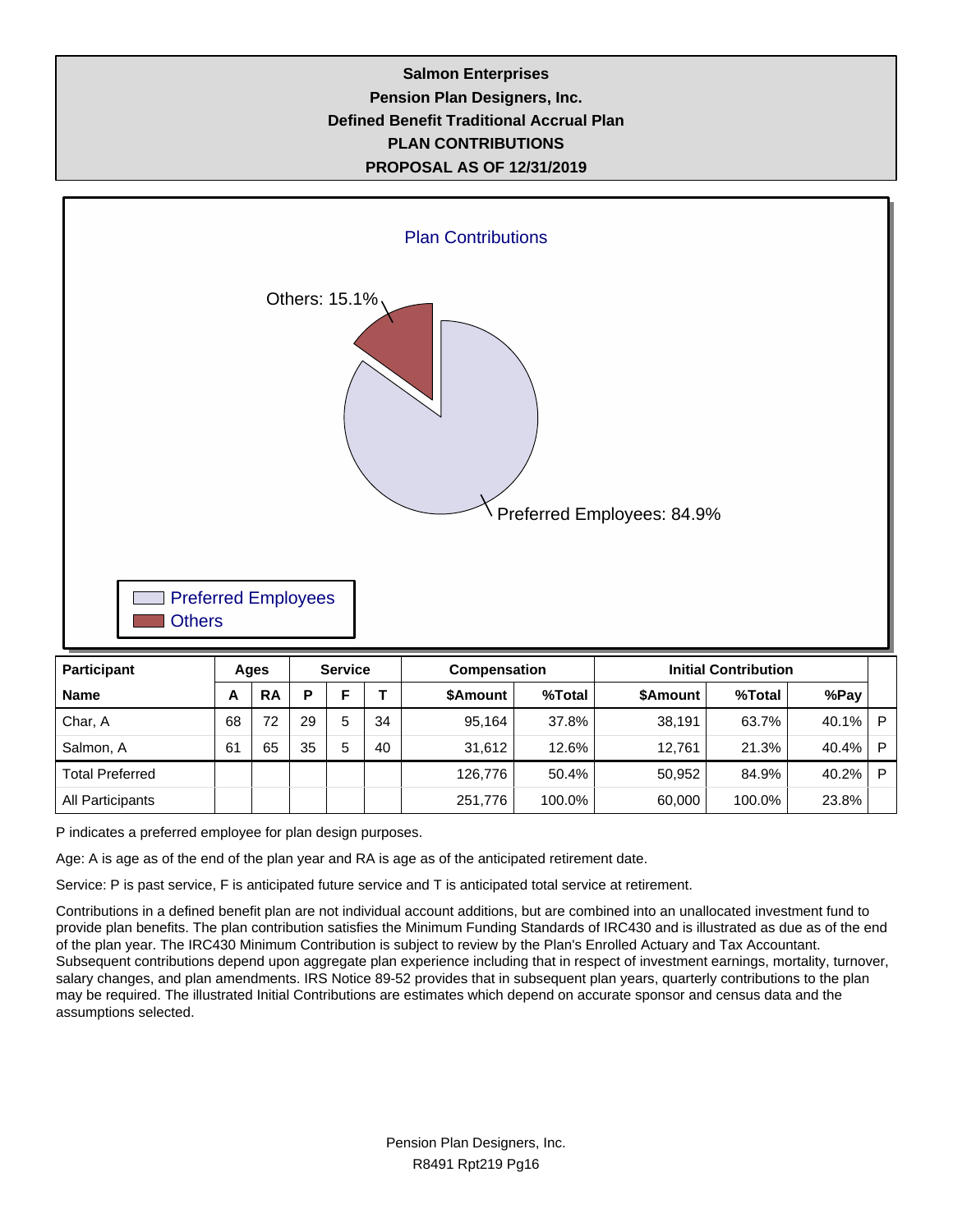**Salmon Enterprises**
**Pension Plan Designers, Inc.**
**Defined Benefit Traditional Accrual Plan**
**PLAN CONTRIBUTIONS**
**PROPOSAL AS OF 12/31/2019**

Plan Contributions

Others: 15.1%

Preferred Employees: 84.9%

Preferred Employees
Others

| Participant | Ages | | Service | | | Compensation | | Initial Contribution | | | |
|---|---|---|---|---|---|---|---|---|---|---|---|
| **Name** | **A** | **RA** | **P** | **F** | **T** | **$Amount** | **%Total** | **$Amount** | **%Total** | **%Pay** | |
| Char, A | 68 | 72 | 29 | 5 | 34 | 95,164 | 37.8% | 38,191 | 63.7% | 40.1% | P |
| Salmon, A | 61 | 65 | 35 | 5 | 40 | 31,612 | 12.6% | 12,761 | 21.3% | 40.4% | P |
| Total Preferred | | | | | | 126,776 | 50.4% | 50,952 | 84.9% | 40.2% | P |
| All Participants | | | | | | 251,776 | 100.0% | 60,000 | 100.0% | 23.8% | |

P indicates a preferred employee for plan design purposes.

Age: A is age as of the end of the plan year and RA is age as of the anticipated retirement date.

Service: P is past service, F is anticipated future service and T is anticipated total service at retirement.

Contributions in a defined benefit plan are not individual account additions, but are combined into an unallocated investment fund to provide plan benefits. The plan contribution satisfies the Minimum Funding Standards of IRC430 and is illustrated as due as of the end of the plan year. The IRC430 Minimum Contribution is subject to review by the Plan's Enrolled Actuary and Tax Accountant. Subsequent contributions depend upon aggregate plan experience including that in respect of investment earnings, mortality, turnover, salary changes, and plan amendments. IRS Notice 89-52 provides that in subsequent plan years, quarterly contributions to the plan may be required. The illustrated Initial Contributions are estimates which depend on accurate sponsor and census data and the assumptions selected.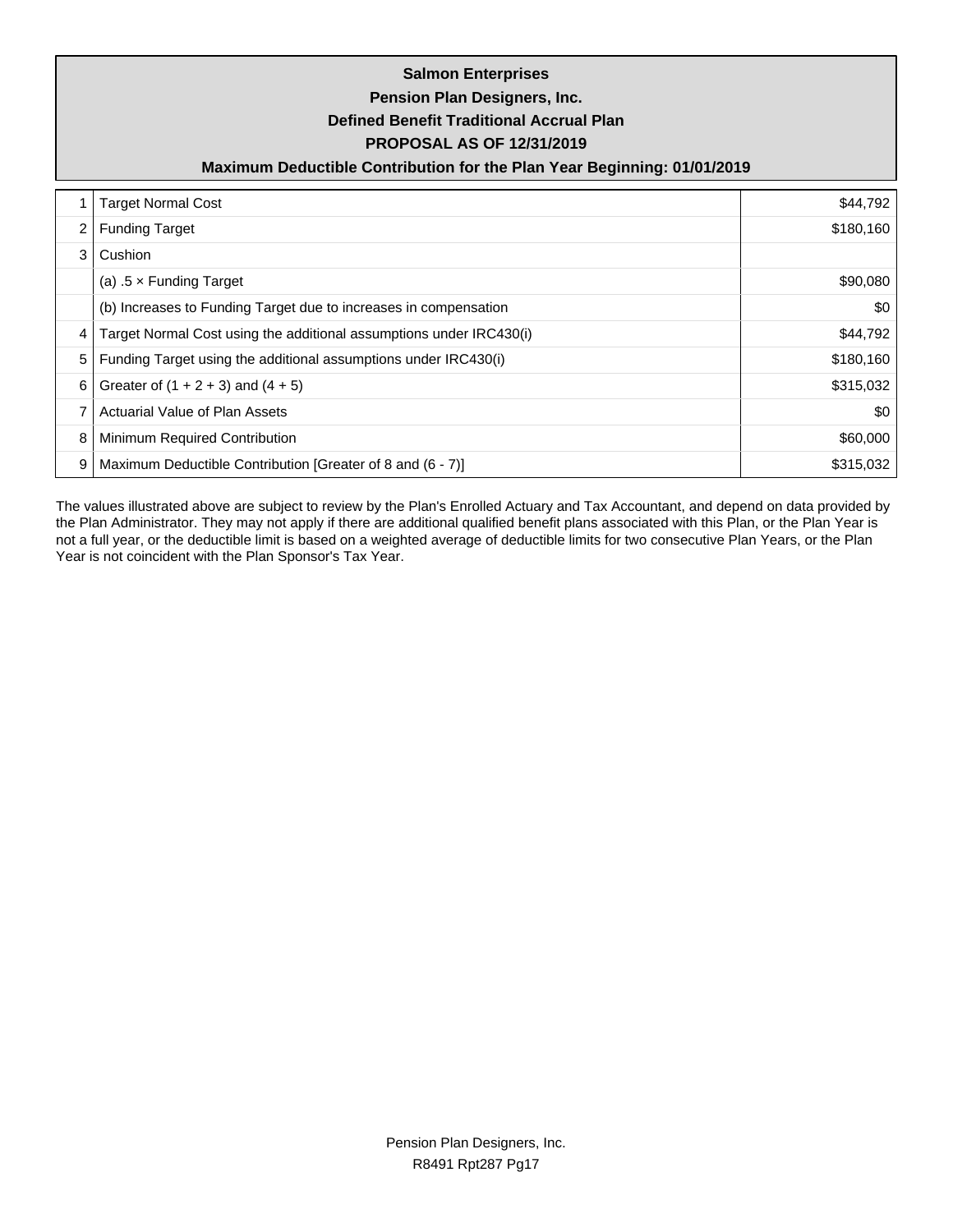**Salmon Enterprises**

**Pension Plan Designers, Inc.**

**Defined Benefit Traditional Accrual Plan**

**PROPOSAL AS OF 12/31/2019**

**Maximum Deductible Contribution for the Plan Year Beginning: 01/01/2019**

| | | |
|---|---|---|
| 1 | Target Normal Cost | $44,792 |
| 2 | Funding Target | $180,160 |
| 3 | Cushion | |
| | (a) .5 × Funding Target | $90,080 |
| | (b) Increases to Funding Target due to increases in compensation | $0 |
| 4 | Target Normal Cost using the additional assumptions under IRC430(i) | $44,792 |
| 5 | Funding Target using the additional assumptions under IRC430(i) | $180,160 |
| 6 | Greater of (1 + 2 + 3) and (4 + 5) | $315,032 |
| 7 | Actuarial Value of Plan Assets | $0 |
| 8 | Minimum Required Contribution | $60,000 |
| 9 | Maximum Deductible Contribution [Greater of 8 and (6 - 7)] | $315,032 |

The values illustrated above are subject to review by the Plan's Enrolled Actuary and Tax Accountant, and depend on data provided by the Plan Administrator. They may not apply if there are additional qualified benefit plans associated with this Plan, or the Plan Year is not a full year, or the deductible limit is based on a weighted average of deductible limits for two consecutive Plan Years, or the Plan Year is not coincident with the Plan Sponsor's Tax Year.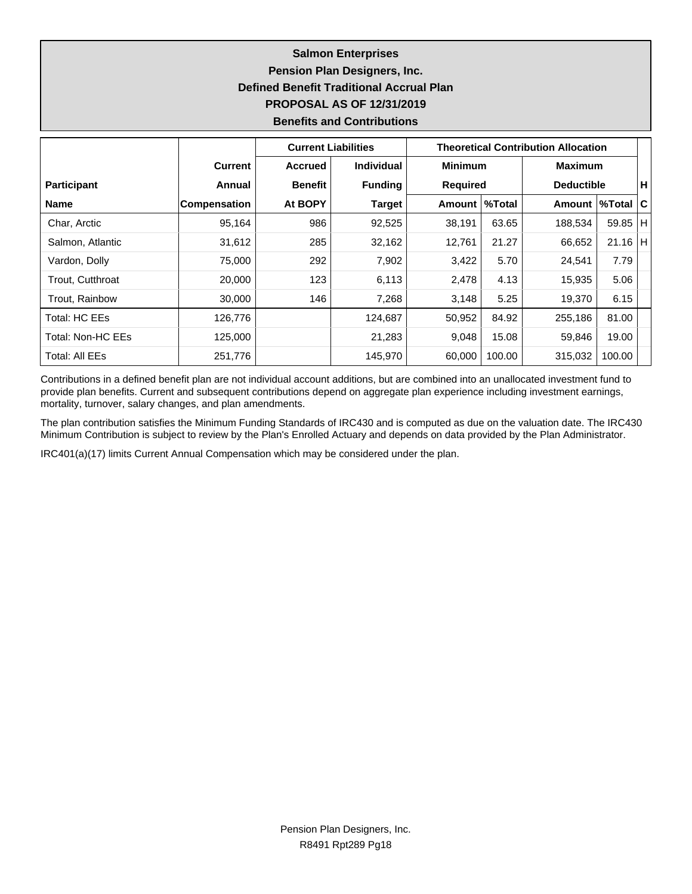**Salmon Enterprises**
**Pension Plan Designers, Inc.**
**Defined Benefit Traditional Accrual Plan**
**PROPOSAL AS OF 12/31/2019**
**Benefits and Contributions**

| | | Current Liabilities | | Theoretical Contribution Allocation | | | | |
|---|---|---|---|---|---|---|---|---|
| | Current | Accrued | Individual | Minimum | | Maximum | | |
| Participant | Annual | Benefit | Funding | Required | | Deductible | | H |
| Name | Compensation | At BOPY | Target | Amount | %Total | Amount | %Total | C |
| Char, Arctic | 95,164 | 986 | 92,525 | 38,191 | 63.65 | 188,534 | 59.85 | H |
| Salmon, Atlantic | 31,612 | 285 | 32,162 | 12,761 | 21.27 | 66,652 | 21.16 | H |
| Vardon, Dolly | 75,000 | 292 | 7,902 | 3,422 | 5.70 | 24,541 | 7.79 | |
| Trout, Cutthroat | 20,000 | 123 | 6,113 | 2,478 | 4.13 | 15,935 | 5.06 | |
| Trout, Rainbow | 30,000 | 146 | 7,268 | 3,148 | 5.25 | 19,370 | 6.15 | |
| Total: HC EEs | 126,776 | | 124,687 | 50,952 | 84.92 | 255,186 | 81.00 | |
| Total: Non-HC EEs | 125,000 | | 21,283 | 9,048 | 15.08 | 59,846 | 19.00 | |
| Total: All EEs | 251,776 | | 145,970 | 60,000 | 100.00 | 315,032 | 100.00 | |

Contributions in a defined benefit plan are not individual account additions, but are combined into an unallocated investment fund to provide plan benefits. Current and subsequent contributions depend on aggregate plan experience including investment earnings, mortality, turnover, salary changes, and plan amendments.

The plan contribution satisfies the Minimum Funding Standards of IRC430 and is computed as due on the valuation date. The IRC430 Minimum Contribution is subject to review by the Plan's Enrolled Actuary and depends on data provided by the Plan Administrator.

IRC401(a)(17) limits Current Annual Compensation which may be considered under the plan.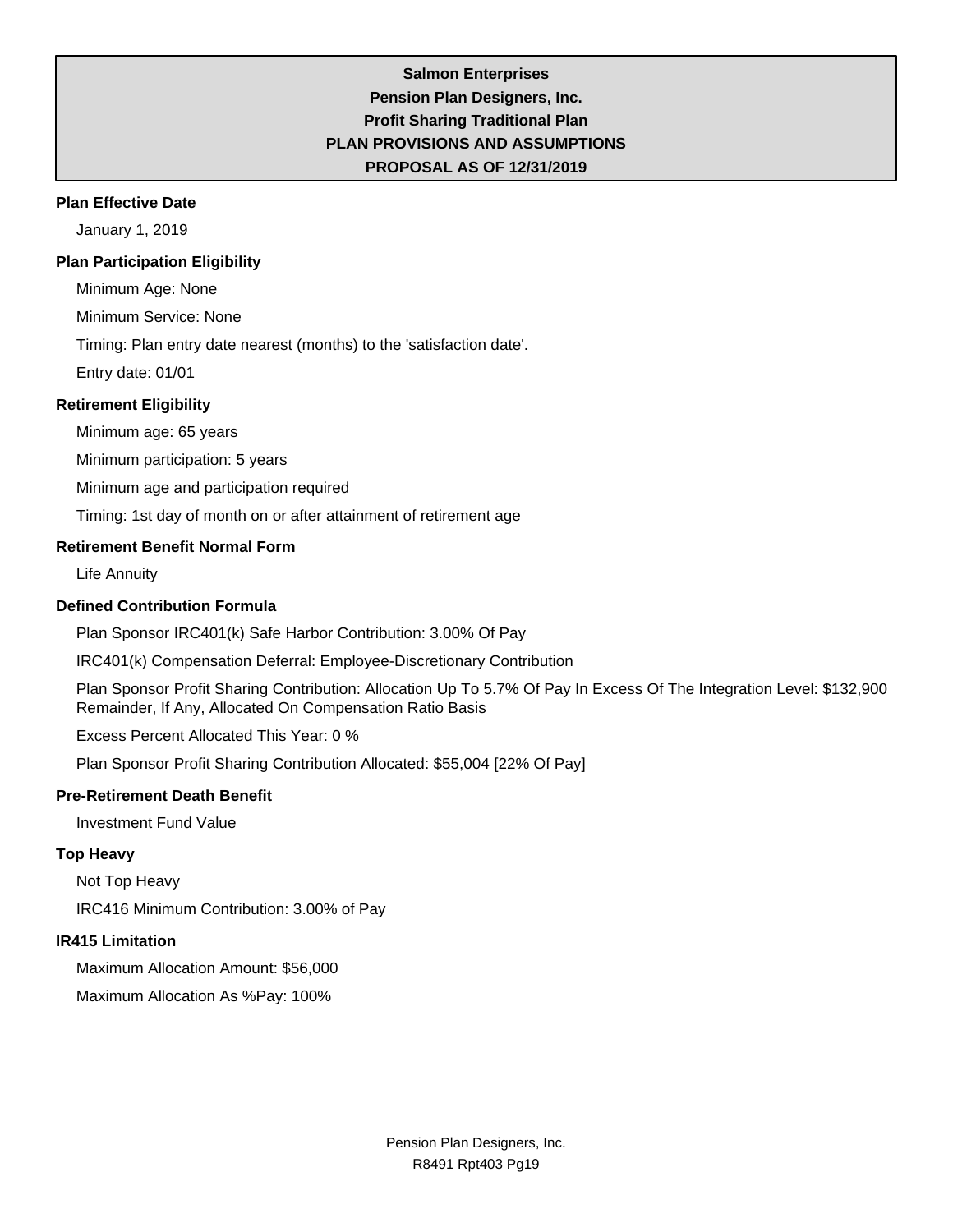# Salmon Enterprises
## Pension Plan Designers, Inc.
## Profit Sharing Traditional Plan
## PLAN PROVISIONS AND ASSUMPTIONS
## PROPOSAL AS OF 12/31/2019

### Plan Effective Date

January 1, 2019

### Plan Participation Eligibility

Minimum Age: None

Minimum Service: None

Timing: Plan entry date nearest (months) to the 'satisfaction date'.

Entry date: 01/01

### Retirement Eligibility

Minimum age: 65 years

Minimum participation: 5 years

Minimum age and participation required

Timing: 1st day of month on or after attainment of retirement age

### Retirement Benefit Normal Form

Life Annuity

### Defined Contribution Formula

Plan Sponsor IRC401(k) Safe Harbor Contribution: 3.00% Of Pay

IRC401(k) Compensation Deferral: Employee-Discretionary Contribution

Plan Sponsor Profit Sharing Contribution: Allocation Up To 5.7% Of Pay In Excess Of The Integration Level: $132,900 Remainder, If Any, Allocated On Compensation Ratio Basis

Excess Percent Allocated This Year: 0 %

Plan Sponsor Profit Sharing Contribution Allocated: $55,004 [22% Of Pay]

### Pre-Retirement Death Benefit

Investment Fund Value

### Top Heavy

Not Top Heavy

IRC416 Minimum Contribution: 3.00% of Pay

### IR415 Limitation

Maximum Allocation Amount: $56,000

Maximum Allocation As %Pay: 100%

Pension Plan Designers, Inc.
R8491 Rpt403 Pg19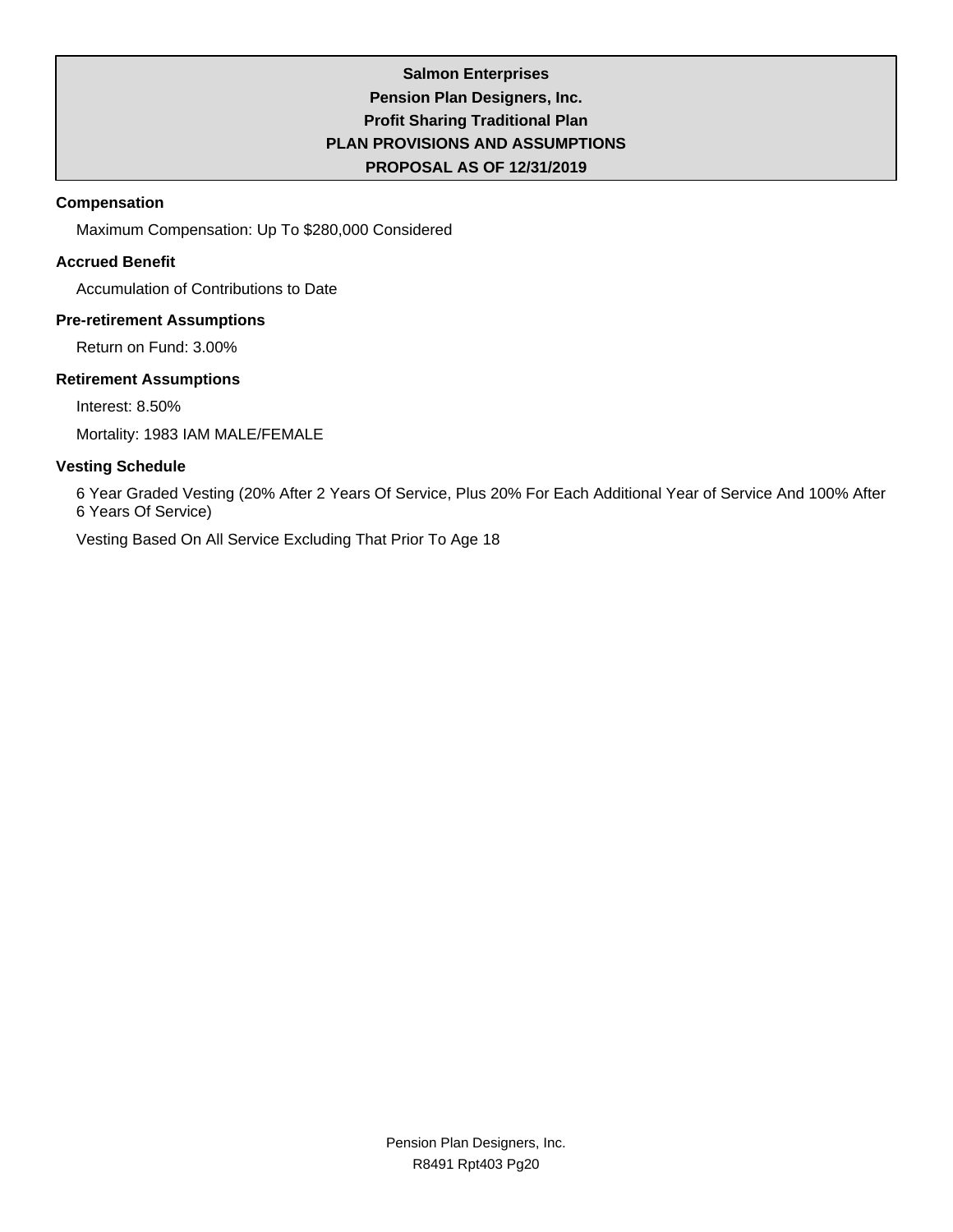**Salmon Enterprises**
**Pension Plan Designers, Inc.**
**Profit Sharing Traditional Plan**
**PLAN PROVISIONS AND ASSUMPTIONS**
**PROPOSAL AS OF 12/31/2019**

### Compensation

Maximum Compensation: Up To $280,000 Considered

### Accrued Benefit

Accumulation of Contributions to Date

### Pre-retirement Assumptions

Return on Fund: 3.00%

### Retirement Assumptions

Interest: 8.50%

Mortality: 1983 IAM MALE/FEMALE

### Vesting Schedule

6 Year Graded Vesting (20% After 2 Years Of Service, Plus 20% For Each Additional Year of Service And 100% After 6 Years Of Service)

Vesting Based On All Service Excluding That Prior To Age 18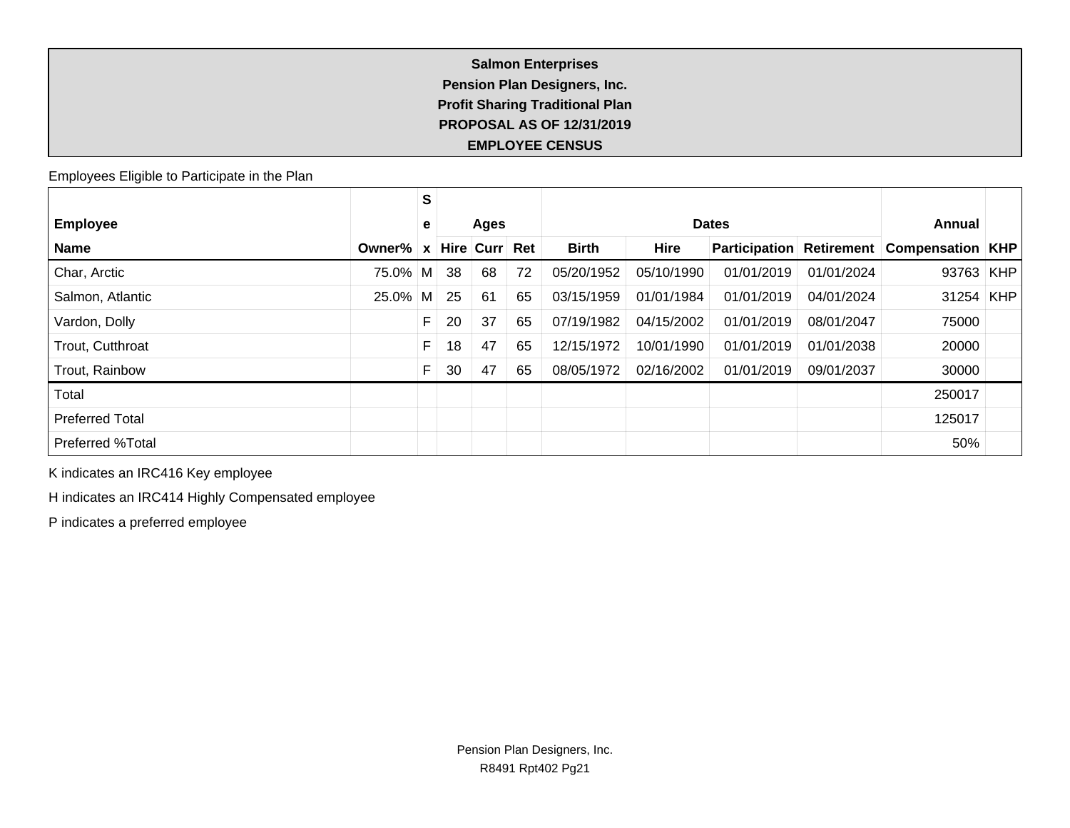**Salmon Enterprises**
**Pension Plan Designers, Inc.**
**Profit Sharing Traditional Plan**
**PROPOSAL AS OF 12/31/2019**
**EMPLOYEE CENSUS**

Employees Eligible to Participate in the Plan

| Employee Name | Owner% | Sex | Ages Hire | Ages Curr | Ages Ret | Dates Birth | Dates Hire | Dates Participation | Dates Retirement | Annual Compensation | KHP |
|---|---|---|---|---|---|---|---|---|---|---|---|
| Char, Arctic | 75.0% | M | 38 | 68 | 72 | 05/20/1952 | 05/10/1990 | 01/01/2019 | 01/01/2024 | 93763 | KHP |
| Salmon, Atlantic | 25.0% | M | 25 | 61 | 65 | 03/15/1959 | 01/01/1984 | 01/01/2019 | 04/01/2024 | 31254 | KHP |
| Vardon, Dolly | | F | 20 | 37 | 65 | 07/19/1982 | 04/15/2002 | 01/01/2019 | 08/01/2047 | 75000 | |
| Trout, Cutthroat | | F | 18 | 47 | 65 | 12/15/1972 | 10/01/1990 | 01/01/2019 | 01/01/2038 | 20000 | |
| Trout, Rainbow | | F | 30 | 47 | 65 | 08/05/1972 | 02/16/2002 | 01/01/2019 | 09/01/2037 | 30000 | |
| Total | | | | | | | | | | 250017 | |
| Preferred Total | | | | | | | | | | 125017 | |
| Preferred %Total | | | | | | | | | | 50% | |

K indicates an IRC416 Key employee

H indicates an IRC414 Highly Compensated employee

P indicates a preferred employee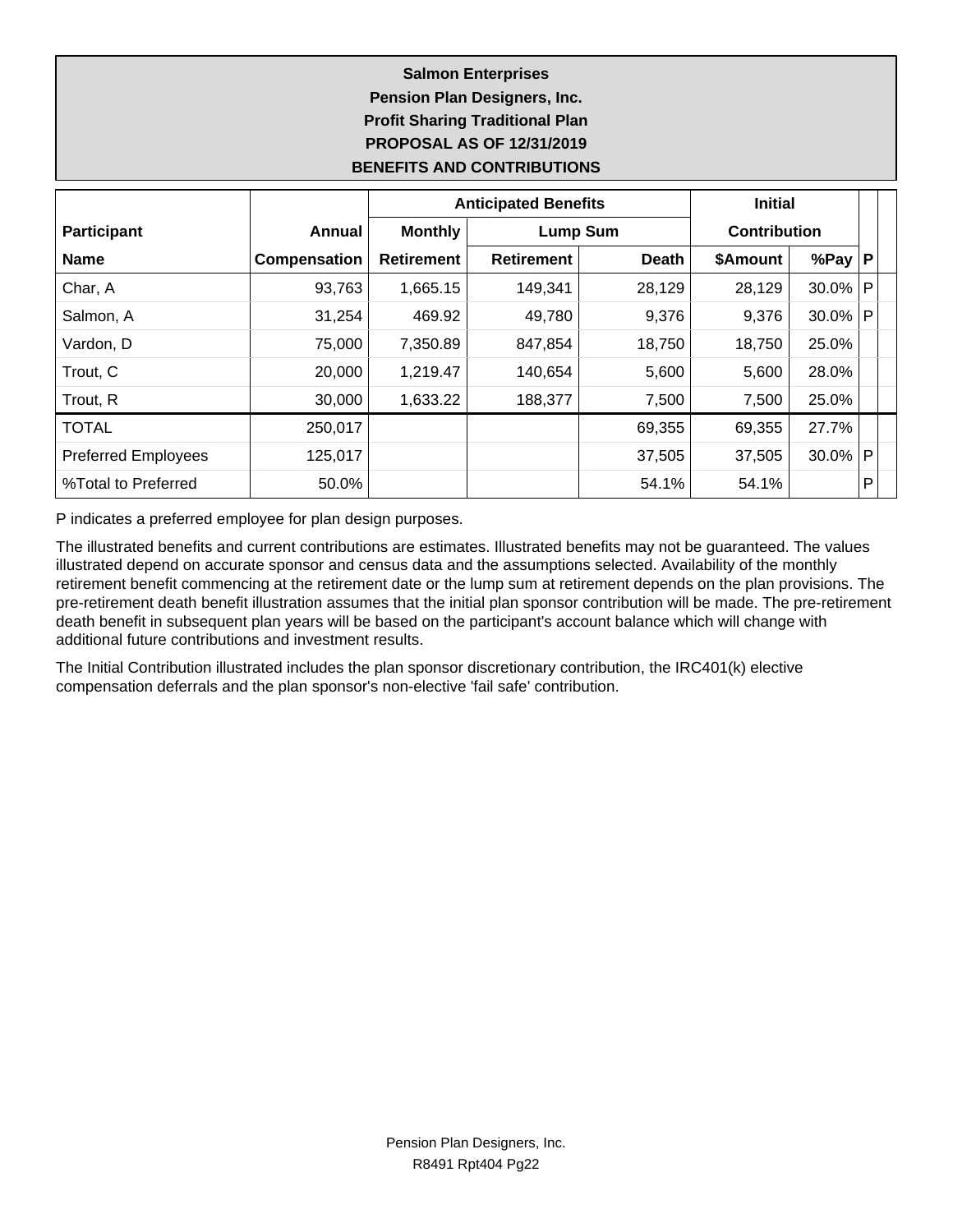**Salmon Enterprises**
**Pension Plan Designers, Inc.**
**Profit Sharing Traditional Plan**
**PROPOSAL AS OF 12/31/2019**
**BENEFITS AND CONTRIBUTIONS**

| | | Anticipated Benefits | | | Initial | | |
|---|---|---|---|---|---|---|---|
| **Participant** | **Annual** | **Monthly** | **Lump Sum** | | **Contribution** | | |
| **Name** | **Compensation** | **Retirement** | **Retirement** | **Death** | **$Amount** | **%Pay** | **P** |
| Char, A | 93,763 | 1,665.15 | 149,341 | 28,129 | 28,129 | 30.0% | P |
| Salmon, A | 31,254 | 469.92 | 49,780 | 9,376 | 9,376 | 30.0% | P |
| Vardon, D | 75,000 | 7,350.89 | 847,854 | 18,750 | 18,750 | 25.0% | |
| Trout, C | 20,000 | 1,219.47 | 140,654 | 5,600 | 5,600 | 28.0% | |
| Trout, R | 30,000 | 1,633.22 | 188,377 | 7,500 | 7,500 | 25.0% | |
| TOTAL | 250,017 | | | 69,355 | 69,355 | 27.7% | |
| Preferred Employees | 125,017 | | | 37,505 | 37,505 | 30.0% | P |
| %Total to Preferred | 50.0% | | | 54.1% | 54.1% | | P |

P indicates a preferred employee for plan design purposes.

The illustrated benefits and current contributions are estimates. Illustrated benefits may not be guaranteed. The values illustrated depend on accurate sponsor and census data and the assumptions selected. Availability of the monthly retirement benefit commencing at the retirement date or the lump sum at retirement depends on the plan provisions. The pre-retirement death benefit illustration assumes that the initial plan sponsor contribution will be made. The pre-retirement death benefit in subsequent plan years will be based on the participant's account balance which will change with additional future contributions and investment results.

The Initial Contribution illustrated includes the plan sponsor discretionary contribution, the IRC401(k) elective compensation deferrals and the plan sponsor's non-elective 'fail safe' contribution.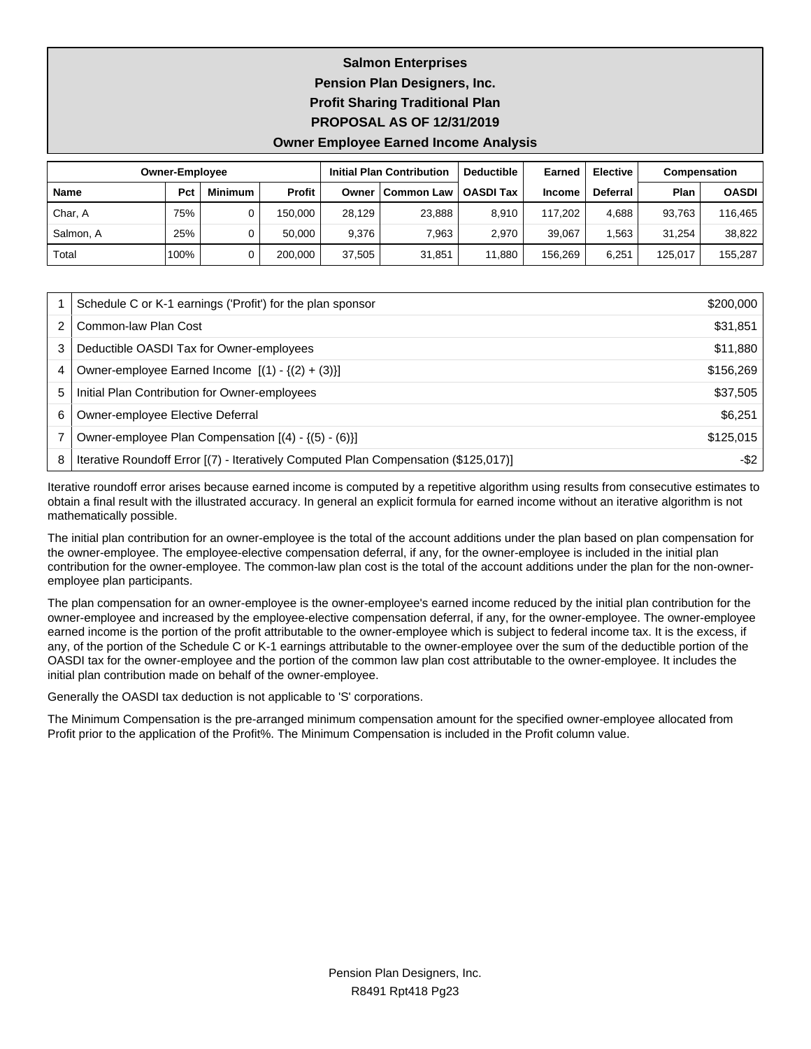# Salmon Enterprises

## Pension Plan Designers, Inc.

## Profit Sharing Traditional Plan

## PROPOSAL AS OF 12/31/2019

## Owner Employee Earned Income Analysis

| Owner-Employee | | | | Initial Plan Contribution | | Deductible | Earned | Elective | Compensation | |
|---|---|---|---|---|---|---|---|---|---|---|
| **Name** | **Pct** | **Minimum** | **Profit** | **Owner** | **Common Law** | **OASDI Tax** | **Income** | **Deferral** | **Plan** | **OASDI** |
| Char, A | 75% | 0 | 150,000 | 28,129 | 23,888 | 8,910 | 117,202 | 4,688 | 93,763 | 116,465 |
| Salmon, A | 25% | 0 | 50,000 | 9,376 | 7,963 | 2,970 | 39,067 | 1,563 | 31,254 | 38,822 |
| Total | 100% | 0 | 200,000 | 37,505 | 31,851 | 11,880 | 156,269 | 6,251 | 125,017 | 155,287 |

| | | |
|---|---|---|
| 1 | Schedule C or K-1 earnings ('Profit') for the plan sponsor | $200,000 |
| 2 | Common-law Plan Cost | $31,851 |
| 3 | Deductible OASDI Tax for Owner-employees | $11,880 |
| 4 | Owner-employee Earned Income [(1) - {(2) + (3)}] | $156,269 |
| 5 | Initial Plan Contribution for Owner-employees | $37,505 |
| 6 | Owner-employee Elective Deferral | $6,251 |
| 7 | Owner-employee Plan Compensation [(4) - {(5) - (6)}] | $125,015 |
| 8 | Iterative Roundoff Error [(7) - Iteratively Computed Plan Compensation ($125,017)] | -$2 |

Iterative roundoff error arises because earned income is computed by a repetitive algorithm using results from consecutive estimates to obtain a final result with the illustrated accuracy. In general an explicit formula for earned income without an iterative algorithm is not mathematically possible.

The initial plan contribution for an owner-employee is the total of the account additions under the plan based on plan compensation for the owner-employee. The employee-elective compensation deferral, if any, for the owner-employee is included in the initial plan contribution for the owner-employee. The common-law plan cost is the total of the account additions under the plan for the non-owner-employee plan participants.

The plan compensation for an owner-employee is the owner-employee's earned income reduced by the initial plan contribution for the owner-employee and increased by the employee-elective compensation deferral, if any, for the owner-employee. The owner-employee earned income is the portion of the profit attributable to the owner-employee which is subject to federal income tax. It is the excess, if any, of the portion of the Schedule C or K-1 earnings attributable to the owner-employee over the sum of the deductible portion of the OASDI tax for the owner-employee and the portion of the common law plan cost attributable to the owner-employee. It includes the initial plan contribution made on behalf of the owner-employee.

Generally the OASDI tax deduction is not applicable to 'S' corporations.

The Minimum Compensation is the pre-arranged minimum compensation amount for the specified owner-employee allocated from Profit prior to the application of the Profit%. The Minimum Compensation is included in the Profit column value.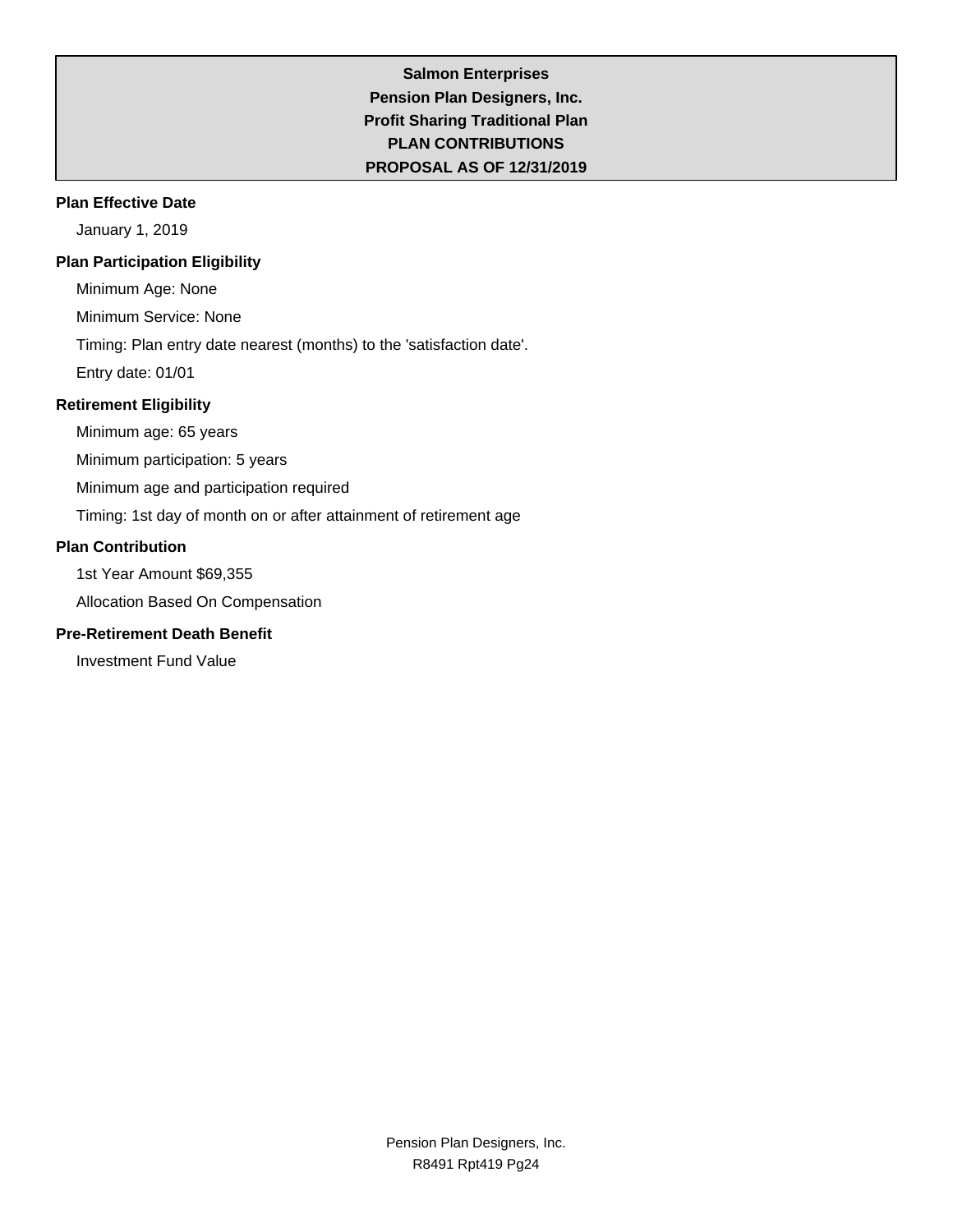**Salmon Enterprises**
**Pension Plan Designers, Inc.**
**Profit Sharing Traditional Plan**
**PLAN CONTRIBUTIONS**
**PROPOSAL AS OF 12/31/2019**

### Plan Effective Date

January 1, 2019

### Plan Participation Eligibility

Minimum Age: None

Minimum Service: None

Timing: Plan entry date nearest (months) to the 'satisfaction date'.

Entry date: 01/01

### Retirement Eligibility

Minimum age: 65 years

Minimum participation: 5 years

Minimum age and participation required

Timing: 1st day of month on or after attainment of retirement age

### Plan Contribution

1st Year Amount $69,355

Allocation Based On Compensation

### Pre-Retirement Death Benefit

Investment Fund Value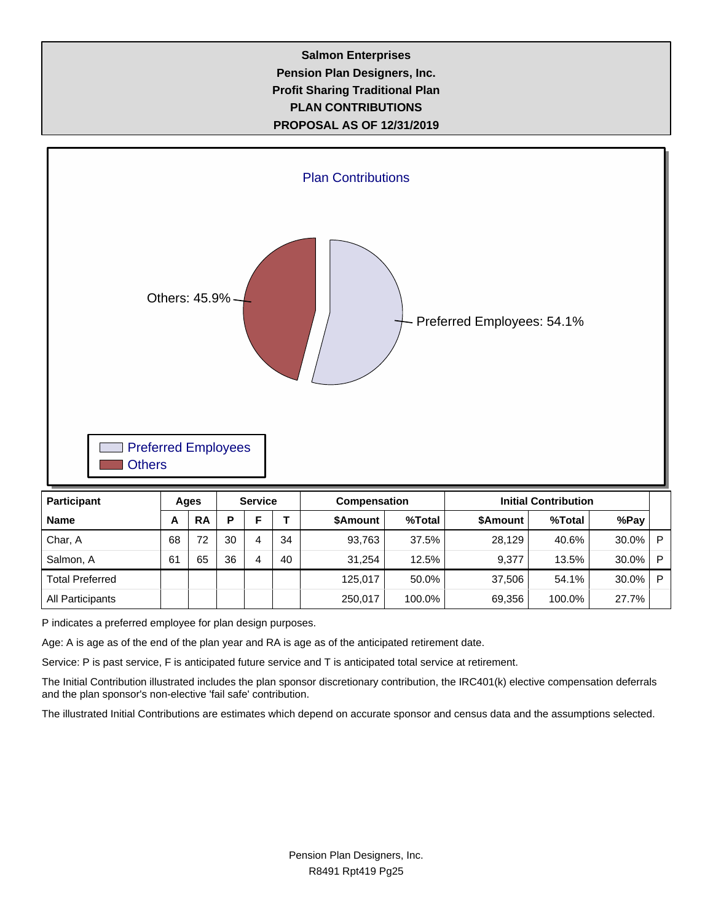**Salmon Enterprises**
**Pension Plan Designers, Inc.**
**Profit Sharing Traditional Plan**
**PLAN CONTRIBUTIONS**
**PROPOSAL AS OF 12/31/2019**

Plan Contributions

Others: 45.9%

Preferred Employees: 54.1%

Preferred Employees
Others

| Participant | Ages | | Service | | | Compensation | | Initial Contribution | | | |
|---|---|---|---|---|---|---|---|---|---|---|---|
| **Name** | **A** | **RA** | **P** | **F** | **T** | **$Amount** | **%Total** | **$Amount** | **%Total** | **%Pay** | |
| Char, A | 68 | 72 | 30 | 4 | 34 | 93,763 | 37.5% | 28,129 | 40.6% | 30.0% | P |
| Salmon, A | 61 | 65 | 36 | 4 | 40 | 31,254 | 12.5% | 9,377 | 13.5% | 30.0% | P |
| Total Preferred | | | | | | 125,017 | 50.0% | 37,506 | 54.1% | 30.0% | P |
| All Participants | | | | | | 250,017 | 100.0% | 69,356 | 100.0% | 27.7% | |

P indicates a preferred employee for plan design purposes.

Age: A is age as of the end of the plan year and RA is age as of the anticipated retirement date.

Service: P is past service, F is anticipated future service and T is anticipated total service at retirement.

The Initial Contribution illustrated includes the plan sponsor discretionary contribution, the IRC401(k) elective compensation deferrals and the plan sponsor's non-elective 'fail safe' contribution.

The illustrated Initial Contributions are estimates which depend on accurate sponsor and census data and the assumptions selected.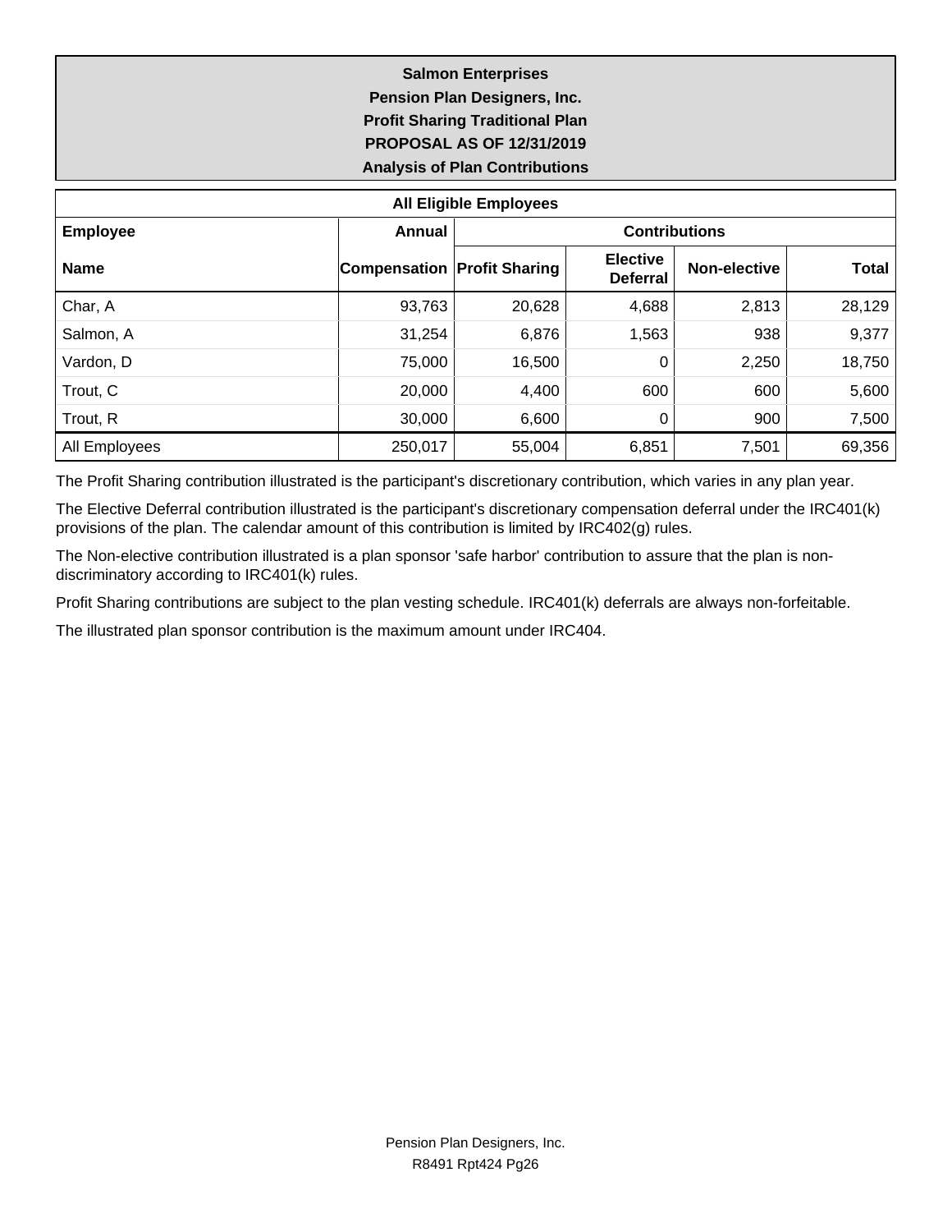**Salmon Enterprises**
**Pension Plan Designers, Inc.**
**Profit Sharing Traditional Plan**
**PROPOSAL AS OF 12/31/2019**
**Analysis of Plan Contributions**

| All Eligible Employees | | | | | |
|---|---|---|---|---|---|
| **Employee** | **Annual** | **Contributions** | | | |
| **Name** | **Compensation** | **Profit Sharing** | **Elective Deferral** | **Non-elective** | **Total** |
| Char, A | 93,763 | 20,628 | 4,688 | 2,813 | 28,129 |
| Salmon, A | 31,254 | 6,876 | 1,563 | 938 | 9,377 |
| Vardon, D | 75,000 | 16,500 | 0 | 2,250 | 18,750 |
| Trout, C | 20,000 | 4,400 | 600 | 600 | 5,600 |
| Trout, R | 30,000 | 6,600 | 0 | 900 | 7,500 |
| All Employees | 250,017 | 55,004 | 6,851 | 7,501 | 69,356 |

The Profit Sharing contribution illustrated is the participant's discretionary contribution, which varies in any plan year.

The Elective Deferral contribution illustrated is the participant's discretionary compensation deferral under the IRC401(k) provisions of the plan. The calendar amount of this contribution is limited by IRC402(g) rules.

The Non-elective contribution illustrated is a plan sponsor 'safe harbor' contribution to assure that the plan is non-discriminatory according to IRC401(k) rules.

Profit Sharing contributions are subject to the plan vesting schedule. IRC401(k) deferrals are always non-forfeitable.

The illustrated plan sponsor contribution is the maximum amount under IRC404.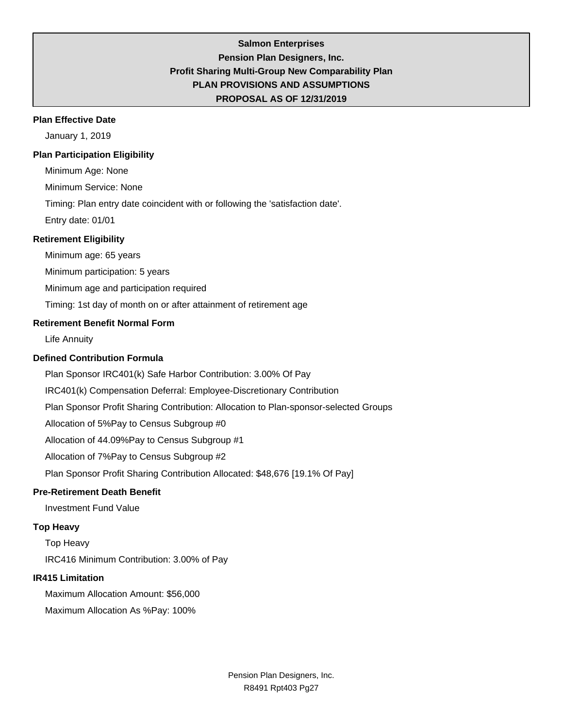**Salmon Enterprises**
**Pension Plan Designers, Inc.**
**Profit Sharing Multi-Group New Comparability Plan**
**PLAN PROVISIONS AND ASSUMPTIONS**
**PROPOSAL AS OF 12/31/2019**

### Plan Effective Date

January 1, 2019

### Plan Participation Eligibility

Minimum Age: None

Minimum Service: None

Timing: Plan entry date coincident with or following the 'satisfaction date'.

Entry date: 01/01

### Retirement Eligibility

Minimum age: 65 years

Minimum participation: 5 years

Minimum age and participation required

Timing: 1st day of month on or after attainment of retirement age

### Retirement Benefit Normal Form

Life Annuity

### Defined Contribution Formula

Plan Sponsor IRC401(k) Safe Harbor Contribution: 3.00% Of Pay

IRC401(k) Compensation Deferral: Employee-Discretionary Contribution

Plan Sponsor Profit Sharing Contribution: Allocation to Plan-sponsor-selected Groups

Allocation of 5%Pay to Census Subgroup #0

Allocation of 44.09%Pay to Census Subgroup #1

Allocation of 7%Pay to Census Subgroup #2

Plan Sponsor Profit Sharing Contribution Allocated: $48,676 [19.1% Of Pay]

### Pre-Retirement Death Benefit

Investment Fund Value

### Top Heavy

Top Heavy

IRC416 Minimum Contribution: 3.00% of Pay

### IR415 Limitation

Maximum Allocation Amount: $56,000

Maximum Allocation As %Pay: 100%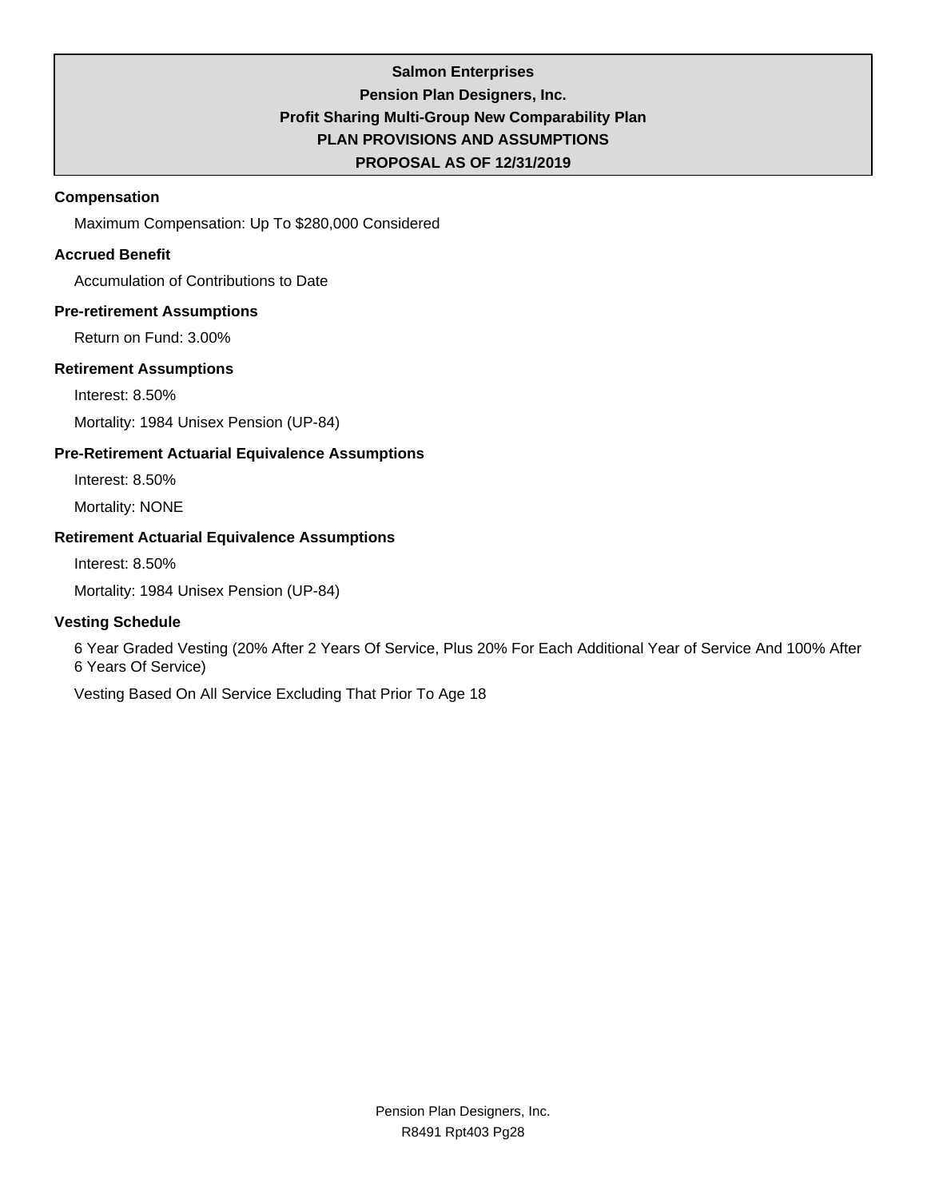**Salmon Enterprises**
**Pension Plan Designers, Inc.**
**Profit Sharing Multi-Group New Comparability Plan**
**PLAN PROVISIONS AND ASSUMPTIONS**
**PROPOSAL AS OF 12/31/2019**

### Compensation

Maximum Compensation: Up To $280,000 Considered

### Accrued Benefit

Accumulation of Contributions to Date

### Pre-retirement Assumptions

Return on Fund: 3.00%

### Retirement Assumptions

Interest: 8.50%

Mortality: 1984 Unisex Pension (UP-84)

### Pre-Retirement Actuarial Equivalence Assumptions

Interest: 8.50%

Mortality: NONE

### Retirement Actuarial Equivalence Assumptions

Interest: 8.50%

Mortality: 1984 Unisex Pension (UP-84)

### Vesting Schedule

6 Year Graded Vesting (20% After 2 Years Of Service, Plus 20% For Each Additional Year of Service And 100% After 6 Years Of Service)

Vesting Based On All Service Excluding That Prior To Age 18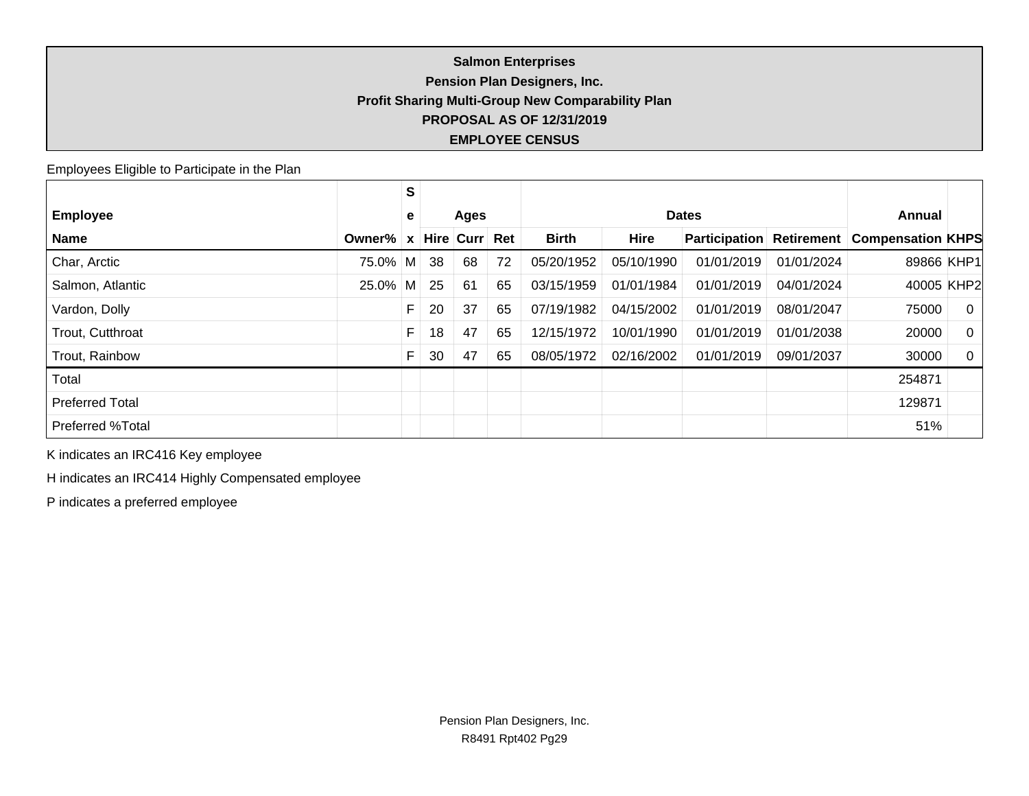**Salmon Enterprises**
**Pension Plan Designers, Inc.**
**Profit Sharing Multi-Group New Comparability Plan**
**PROPOSAL AS OF 12/31/2019**
**EMPLOYEE CENSUS**

Employees Eligible to Participate in the Plan

| Employee | | Sex | Ages | | | Dates | | | | Annual | |
|---|---|---|---|---|---|---|---|---|---|---|---|
| **Name** | **Owner%** | | **Hire** | **Curr** | **Ret** | **Birth** | **Hire** | **Participation** | **Retirement** | **Compensation** | **KHPS** |
| Char, Arctic | 75.0% | M | 38 | 68 | 72 | 05/20/1952 | 05/10/1990 | 01/01/2019 | 01/01/2024 | 89866 | KHP1 |
| Salmon, Atlantic | 25.0% | M | 25 | 61 | 65 | 03/15/1959 | 01/01/1984 | 01/01/2019 | 04/01/2024 | 40005 | KHP2 |
| Vardon, Dolly | | F | 20 | 37 | 65 | 07/19/1982 | 04/15/2002 | 01/01/2019 | 08/01/2047 | 75000 | 0 |
| Trout, Cutthroat | | F | 18 | 47 | 65 | 12/15/1972 | 10/01/1990 | 01/01/2019 | 01/01/2038 | 20000 | 0 |
| Trout, Rainbow | | F | 30 | 47 | 65 | 08/05/1972 | 02/16/2002 | 01/01/2019 | 09/01/2037 | 30000 | 0 |
| Total | | | | | | | | | | 254871 | |
| Preferred Total | | | | | | | | | | 129871 | |
| Preferred %Total | | | | | | | | | | 51% | |

K indicates an IRC416 Key employee

H indicates an IRC414 Highly Compensated employee

P indicates a preferred employee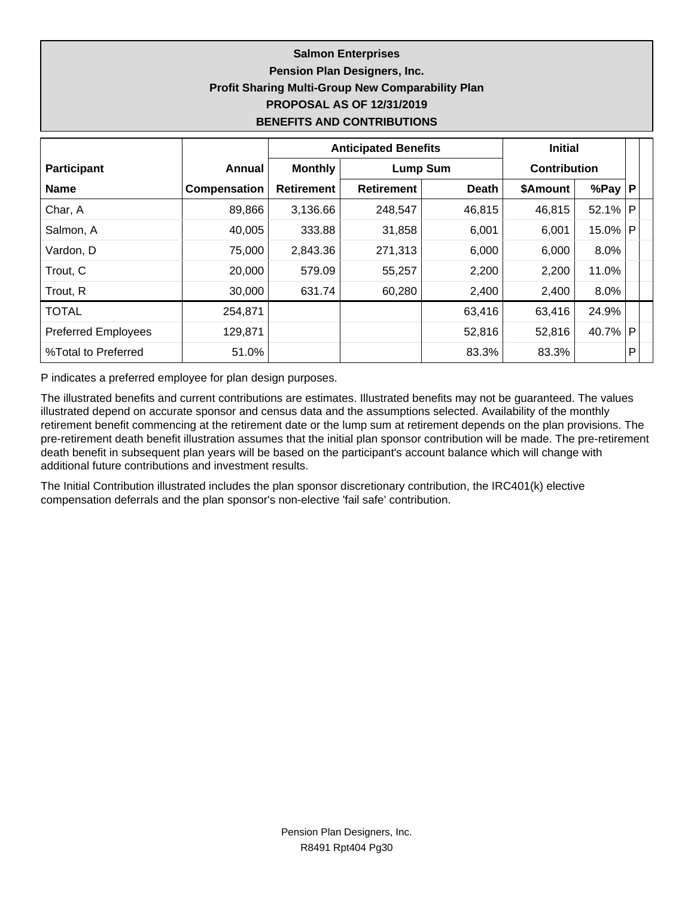**Salmon Enterprises**
**Pension Plan Designers, Inc.**
**Profit Sharing Multi-Group New Comparability Plan**
**PROPOSAL AS OF 12/31/2019**
**BENEFITS AND CONTRIBUTIONS**

| Participant | Annual | Anticipated Benefits | | | Initial | | |
|---|---|---|---|---|---|---|---|
| | | Monthly | Lump Sum | | Contribution | | |
| Name | Compensation | Retirement | Retirement | Death | $Amount | %Pay | P |
| Char, A | 89,866 | 3,136.66 | 248,547 | 46,815 | 46,815 | 52.1% | P |
| Salmon, A | 40,005 | 333.88 | 31,858 | 6,001 | 6,001 | 15.0% | P |
| Vardon, D | 75,000 | 2,843.36 | 271,313 | 6,000 | 6,000 | 8.0% | |
| Trout, C | 20,000 | 579.09 | 55,257 | 2,200 | 2,200 | 11.0% | |
| Trout, R | 30,000 | 631.74 | 60,280 | 2,400 | 2,400 | 8.0% | |
| TOTAL | 254,871 | | | 63,416 | 63,416 | 24.9% | |
| Preferred Employees | 129,871 | | | 52,816 | 52,816 | 40.7% | P |
| %Total to Preferred | 51.0% | | | 83.3% | 83.3% | | P |

P indicates a preferred employee for plan design purposes.

The illustrated benefits and current contributions are estimates. Illustrated benefits may not be guaranteed. The values illustrated depend on accurate sponsor and census data and the assumptions selected. Availability of the monthly retirement benefit commencing at the retirement date or the lump sum at retirement depends on the plan provisions. The pre-retirement death benefit illustration assumes that the initial plan sponsor contribution will be made. The pre-retirement death benefit in subsequent plan years will be based on the participant's account balance which will change with additional future contributions and investment results.

The Initial Contribution illustrated includes the plan sponsor discretionary contribution, the IRC401(k) elective compensation deferrals and the plan sponsor's non-elective 'fail safe' contribution.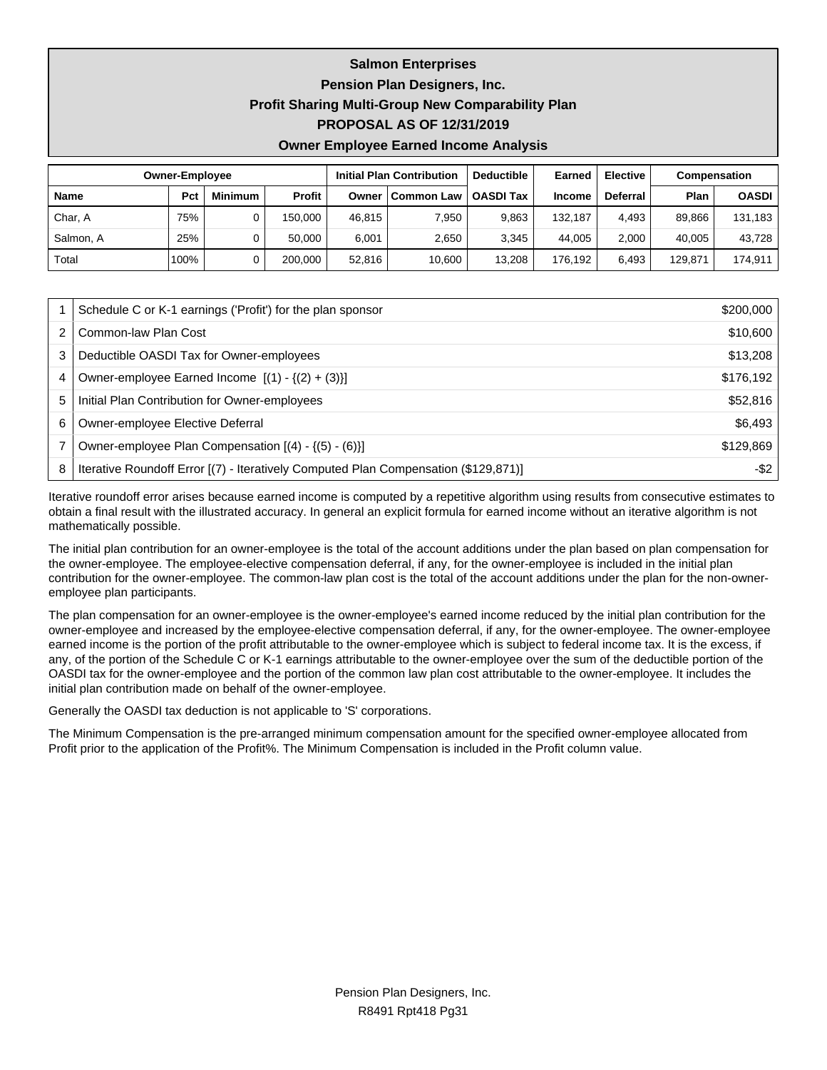**Salmon Enterprises**
**Pension Plan Designers, Inc.**
**Profit Sharing Multi-Group New Comparability Plan**
**PROPOSAL AS OF 12/31/2019**
**Owner Employee Earned Income Analysis**

| Owner-Employee | | | | Initial Plan Contribution | | Deductible | Earned | Elective | Compensation | |
|---|---|---|---|---|---|---|---|---|---|---|
| **Name** | **Pct** | **Minimum** | **Profit** | **Owner** | **Common Law** | **OASDI Tax** | **Income** | **Deferral** | **Plan** | **OASDI** |
| Char, A | 75% | 0 | 150,000 | 46,815 | 7,950 | 9,863 | 132,187 | 4,493 | 89,866 | 131,183 |
| Salmon, A | 25% | 0 | 50,000 | 6,001 | 2,650 | 3,345 | 44,005 | 2,000 | 40,005 | 43,728 |
| Total | 100% | 0 | 200,000 | 52,816 | 10,600 | 13,208 | 176,192 | 6,493 | 129,871 | 174,911 |

| | | |
|---|---|---|
| 1 | Schedule C or K-1 earnings ('Profit') for the plan sponsor | $200,000 |
| 2 | Common-law Plan Cost | $10,600 |
| 3 | Deductible OASDI Tax for Owner-employees | $13,208 |
| 4 | Owner-employee Earned Income [(1) - {(2) + (3)}] | $176,192 |
| 5 | Initial Plan Contribution for Owner-employees | $52,816 |
| 6 | Owner-employee Elective Deferral | $6,493 |
| 7 | Owner-employee Plan Compensation [(4) - {(5) - (6)}] | $129,869 |
| 8 | Iterative Roundoff Error [(7) - Iteratively Computed Plan Compensation ($129,871)] | -$2 |

Iterative roundoff error arises because earned income is computed by a repetitive algorithm using results from consecutive estimates to obtain a final result with the illustrated accuracy. In general an explicit formula for earned income without an iterative algorithm is not mathematically possible.

The initial plan contribution for an owner-employee is the total of the account additions under the plan based on plan compensation for the owner-employee. The employee-elective compensation deferral, if any, for the owner-employee is included in the initial plan contribution for the owner-employee. The common-law plan cost is the total of the account additions under the plan for the non-owner-employee plan participants.

The plan compensation for an owner-employee is the owner-employee's earned income reduced by the initial plan contribution for the owner-employee and increased by the employee-elective compensation deferral, if any, for the owner-employee. The owner-employee earned income is the portion of the profit attributable to the owner-employee which is subject to federal income tax. It is the excess, if any, of the portion of the Schedule C or K-1 earnings attributable to the owner-employee over the sum of the deductible portion of the OASDI tax for the owner-employee and the portion of the common law plan cost attributable to the owner-employee. It includes the initial plan contribution made on behalf of the owner-employee.

Generally the OASDI tax deduction is not applicable to 'S' corporations.

The Minimum Compensation is the pre-arranged minimum compensation amount for the specified owner-employee allocated from Profit prior to the application of the Profit%. The Minimum Compensation is included in the Profit column value.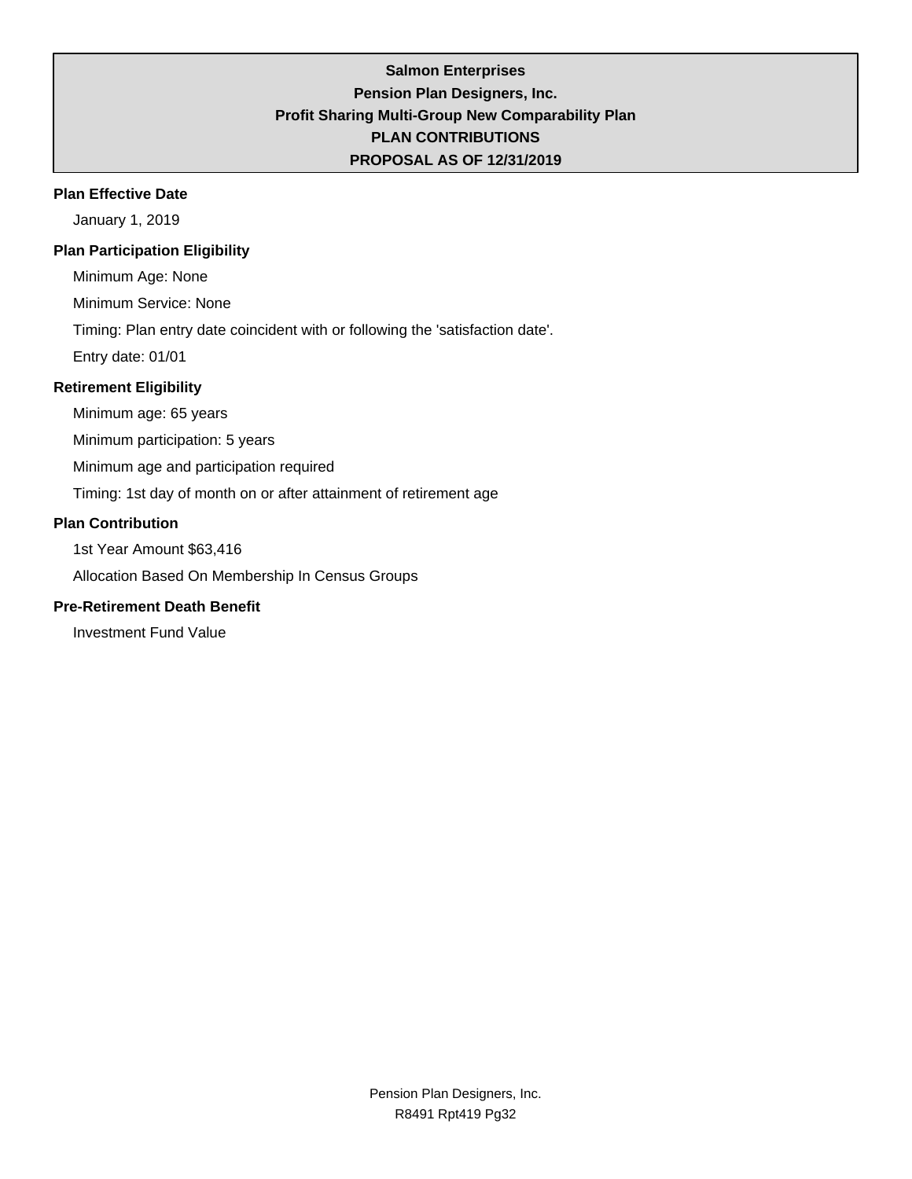# Salmon Enterprises
## Pension Plan Designers, Inc.
## Profit Sharing Multi-Group New Comparability Plan
## PLAN CONTRIBUTIONS
## PROPOSAL AS OF 12/31/2019

**Plan Effective Date**

January 1, 2019

**Plan Participation Eligibility**

Minimum Age: None

Minimum Service: None

Timing: Plan entry date coincident with or following the 'satisfaction date'.

Entry date: 01/01

**Retirement Eligibility**

Minimum age: 65 years

Minimum participation: 5 years

Minimum age and participation required

Timing: 1st day of month on or after attainment of retirement age

**Plan Contribution**

1st Year Amount $63,416

Allocation Based On Membership In Census Groups

**Pre-Retirement Death Benefit**

Investment Fund Value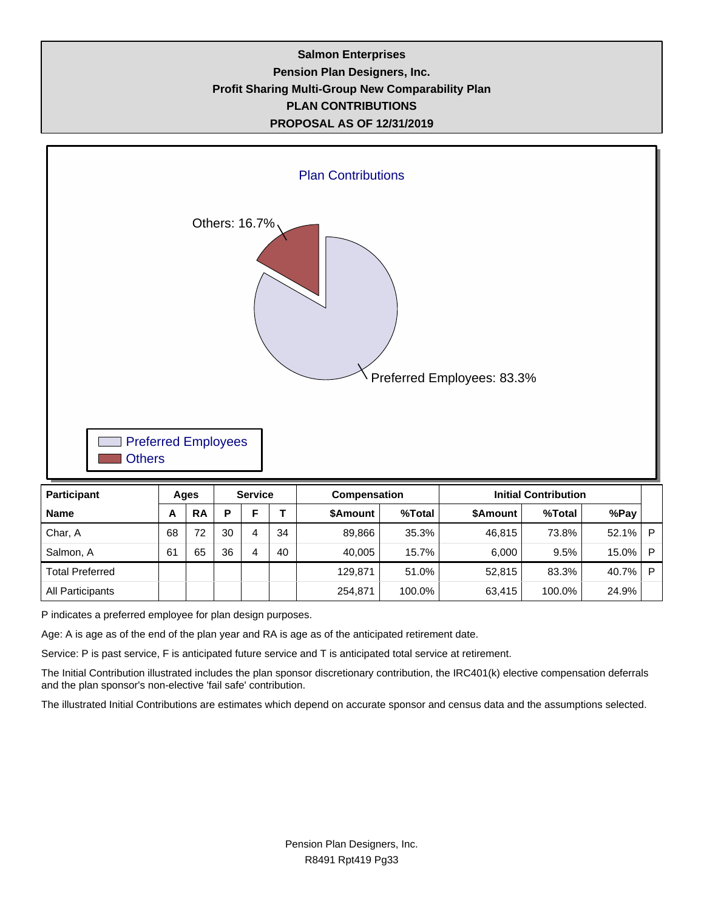**Salmon Enterprises**
**Pension Plan Designers, Inc.**
**Profit Sharing Multi-Group New Comparability Plan**
**PLAN CONTRIBUTIONS**
**PROPOSAL AS OF 12/31/2019**

Plan Contributions

Others: 16.7%

Preferred Employees: 83.3%

Preferred Employees
Others

| Participant | Ages | | Service | | | Compensation | | Initial Contribution | | | |
|---|---|---|---|---|---|---|---|---|---|---|---|
| Name | A | RA | P | F | T | $Amount | %Total | $Amount | %Total | %Pay | |
| Char, A | 68 | 72 | 30 | 4 | 34 | 89,866 | 35.3% | 46,815 | 73.8% | 52.1% | P |
| Salmon, A | 61 | 65 | 36 | 4 | 40 | 40,005 | 15.7% | 6,000 | 9.5% | 15.0% | P |
| Total Preferred | | | | | | 129,871 | 51.0% | 52,815 | 83.3% | 40.7% | P |
| All Participants | | | | | | 254,871 | 100.0% | 63,415 | 100.0% | 24.9% | |

P indicates a preferred employee for plan design purposes.

Age: A is age as of the end of the plan year and RA is age as of the anticipated retirement date.

Service: P is past service, F is anticipated future service and T is anticipated total service at retirement.

The Initial Contribution illustrated includes the plan sponsor discretionary contribution, the IRC401(k) elective compensation deferrals and the plan sponsor's non-elective 'fail safe' contribution.

The illustrated Initial Contributions are estimates which depend on accurate sponsor and census data and the assumptions selected.

Pension Plan Designers, Inc.
R8491 Rpt419 Pg33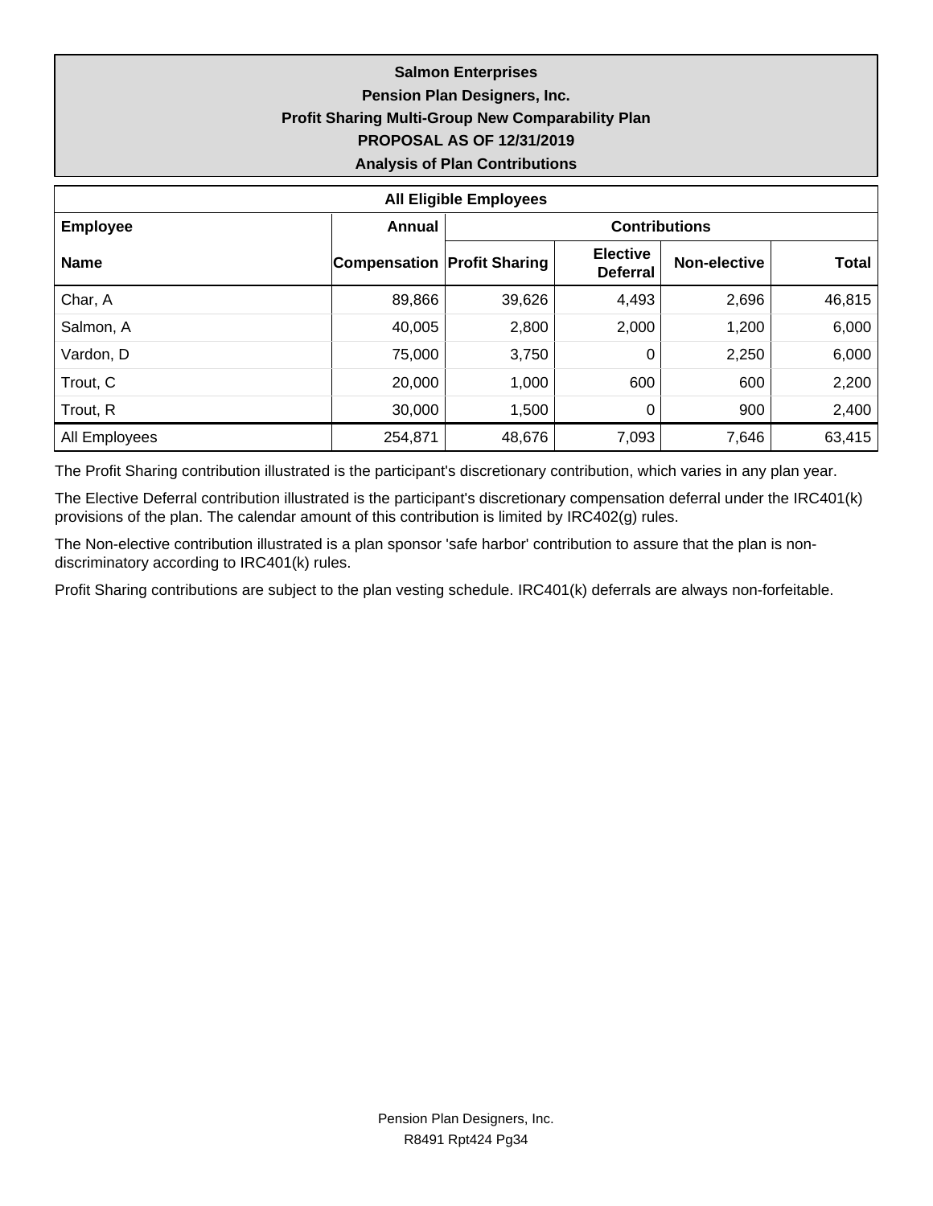**Salmon Enterprises**

**Pension Plan Designers, Inc.**

**Profit Sharing Multi-Group New Comparability Plan**

**PROPOSAL AS OF 12/31/2019**

**Analysis of Plan Contributions**

| All Eligible Employees | | | | | |
|---|---|---|---|---|---|
| **Employee** | **Annual** | **Contributions** | | | |
| **Name** | **Compensation** | **Profit Sharing** | **Elective Deferral** | **Non-elective** | **Total** |
| Char, A | 89,866 | 39,626 | 4,493 | 2,696 | 46,815 |
| Salmon, A | 40,005 | 2,800 | 2,000 | 1,200 | 6,000 |
| Vardon, D | 75,000 | 3,750 | 0 | 2,250 | 6,000 |
| Trout, C | 20,000 | 1,000 | 600 | 600 | 2,200 |
| Trout, R | 30,000 | 1,500 | 0 | 900 | 2,400 |
| All Employees | 254,871 | 48,676 | 7,093 | 7,646 | 63,415 |

The Profit Sharing contribution illustrated is the participant's discretionary contribution, which varies in any plan year.

The Elective Deferral contribution illustrated is the participant's discretionary compensation deferral under the IRC401(k) provisions of the plan. The calendar amount of this contribution is limited by IRC402(g) rules.

The Non-elective contribution illustrated is a plan sponsor 'safe harbor' contribution to assure that the plan is non-discriminatory according to IRC401(k) rules.

Profit Sharing contributions are subject to the plan vesting schedule. IRC401(k) deferrals are always non-forfeitable.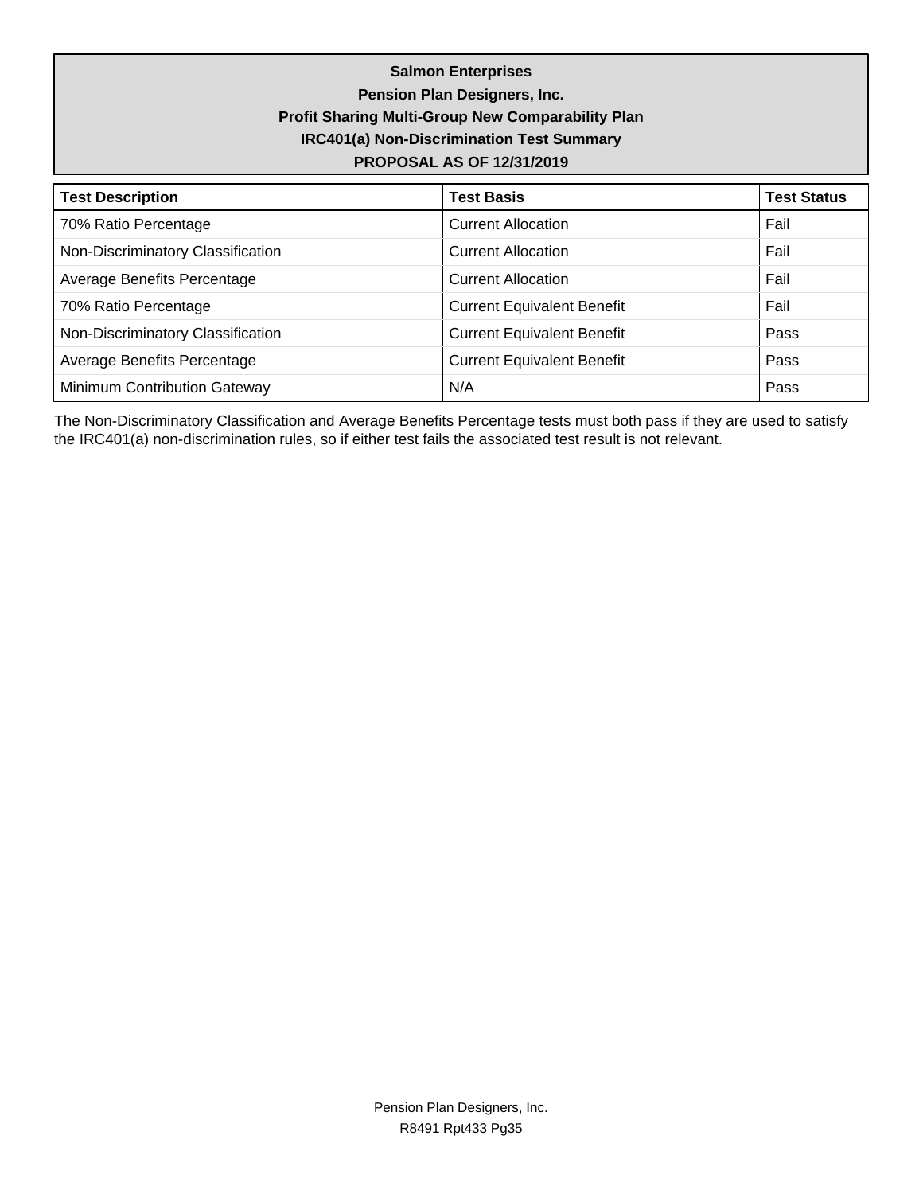**Salmon Enterprises**
**Pension Plan Designers, Inc.**
**Profit Sharing Multi-Group New Comparability Plan**
**IRC401(a) Non-Discrimination Test Summary**
**PROPOSAL AS OF 12/31/2019**

| Test Description | Test Basis | Test Status |
|---|---|---|
| 70% Ratio Percentage | Current Allocation | Fail |
| Non-Discriminatory Classification | Current Allocation | Fail |
| Average Benefits Percentage | Current Allocation | Fail |
| 70% Ratio Percentage | Current Equivalent Benefit | Fail |
| Non-Discriminatory Classification | Current Equivalent Benefit | Pass |
| Average Benefits Percentage | Current Equivalent Benefit | Pass |
| Minimum Contribution Gateway | N/A | Pass |

The Non-Discriminatory Classification and Average Benefits Percentage tests must both pass if they are used to satisfy the IRC401(a) non-discrimination rules, so if either test fails the associated test result is not relevant.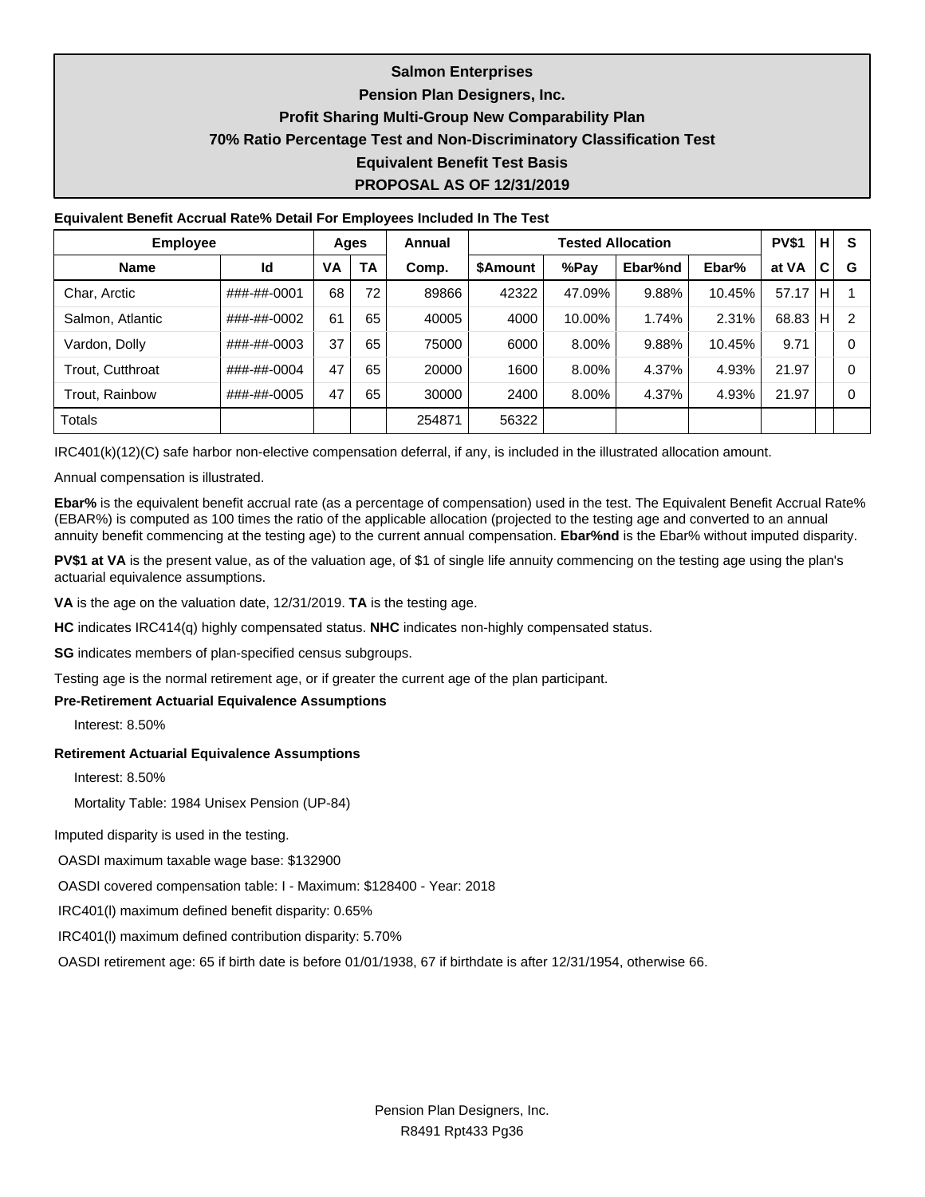# Salmon Enterprises

## Pension Plan Designers, Inc.

## Profit Sharing Multi-Group New Comparability Plan

## 70% Ratio Percentage Test and Non-Discriminatory Classification Test

## Equivalent Benefit Test Basis

## PROPOSAL AS OF 12/31/2019

**Equivalent Benefit Accrual Rate% Detail For Employees Included In The Test**

| Employee | | Ages | | Annual | Tested Allocation | | | | PV$1 | H | S |
|---|---|---|---|---|---|---|---|---|---|---|---|
| Name | Id | VA | TA | Comp. | $Amount | %Pay | Ebar%nd | Ebar% | at VA | C | G |
| Char, Arctic | ###-##-0001 | 68 | 72 | 89866 | 42322 | 47.09% | 9.88% | 10.45% | 57.17 | H | 1 |
| Salmon, Atlantic | ###-##-0002 | 61 | 65 | 40005 | 4000 | 10.00% | 1.74% | 2.31% | 68.83 | H | 2 |
| Vardon, Dolly | ###-##-0003 | 37 | 65 | 75000 | 6000 | 8.00% | 9.88% | 10.45% | 9.71 | | 0 |
| Trout, Cutthroat | ###-##-0004 | 47 | 65 | 20000 | 1600 | 8.00% | 4.37% | 4.93% | 21.97 | | 0 |
| Trout, Rainbow | ###-##-0005 | 47 | 65 | 30000 | 2400 | 8.00% | 4.37% | 4.93% | 21.97 | | 0 |
| Totals | | | | 254871 | 56322 | | | | | | |

IRC401(k)(12)(C) safe harbor non-elective compensation deferral, if any, is included in the illustrated allocation amount.

Annual compensation is illustrated.

**Ebar%** is the equivalent benefit accrual rate (as a percentage of compensation) used in the test. The Equivalent Benefit Accrual Rate% (EBAR%) is computed as 100 times the ratio of the applicable allocation (projected to the testing age and converted to an annual annuity benefit commencing at the testing age) to the current annual compensation. **Ebar%nd** is the Ebar% without imputed disparity.

**PV$1 at VA** is the present value, as of the valuation age, of $1 of single life annuity commencing on the testing age using the plan's actuarial equivalence assumptions.

**VA** is the age on the valuation date, 12/31/2019. **TA** is the testing age.

**HC** indicates IRC414(q) highly compensated status. **NHC** indicates non-highly compensated status.

**SG** indicates members of plan-specified census subgroups.

Testing age is the normal retirement age, or if greater the current age of the plan participant.

**Pre-Retirement Actuarial Equivalence Assumptions**

Interest: 8.50%

**Retirement Actuarial Equivalence Assumptions**

Interest: 8.50%

Mortality Table: 1984 Unisex Pension (UP-84)

Imputed disparity is used in the testing.

OASDI maximum taxable wage base: $132900

OASDI covered compensation table: I - Maximum: $128400 - Year: 2018

IRC401(l) maximum defined benefit disparity: 0.65%

IRC401(l) maximum defined contribution disparity: 5.70%

OASDI retirement age: 65 if birth date is before 01/01/1938, 67 if birthdate is after 12/31/1954, otherwise 66.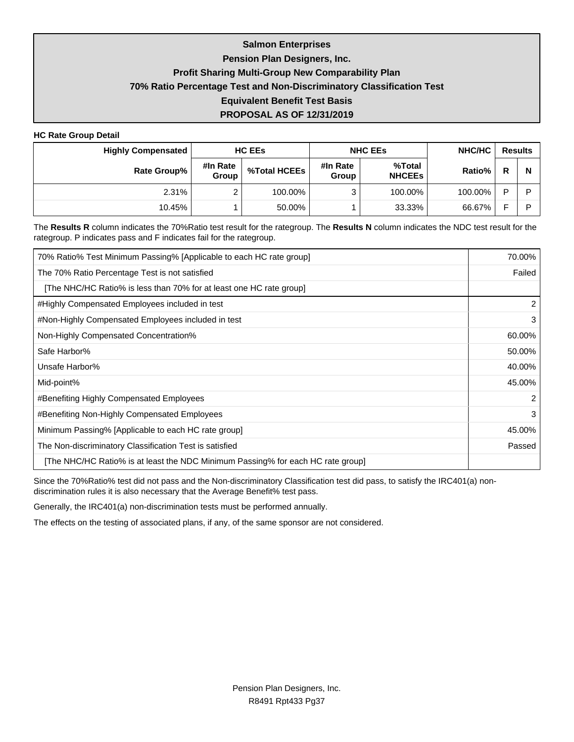**Salmon Enterprises**

**Pension Plan Designers, Inc.**

**Profit Sharing Multi-Group New Comparability Plan**

**70% Ratio Percentage Test and Non-Discriminatory Classification Test**

**Equivalent Benefit Test Basis**

**PROPOSAL AS OF 12/31/2019**

**HC Rate Group Detail**

| Highly Compensated | HC EEs | | NHC EEs | | NHC/HC | Results | |
|---|---|---|---|---|---|---|---|
| Rate Group% | #In Rate Group | %Total HCEEs | #In Rate Group | %Total NHCEEs | Ratio% | R | N |
| 2.31% | 2 | 100.00% | 3 | 100.00% | 100.00% | P | P |
| 10.45% | 1 | 50.00% | 1 | 33.33% | 66.67% | F | P |

The **Results R** column indicates the 70%Ratio test result for the rategroup. The **Results N** column indicates the NDC test result for the rategroup. P indicates pass and F indicates fail for the rategroup.

| | |
|---|---|
| 70% Ratio% Test Minimum Passing% [Applicable to each HC rate group] | 70.00% |
| The 70% Ratio Percentage Test is not satisfied | Failed |
| [The NHC/HC Ratio% is less than 70% for at least one HC rate group] | |
| #Highly Compensated Employees included in test | 2 |
| #Non-Highly Compensated Employees included in test | 3 |
| Non-Highly Compensated Concentration% | 60.00% |
| Safe Harbor% | 50.00% |
| Unsafe Harbor% | 40.00% |
| Mid-point% | 45.00% |
| #Benefiting Highly Compensated Employees | 2 |
| #Benefiting Non-Highly Compensated Employees | 3 |
| Minimum Passing% [Applicable to each HC rate group] | 45.00% |
| The Non-discriminatory Classification Test is satisfied | Passed |
| [The NHC/HC Ratio% is at least the NDC Minimum Passing% for each HC rate group] | |

Since the 70%Ratio% test did not pass and the Non-discriminatory Classification test did pass, to satisfy the IRC401(a) non-discrimination rules it is also necessary that the Average Benefit% test pass.

Generally, the IRC401(a) non-discrimination tests must be performed annually.

The effects on the testing of associated plans, if any, of the same sponsor are not considered.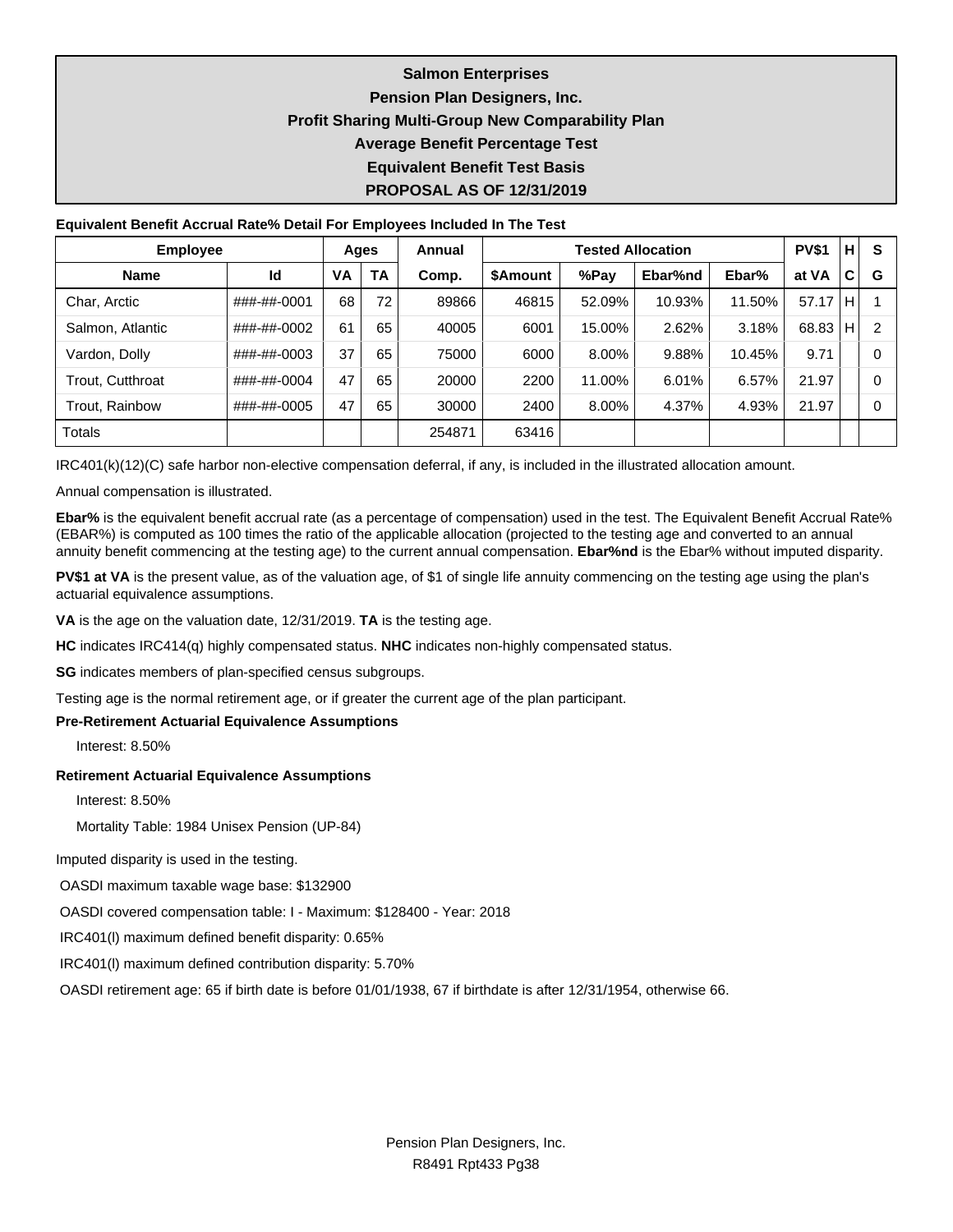# Salmon Enterprises

## Pension Plan Designers, Inc.

## Profit Sharing Multi-Group New Comparability Plan

## Average Benefit Percentage Test

## Equivalent Benefit Test Basis

## PROPOSAL AS OF 12/31/2019

**Equivalent Benefit Accrual Rate% Detail For Employees Included In The Test**

| Employee | | Ages | | Annual | Tested Allocation | | | | PV$1 | H | S |
|---|---|---|---|---|---|---|---|---|---|---|---|
| Name | Id | VA | TA | Comp. | $Amount | %Pay | Ebar%nd | Ebar% | at VA | C | G |
| Char, Arctic | ###-##-0001 | 68 | 72 | 89866 | 46815 | 52.09% | 10.93% | 11.50% | 57.17 | H | 1 |
| Salmon, Atlantic | ###-##-0002 | 61 | 65 | 40005 | 6001 | 15.00% | 2.62% | 3.18% | 68.83 | H | 2 |
| Vardon, Dolly | ###-##-0003 | 37 | 65 | 75000 | 6000 | 8.00% | 9.88% | 10.45% | 9.71 | | 0 |
| Trout, Cutthroat | ###-##-0004 | 47 | 65 | 20000 | 2200 | 11.00% | 6.01% | 6.57% | 21.97 | | 0 |
| Trout, Rainbow | ###-##-0005 | 47 | 65 | 30000 | 2400 | 8.00% | 4.37% | 4.93% | 21.97 | | 0 |
| Totals | | | | 254871 | 63416 | | | | | | |

IRC401(k)(12)(C) safe harbor non-elective compensation deferral, if any, is included in the illustrated allocation amount.

Annual compensation is illustrated.

**Ebar%** is the equivalent benefit accrual rate (as a percentage of compensation) used in the test. The Equivalent Benefit Accrual Rate% (EBAR%) is computed as 100 times the ratio of the applicable allocation (projected to the testing age and converted to an annual annuity benefit commencing at the testing age) to the current annual compensation. **Ebar%nd** is the Ebar% without imputed disparity.

**PV$1 at VA** is the present value, as of the valuation age, of $1 of single life annuity commencing on the testing age using the plan's actuarial equivalence assumptions.

**VA** is the age on the valuation date, 12/31/2019. **TA** is the testing age.

**HC** indicates IRC414(q) highly compensated status. **NHC** indicates non-highly compensated status.

**SG** indicates members of plan-specified census subgroups.

Testing age is the normal retirement age, or if greater the current age of the plan participant.

**Pre-Retirement Actuarial Equivalence Assumptions**

Interest: 8.50%

**Retirement Actuarial Equivalence Assumptions**

Interest: 8.50%

Mortality Table: 1984 Unisex Pension (UP-84)

Imputed disparity is used in the testing.

OASDI maximum taxable wage base: $132900

OASDI covered compensation table: I - Maximum: $128400 - Year: 2018

IRC401(l) maximum defined benefit disparity: 0.65%

IRC401(l) maximum defined contribution disparity: 5.70%

OASDI retirement age: 65 if birth date is before 01/01/1938, 67 if birthdate is after 12/31/1954, otherwise 66.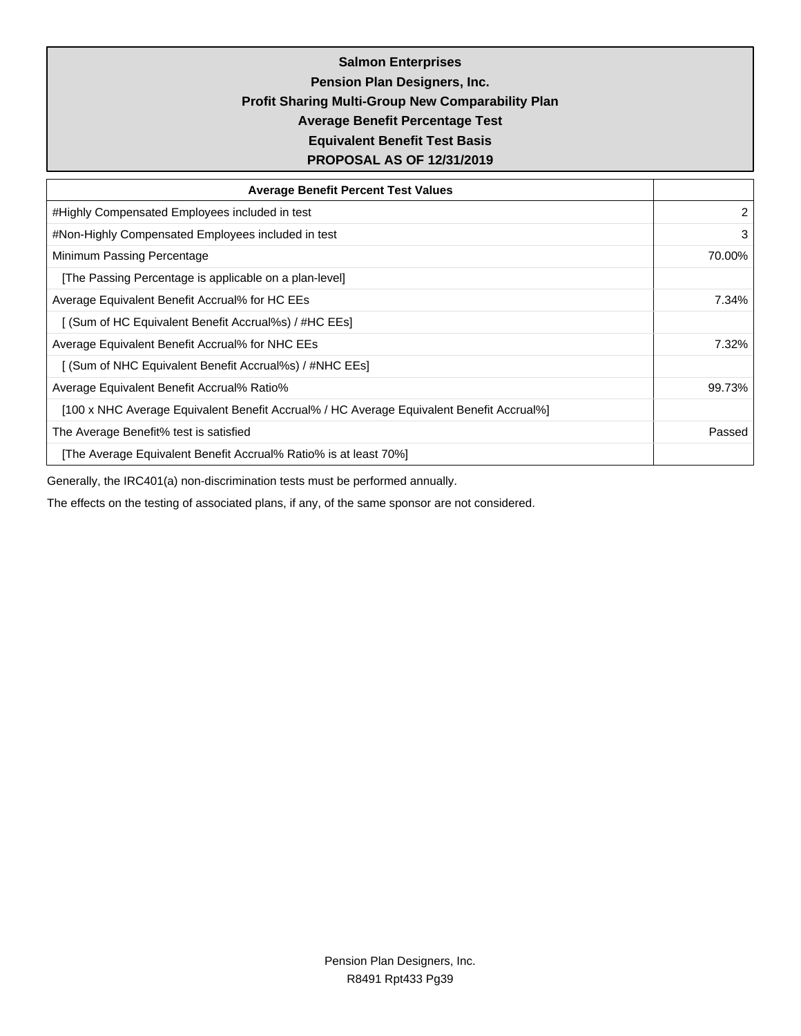**Salmon Enterprises**
**Pension Plan Designers, Inc.**
**Profit Sharing Multi-Group New Comparability Plan**
**Average Benefit Percentage Test**
**Equivalent Benefit Test Basis**
**PROPOSAL AS OF 12/31/2019**

| Average Benefit Percent Test Values | |
|---|---|
| #Highly Compensated Employees included in test | 2 |
| #Non-Highly Compensated Employees included in test | 3 |
| Minimum Passing Percentage | 70.00% |
| [The Passing Percentage is applicable on a plan-level] | |
| Average Equivalent Benefit Accrual% for HC EEs | 7.34% |
| [ (Sum of HC Equivalent Benefit Accrual%s) / #HC EEs] | |
| Average Equivalent Benefit Accrual% for NHC EEs | 7.32% |
| [ (Sum of NHC Equivalent Benefit Accrual%s) / #NHC EEs] | |
| Average Equivalent Benefit Accrual% Ratio% | 99.73% |
| [100 x NHC Average Equivalent Benefit Accrual% / HC Average Equivalent Benefit Accrual%] | |
| The Average Benefit% test is satisfied | Passed |
| [The Average Equivalent Benefit Accrual% Ratio% is at least 70%] | |

Generally, the IRC401(a) non-discrimination tests must be performed annually.

The effects on the testing of associated plans, if any, of the same sponsor are not considered.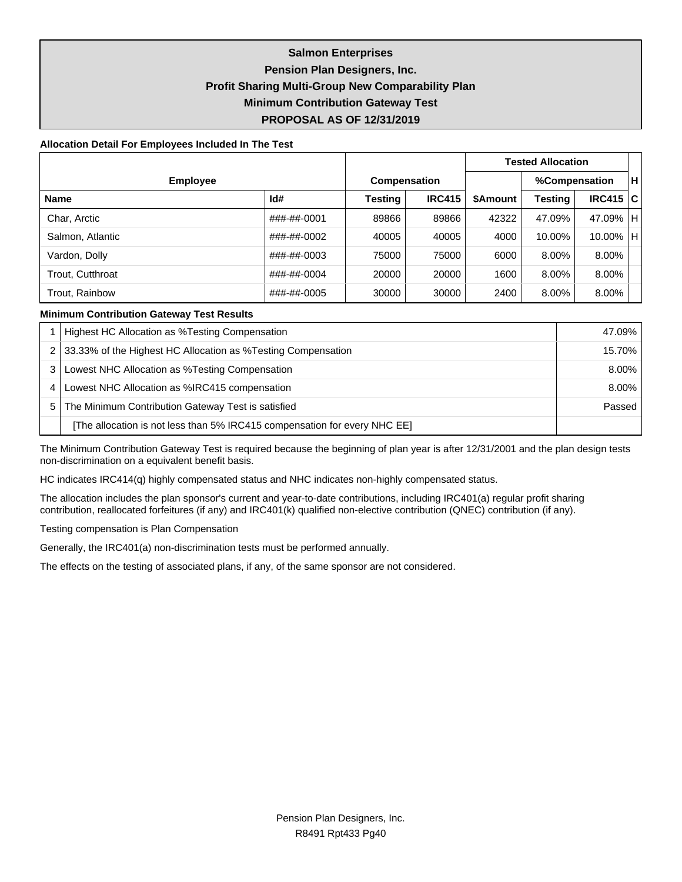# Salmon Enterprises

## Pension Plan Designers, Inc.

## Profit Sharing Multi-Group New Comparability Plan

## Minimum Contribution Gateway Test

## PROPOSAL AS OF 12/31/2019

**Allocation Detail For Employees Included In The Test**

| Employee | | Compensation | | Tested Allocation | | | H |
|---|---|---|---|---|---|---|---|
| | | | | | %Compensation | | |
| **Name** | **Id#** | **Testing** | **IRC415** | **$Amount** | **Testing** | **IRC415** | **C** |
| Char, Arctic | ###-##-0001 | 89866 | 89866 | 42322 | 47.09% | 47.09% | H |
| Salmon, Atlantic | ###-##-0002 | 40005 | 40005 | 4000 | 10.00% | 10.00% | H |
| Vardon, Dolly | ###-##-0003 | 75000 | 75000 | 6000 | 8.00% | 8.00% | |
| Trout, Cutthroat | ###-##-0004 | 20000 | 20000 | 1600 | 8.00% | 8.00% | |
| Trout, Rainbow | ###-##-0005 | 30000 | 30000 | 2400 | 8.00% | 8.00% | |

**Minimum Contribution Gateway Test Results**

| | | |
|---|---|---|
| 1 | Highest HC Allocation as %Testing Compensation | 47.09% |
| 2 | 33.33% of the Highest HC Allocation as %Testing Compensation | 15.70% |
| 3 | Lowest NHC Allocation as %Testing Compensation | 8.00% |
| 4 | Lowest NHC Allocation as %IRC415 compensation | 8.00% |
| 5 | The Minimum Contribution Gateway Test is satisfied | Passed |
| | [The allocation is not less than 5% IRC415 compensation for every NHC EE] | |

The Minimum Contribution Gateway Test is required because the beginning of plan year is after 12/31/2001 and the plan design tests non-discrimination on a equivalent benefit basis.

HC indicates IRC414(q) highly compensated status and NHC indicates non-highly compensated status.

The allocation includes the plan sponsor's current and year-to-date contributions, including IRC401(a) regular profit sharing contribution, reallocated forfeitures (if any) and IRC401(k) qualified non-elective contribution (QNEC) contribution (if any).

Testing compensation is Plan Compensation

Generally, the IRC401(a) non-discrimination tests must be performed annually.

The effects on the testing of associated plans, if any, of the same sponsor are not considered.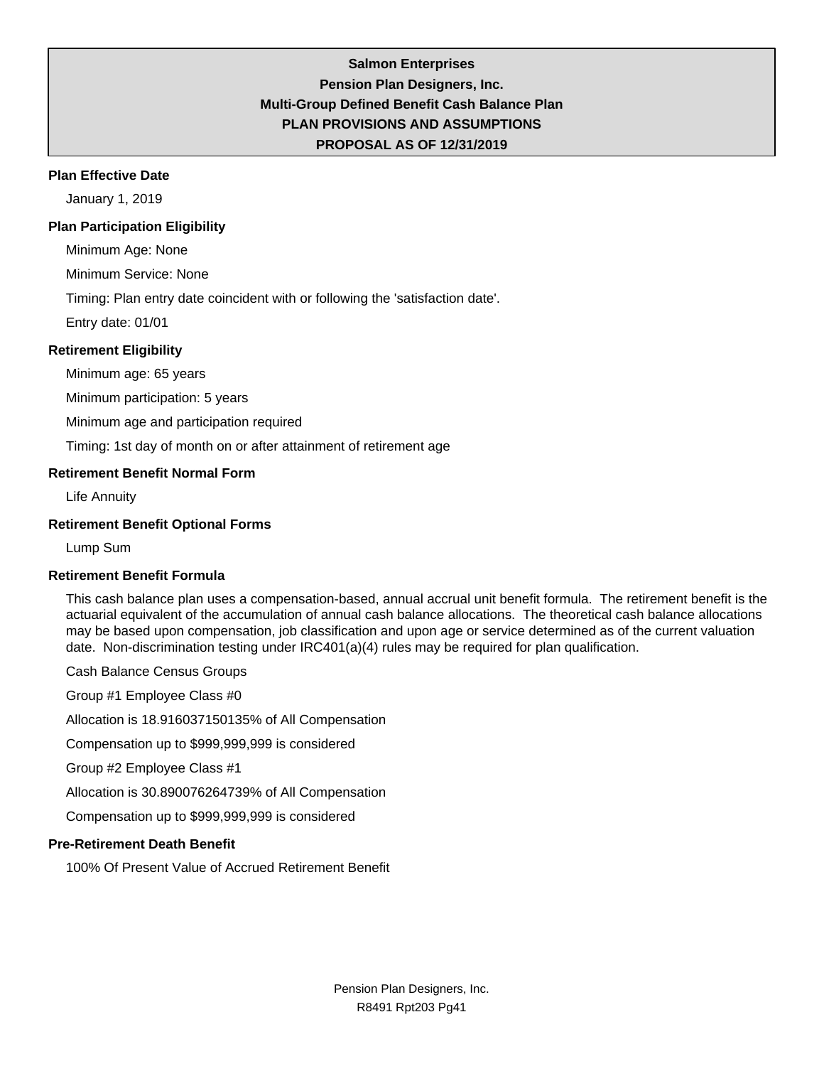**Salmon Enterprises**

**Pension Plan Designers, Inc.**

**Multi-Group Defined Benefit Cash Balance Plan**

**PLAN PROVISIONS AND ASSUMPTIONS**

**PROPOSAL AS OF 12/31/2019**

### Plan Effective Date

January 1, 2019

### Plan Participation Eligibility

Minimum Age: None

Minimum Service: None

Timing: Plan entry date coincident with or following the 'satisfaction date'.

Entry date: 01/01

### Retirement Eligibility

Minimum age: 65 years

Minimum participation: 5 years

Minimum age and participation required

Timing: 1st day of month on or after attainment of retirement age

### Retirement Benefit Normal Form

Life Annuity

### Retirement Benefit Optional Forms

Lump Sum

### Retirement Benefit Formula

This cash balance plan uses a compensation-based, annual accrual unit benefit formula. The retirement benefit is the actuarial equivalent of the accumulation of annual cash balance allocations. The theoretical cash balance allocations may be based upon compensation, job classification and upon age or service determined as of the current valuation date. Non-discrimination testing under IRC401(a)(4) rules may be required for plan qualification.

Cash Balance Census Groups

Group #1 Employee Class #0

Allocation is 18.916037150135% of All Compensation

Compensation up to $999,999,999 is considered

Group #2 Employee Class #1

Allocation is 30.890076264739% of All Compensation

Compensation up to $999,999,999 is considered

### Pre-Retirement Death Benefit

100% Of Present Value of Accrued Retirement Benefit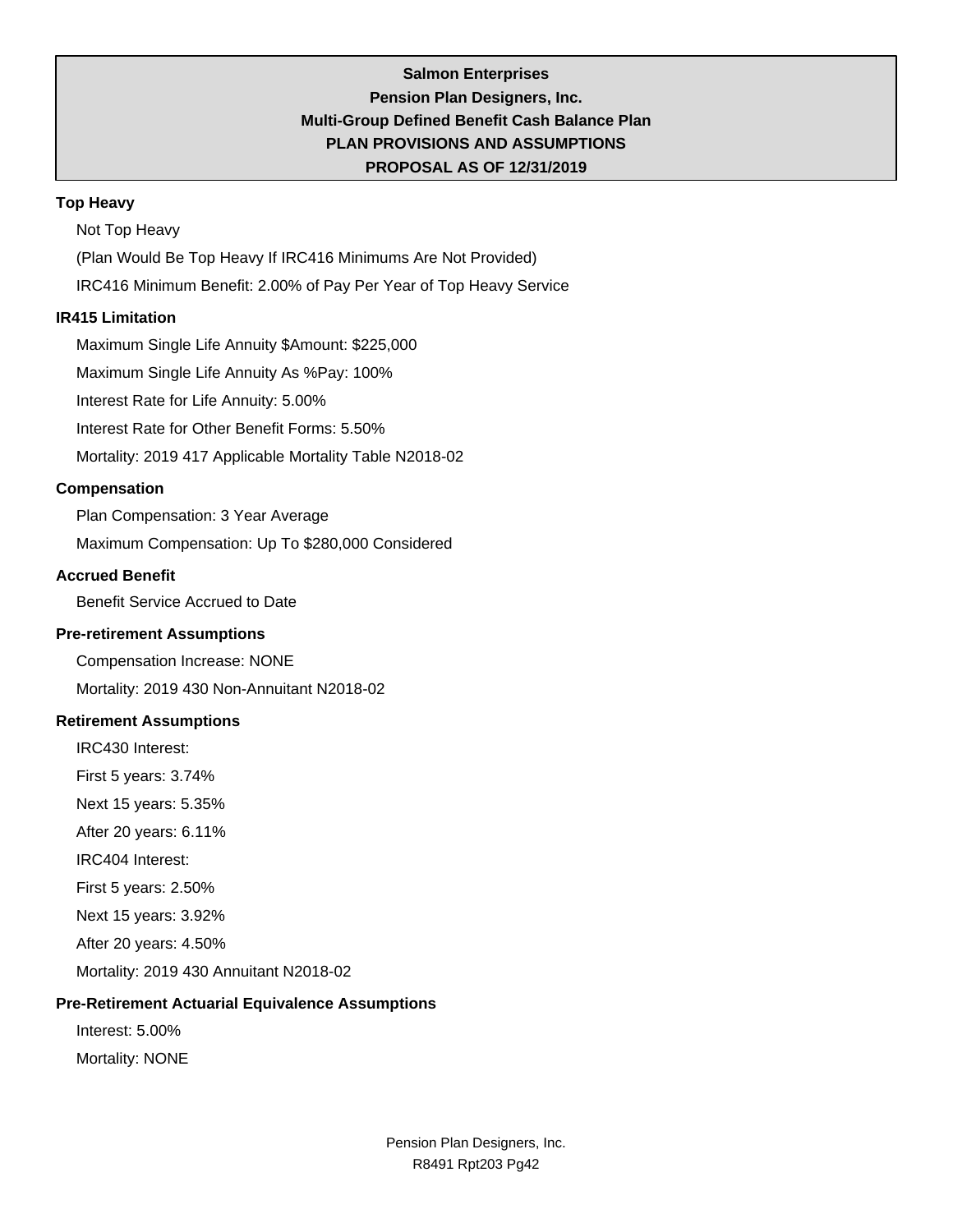**Salmon Enterprises**
**Pension Plan Designers, Inc.**
**Multi-Group Defined Benefit Cash Balance Plan**
**PLAN PROVISIONS AND ASSUMPTIONS**
**PROPOSAL AS OF 12/31/2019**

### Top Heavy

Not Top Heavy

(Plan Would Be Top Heavy If IRC416 Minimums Are Not Provided)

IRC416 Minimum Benefit: 2.00% of Pay Per Year of Top Heavy Service

### IR415 Limitation

Maximum Single Life Annuity $Amount: $225,000

Maximum Single Life Annuity As %Pay: 100%

Interest Rate for Life Annuity: 5.00%

Interest Rate for Other Benefit Forms: 5.50%

Mortality: 2019 417 Applicable Mortality Table N2018-02

### Compensation

Plan Compensation: 3 Year Average

Maximum Compensation: Up To $280,000 Considered

### Accrued Benefit

Benefit Service Accrued to Date

### Pre-retirement Assumptions

Compensation Increase: NONE

Mortality: 2019 430 Non-Annuitant N2018-02

### Retirement Assumptions

IRC430 Interest:

First 5 years: 3.74%

Next 15 years: 5.35%

After 20 years: 6.11%

IRC404 Interest:

First 5 years: 2.50%

Next 15 years: 3.92%

After 20 years: 4.50%

Mortality: 2019 430 Annuitant N2018-02

### Pre-Retirement Actuarial Equivalence Assumptions

Interest: 5.00%

Mortality: NONE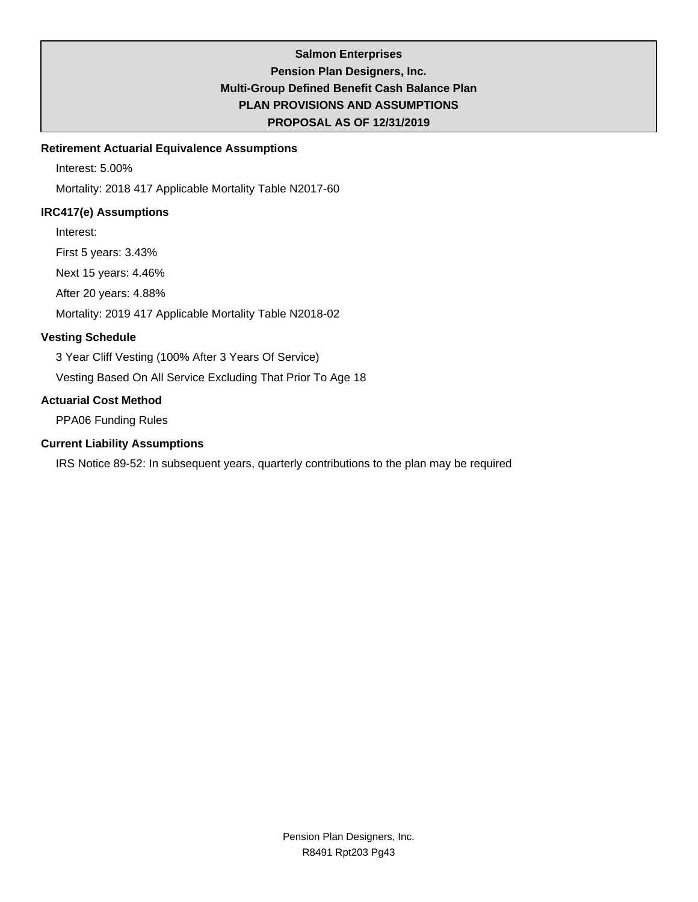**Salmon Enterprises**
**Pension Plan Designers, Inc.**
**Multi-Group Defined Benefit Cash Balance Plan**
**PLAN PROVISIONS AND ASSUMPTIONS**
**PROPOSAL AS OF 12/31/2019**

### Retirement Actuarial Equivalence Assumptions

Interest: 5.00%

Mortality: 2018 417 Applicable Mortality Table N2017-60

### IRC417(e) Assumptions

Interest:

First 5 years: 3.43%

Next 15 years: 4.46%

After 20 years: 4.88%

Mortality: 2019 417 Applicable Mortality Table N2018-02

### Vesting Schedule

3 Year Cliff Vesting (100% After 3 Years Of Service)

Vesting Based On All Service Excluding That Prior To Age 18

### Actuarial Cost Method

PPA06 Funding Rules

### Current Liability Assumptions

IRS Notice 89-52: In subsequent years, quarterly contributions to the plan may be required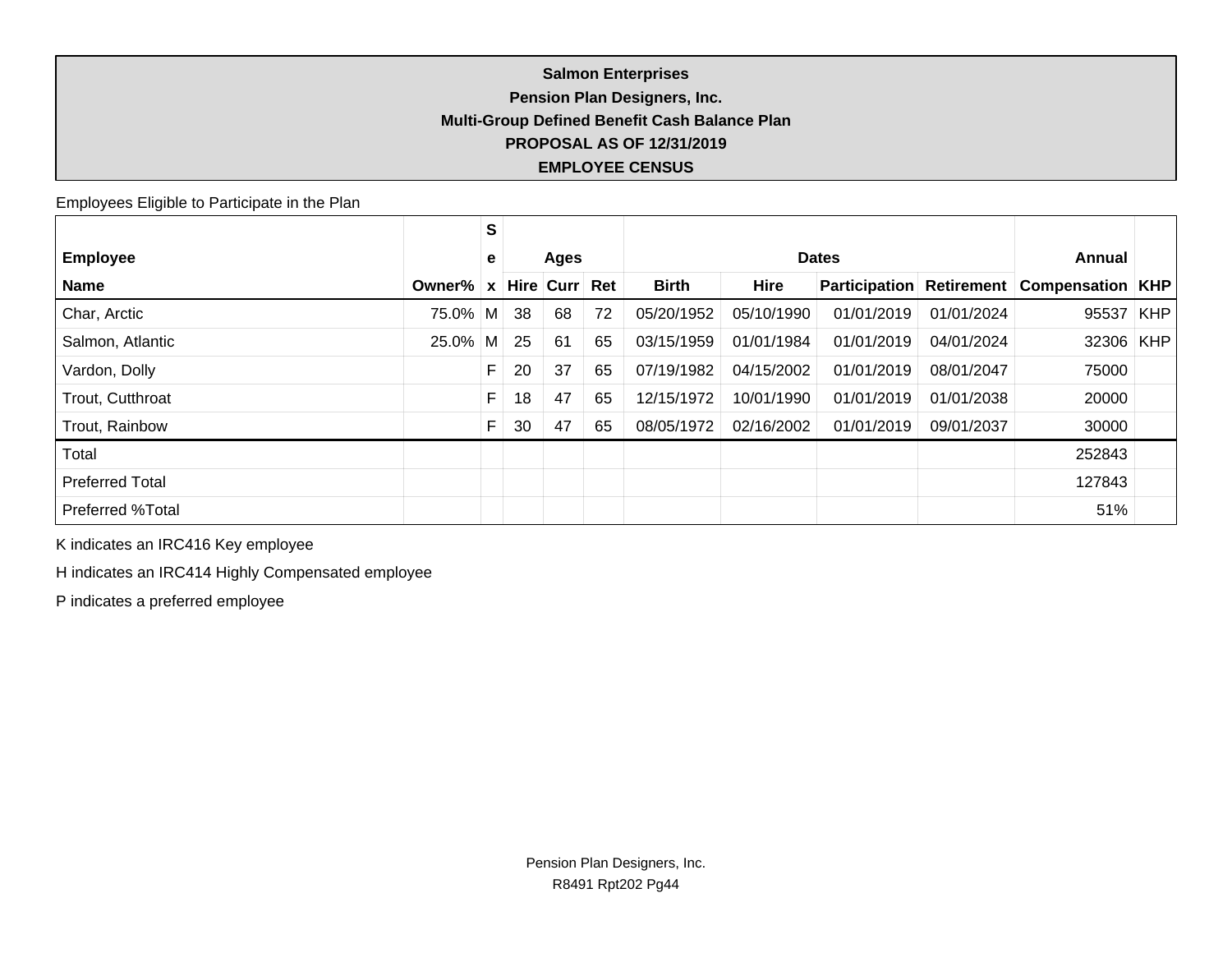**Salmon Enterprises**
**Pension Plan Designers, Inc.**
**Multi-Group Defined Benefit Cash Balance Plan**
**PROPOSAL AS OF 12/31/2019**
**EMPLOYEE CENSUS**

Employees Eligible to Participate in the Plan

| Employee |  | Sex | Ages |  |  | Dates |  |  |  | Annual |  |
|---|---|---|---|---|---|---|---|---|---|---|---|
| Name | Owner% |  | Hire | Curr | Ret | Birth | Hire | Participation | Retirement | Compensation | KHP |
| Char, Arctic | 75.0% | M | 38 | 68 | 72 | 05/20/1952 | 05/10/1990 | 01/01/2019 | 01/01/2024 | 95537 | KHP |
| Salmon, Atlantic | 25.0% | M | 25 | 61 | 65 | 03/15/1959 | 01/01/1984 | 01/01/2019 | 04/01/2024 | 32306 | KHP |
| Vardon, Dolly |  | F | 20 | 37 | 65 | 07/19/1982 | 04/15/2002 | 01/01/2019 | 08/01/2047 | 75000 |  |
| Trout, Cutthroat |  | F | 18 | 47 | 65 | 12/15/1972 | 10/01/1990 | 01/01/2019 | 01/01/2038 | 20000 |  |
| Trout, Rainbow |  | F | 30 | 47 | 65 | 08/05/1972 | 02/16/2002 | 01/01/2019 | 09/01/2037 | 30000 |  |
| Total |  |  |  |  |  |  |  |  |  | 252843 |  |
| Preferred Total |  |  |  |  |  |  |  |  |  | 127843 |  |
| Preferred %Total |  |  |  |  |  |  |  |  |  | 51% |  |

K indicates an IRC416 Key employee

H indicates an IRC414 Highly Compensated employee

P indicates a preferred employee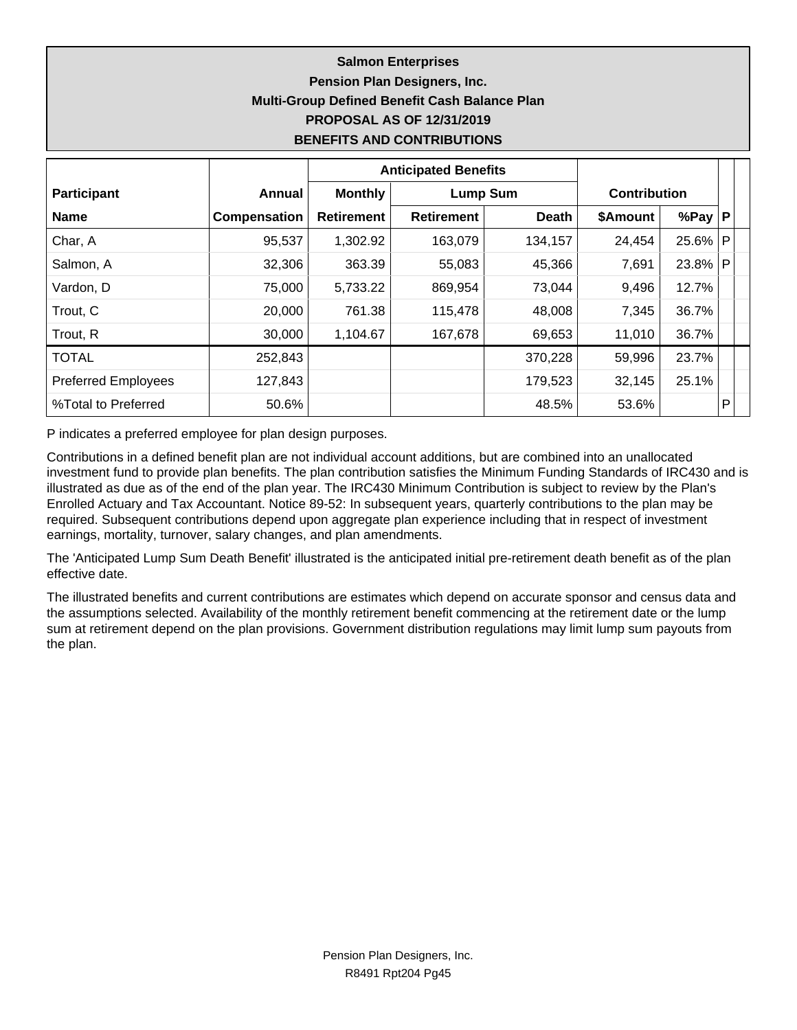**Salmon Enterprises**

**Pension Plan Designers, Inc.**

**Multi-Group Defined Benefit Cash Balance Plan**

**PROPOSAL AS OF 12/31/2019**

**BENEFITS AND CONTRIBUTIONS**

| Participant | Annual | Anticipated Benefits | | | Contribution | | |
|---|---|---|---|---|---|---|---|
| | | Monthly | Lump Sum | | | | |
| Name | Compensation | Retirement | Retirement | Death | $Amount | %Pay | P |
| Char, A | 95,537 | 1,302.92 | 163,079 | 134,157 | 24,454 | 25.6% | P |
| Salmon, A | 32,306 | 363.39 | 55,083 | 45,366 | 7,691 | 23.8% | P |
| Vardon, D | 75,000 | 5,733.22 | 869,954 | 73,044 | 9,496 | 12.7% | |
| Trout, C | 20,000 | 761.38 | 115,478 | 48,008 | 7,345 | 36.7% | |
| Trout, R | 30,000 | 1,104.67 | 167,678 | 69,653 | 11,010 | 36.7% | |
| TOTAL | 252,843 | | | 370,228 | 59,996 | 23.7% | |
| Preferred Employees | 127,843 | | | 179,523 | 32,145 | 25.1% | |
| %Total to Preferred | 50.6% | | | 48.5% | 53.6% | | P |

P indicates a preferred employee for plan design purposes.

Contributions in a defined benefit plan are not individual account additions, but are combined into an unallocated investment fund to provide plan benefits. The plan contribution satisfies the Minimum Funding Standards of IRC430 and is illustrated as due as of the end of the plan year. The IRC430 Minimum Contribution is subject to review by the Plan's Enrolled Actuary and Tax Accountant. Notice 89-52: In subsequent years, quarterly contributions to the plan may be required. Subsequent contributions depend upon aggregate plan experience including that in respect of investment earnings, mortality, turnover, salary changes, and plan amendments.

The 'Anticipated Lump Sum Death Benefit' illustrated is the anticipated initial pre-retirement death benefit as of the plan effective date.

The illustrated benefits and current contributions are estimates which depend on accurate sponsor and census data and the assumptions selected. Availability of the monthly retirement benefit commencing at the retirement date or the lump sum at retirement depend on the plan provisions. Government distribution regulations may limit lump sum payouts from the plan.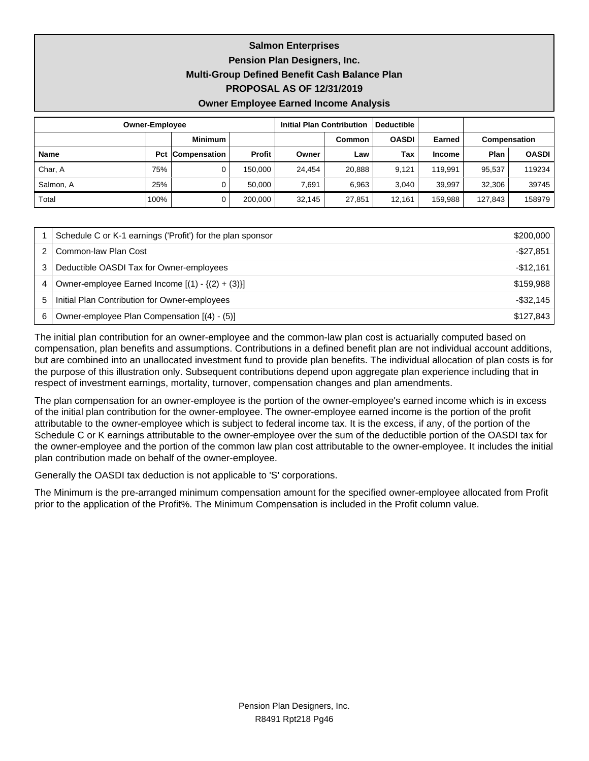# Salmon Enterprises

## Pension Plan Designers, Inc.

## Multi-Group Defined Benefit Cash Balance Plan

## PROPOSAL AS OF 12/31/2019

## Owner Employee Earned Income Analysis

| Owner-Employee | | | | Initial Plan Contribution | | Deductible | | | |
|---|---|---|---|---|---|---|---|---|---|
| | | Minimum | | | Common | OASDI | Earned | Compensation | |
| **Name** | **Pct** | **Compensation** | **Profit** | **Owner** | **Law** | **Tax** | **Income** | **Plan** | **OASDI** |
| Char, A | 75% | 0 | 150,000 | 24,454 | 20,888 | 9,121 | 119,991 | 95,537 | 119234 |
| Salmon, A | 25% | 0 | 50,000 | 7,691 | 6,963 | 3,040 | 39,997 | 32,306 | 39745 |
| Total | 100% | 0 | 200,000 | 32,145 | 27,851 | 12,161 | 159,988 | 127,843 | 158979 |

| | | |
|---|---|---|
| 1 | Schedule C or K-1 earnings ('Profit') for the plan sponsor | $200,000 |
| 2 | Common-law Plan Cost | -$27,851 |
| 3 | Deductible OASDI Tax for Owner-employees | -$12,161 |
| 4 | Owner-employee Earned Income [(1) - {(2) + (3)}] | $159,988 |
| 5 | Initial Plan Contribution for Owner-employees | -$32,145 |
| 6 | Owner-employee Plan Compensation [(4) - (5)] | $127,843 |

The initial plan contribution for an owner-employee and the common-law plan cost is actuarially computed based on compensation, plan benefits and assumptions. Contributions in a defined benefit plan are not individual account additions, but are combined into an unallocated investment fund to provide plan benefits. The individual allocation of plan costs is for the purpose of this illustration only. Subsequent contributions depend upon aggregate plan experience including that in respect of investment earnings, mortality, turnover, compensation changes and plan amendments.

The plan compensation for an owner-employee is the portion of the owner-employee's earned income which is in excess of the initial plan contribution for the owner-employee. The owner-employee earned income is the portion of the profit attributable to the owner-employee which is subject to federal income tax. It is the excess, if any, of the portion of the Schedule C or K earnings attributable to the owner-employee over the sum of the deductible portion of the OASDI tax for the owner-employee and the portion of the common law plan cost attributable to the owner-employee. It includes the initial plan contribution made on behalf of the owner-employee.

Generally the OASDI tax deduction is not applicable to 'S' corporations.

The Minimum is the pre-arranged minimum compensation amount for the specified owner-employee allocated from Profit prior to the application of the Profit%. The Minimum Compensation is included in the Profit column value.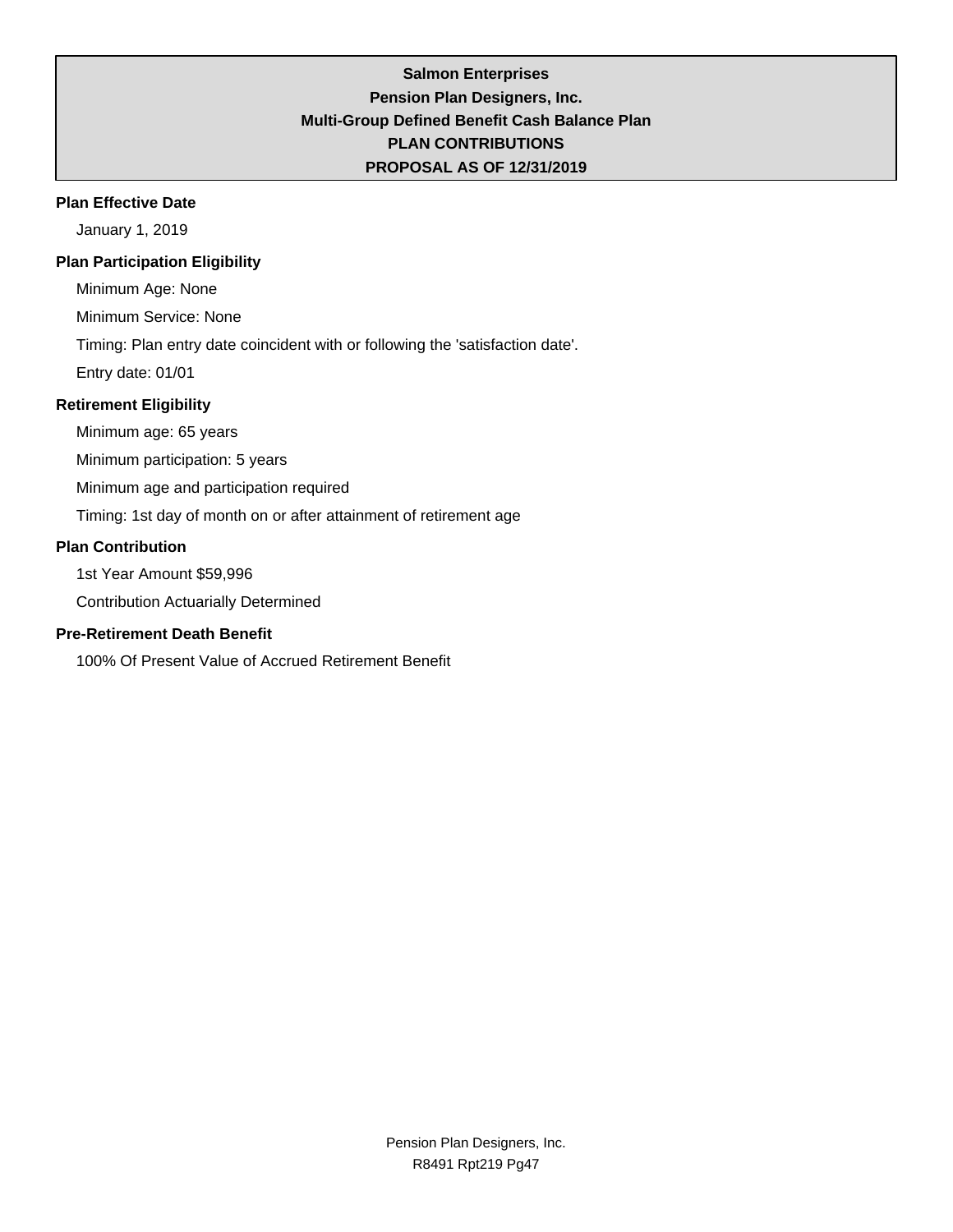**Salmon Enterprises**
**Pension Plan Designers, Inc.**
**Multi-Group Defined Benefit Cash Balance Plan**
**PLAN CONTRIBUTIONS**
**PROPOSAL AS OF 12/31/2019**

### Plan Effective Date

January 1, 2019

### Plan Participation Eligibility

Minimum Age: None

Minimum Service: None

Timing: Plan entry date coincident with or following the 'satisfaction date'.

Entry date: 01/01

### Retirement Eligibility

Minimum age: 65 years

Minimum participation: 5 years

Minimum age and participation required

Timing: 1st day of month on or after attainment of retirement age

### Plan Contribution

1st Year Amount $59,996

Contribution Actuarially Determined

### Pre-Retirement Death Benefit

100% Of Present Value of Accrued Retirement Benefit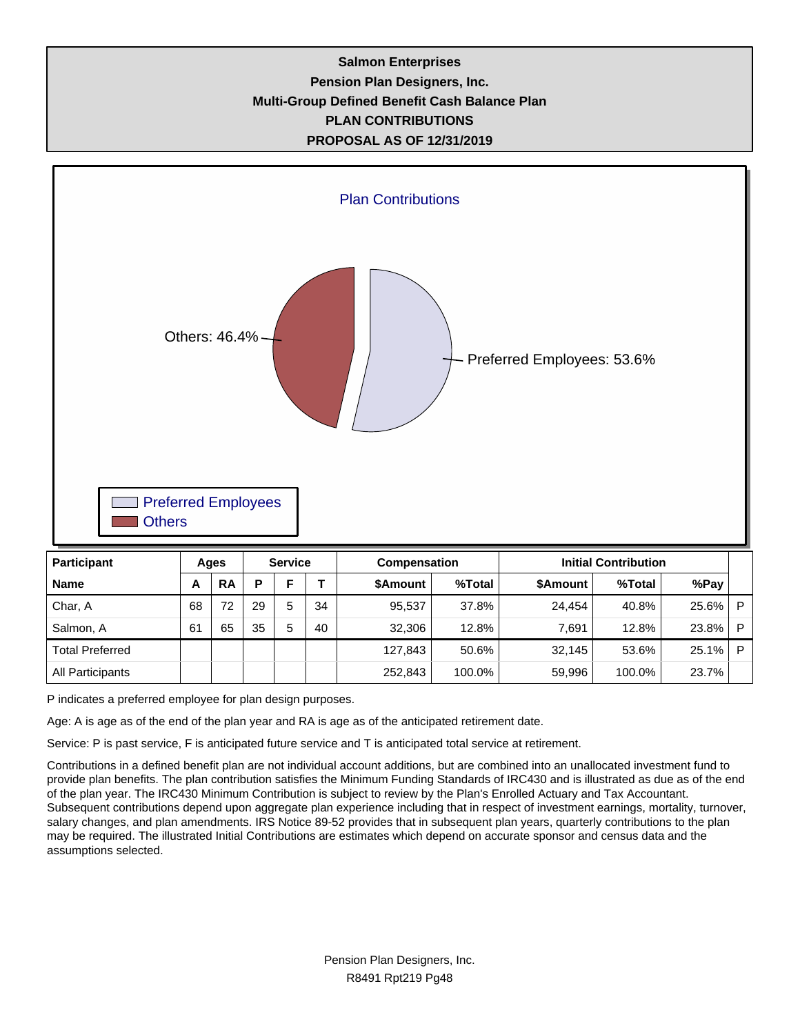**Salmon Enterprises**
**Pension Plan Designers, Inc.**
**Multi-Group Defined Benefit Cash Balance Plan**
**PLAN CONTRIBUTIONS**
**PROPOSAL AS OF 12/31/2019**

Plan Contributions

Others: 46.4%

Preferred Employees: 53.6%

Preferred Employees
Others

| Participant | Ages | | Service | | | Compensation | | Initial Contribution | | | |
|---|---|---|---|---|---|---|---|---|---|---|---|
| **Name** | **A** | **RA** | **P** | **F** | **T** | **$Amount** | **%Total** | **$Amount** | **%Total** | **%Pay** | |
| Char, A | 68 | 72 | 29 | 5 | 34 | 95,537 | 37.8% | 24,454 | 40.8% | 25.6% | P |
| Salmon, A | 61 | 65 | 35 | 5 | 40 | 32,306 | 12.8% | 7,691 | 12.8% | 23.8% | P |
| Total Preferred | | | | | | 127,843 | 50.6% | 32,145 | 53.6% | 25.1% | P |
| All Participants | | | | | | 252,843 | 100.0% | 59,996 | 100.0% | 23.7% | |

P indicates a preferred employee for plan design purposes.

Age: A is age as of the end of the plan year and RA is age as of the anticipated retirement date.

Service: P is past service, F is anticipated future service and T is anticipated total service at retirement.

Contributions in a defined benefit plan are not individual account additions, but are combined into an unallocated investment fund to provide plan benefits. The plan contribution satisfies the Minimum Funding Standards of IRC430 and is illustrated as due as of the end of the plan year. The IRC430 Minimum Contribution is subject to review by the Plan's Enrolled Actuary and Tax Accountant. Subsequent contributions depend upon aggregate plan experience including that in respect of investment earnings, mortality, turnover, salary changes, and plan amendments. IRS Notice 89-52 provides that in subsequent plan years, quarterly contributions to the plan may be required. The illustrated Initial Contributions are estimates which depend on accurate sponsor and census data and the assumptions selected.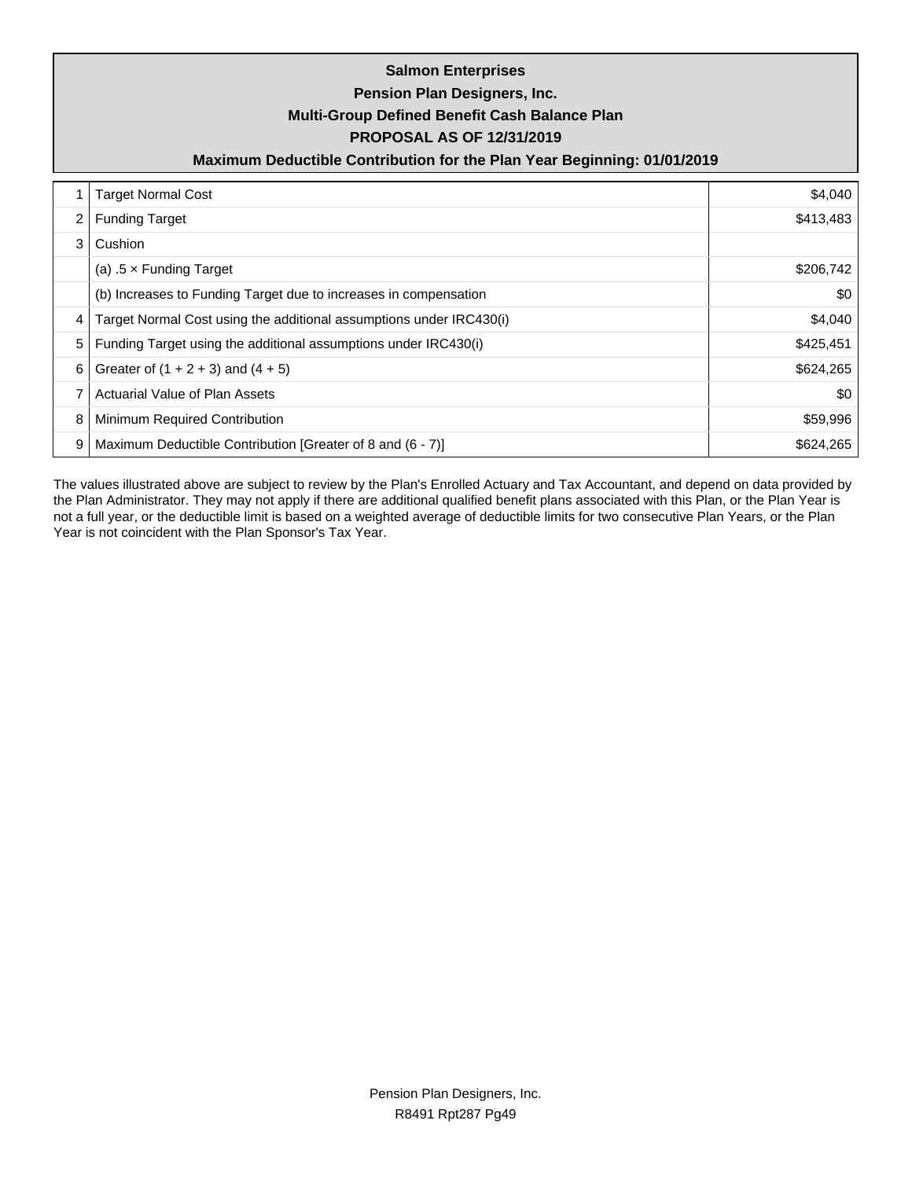**Salmon Enterprises**

**Pension Plan Designers, Inc.**

**Multi-Group Defined Benefit Cash Balance Plan**

**PROPOSAL AS OF 12/31/2019**

**Maximum Deductible Contribution for the Plan Year Beginning: 01/01/2019**

| | | |
|---|---|---|
| 1 | Target Normal Cost | $4,040 |
| 2 | Funding Target | $413,483 |
| 3 | Cushion | |
| | (a) .5 × Funding Target | $206,742 |
| | (b) Increases to Funding Target due to increases in compensation | $0 |
| 4 | Target Normal Cost using the additional assumptions under IRC430(i) | $4,040 |
| 5 | Funding Target using the additional assumptions under IRC430(i) | $425,451 |
| 6 | Greater of (1 + 2 + 3) and (4 + 5) | $624,265 |
| 7 | Actuarial Value of Plan Assets | $0 |
| 8 | Minimum Required Contribution | $59,996 |
| 9 | Maximum Deductible Contribution [Greater of 8 and (6 - 7)] | $624,265 |

The values illustrated above are subject to review by the Plan's Enrolled Actuary and Tax Accountant, and depend on data provided by the Plan Administrator. They may not apply if there are additional qualified benefit plans associated with this Plan, or the Plan Year is not a full year, or the deductible limit is based on a weighted average of deductible limits for two consecutive Plan Years, or the Plan Year is not coincident with the Plan Sponsor's Tax Year.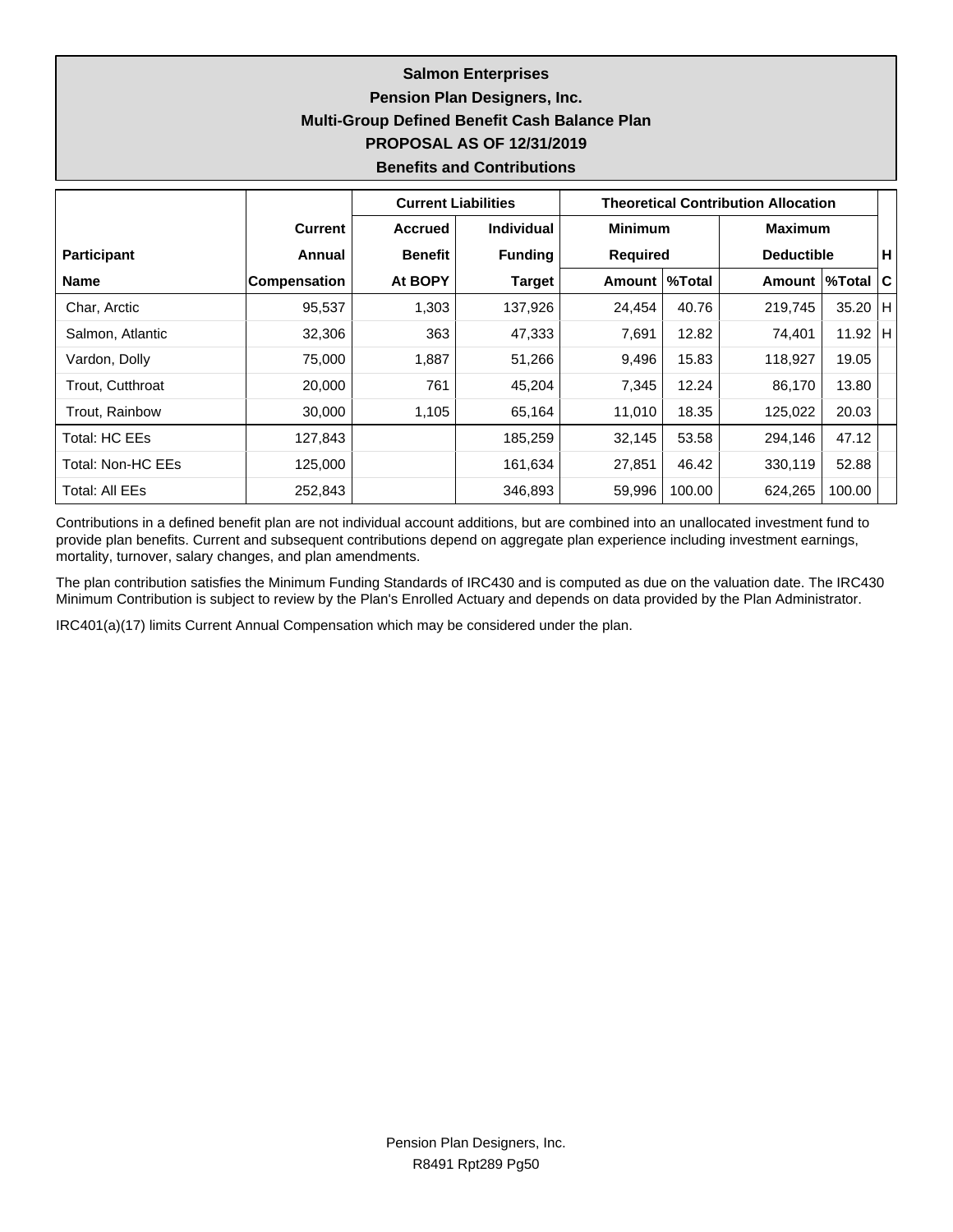**Salmon Enterprises**

**Pension Plan Designers, Inc.**

**Multi-Group Defined Benefit Cash Balance Plan**

**PROPOSAL AS OF 12/31/2019**

**Benefits and Contributions**

| | | Current Liabilities | | Theoretical Contribution Allocation | | | | |
|---|---|---|---|---|---|---|---|---|
| | Current | Accrued | Individual | Minimum | | Maximum | | |
| Participant | Annual | Benefit | Funding | Required | | Deductible | | H |
| Name | Compensation | At BOPY | Target | Amount | %Total | Amount | %Total | C |
| Char, Arctic | 95,537 | 1,303 | 137,926 | 24,454 | 40.76 | 219,745 | 35.20 | H |
| Salmon, Atlantic | 32,306 | 363 | 47,333 | 7,691 | 12.82 | 74,401 | 11.92 | H |
| Vardon, Dolly | 75,000 | 1,887 | 51,266 | 9,496 | 15.83 | 118,927 | 19.05 | |
| Trout, Cutthroat | 20,000 | 761 | 45,204 | 7,345 | 12.24 | 86,170 | 13.80 | |
| Trout, Rainbow | 30,000 | 1,105 | 65,164 | 11,010 | 18.35 | 125,022 | 20.03 | |
| Total: HC EEs | 127,843 | | 185,259 | 32,145 | 53.58 | 294,146 | 47.12 | |
| Total: Non-HC EEs | 125,000 | | 161,634 | 27,851 | 46.42 | 330,119 | 52.88 | |
| Total: All EEs | 252,843 | | 346,893 | 59,996 | 100.00 | 624,265 | 100.00 | |

Contributions in a defined benefit plan are not individual account additions, but are combined into an unallocated investment fund to provide plan benefits. Current and subsequent contributions depend on aggregate plan experience including investment earnings, mortality, turnover, salary changes, and plan amendments.

The plan contribution satisfies the Minimum Funding Standards of IRC430 and is computed as due on the valuation date. The IRC430 Minimum Contribution is subject to review by the Plan's Enrolled Actuary and depends on data provided by the Plan Administrator.

IRC401(a)(17) limits Current Annual Compensation which may be considered under the plan.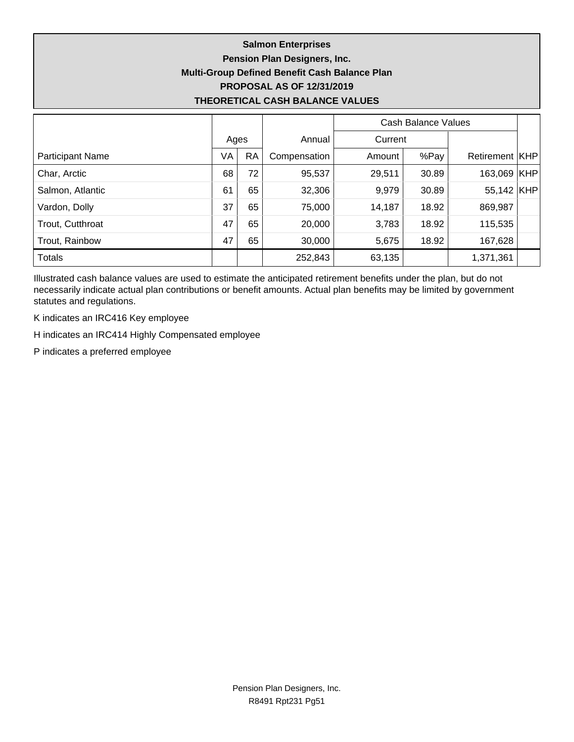**Salmon Enterprises**

**Pension Plan Designers, Inc.**

**Multi-Group Defined Benefit Cash Balance Plan**

**PROPOSAL AS OF 12/31/2019**

**THEORETICAL CASH BALANCE VALUES**

| | Ages | | Annual | Cash Balance Values | | | |
|---|---|---|---|---|---|---|---|
| | | | | Current | | | |
| Participant Name | VA | RA | Compensation | Amount | %Pay | Retirement | KHP |
| Char, Arctic | 68 | 72 | 95,537 | 29,511 | 30.89 | 163,069 | KHP |
| Salmon, Atlantic | 61 | 65 | 32,306 | 9,979 | 30.89 | 55,142 | KHP |
| Vardon, Dolly | 37 | 65 | 75,000 | 14,187 | 18.92 | 869,987 | |
| Trout, Cutthroat | 47 | 65 | 20,000 | 3,783 | 18.92 | 115,535 | |
| Trout, Rainbow | 47 | 65 | 30,000 | 5,675 | 18.92 | 167,628 | |
| Totals | | | 252,843 | 63,135 | | 1,371,361 | |

Illustrated cash balance values are used to estimate the anticipated retirement benefits under the plan, but do not necessarily indicate actual plan contributions or benefit amounts. Actual plan benefits may be limited by government statutes and regulations.

K indicates an IRC416 Key employee

H indicates an IRC414 Highly Compensated employee

P indicates a preferred employee